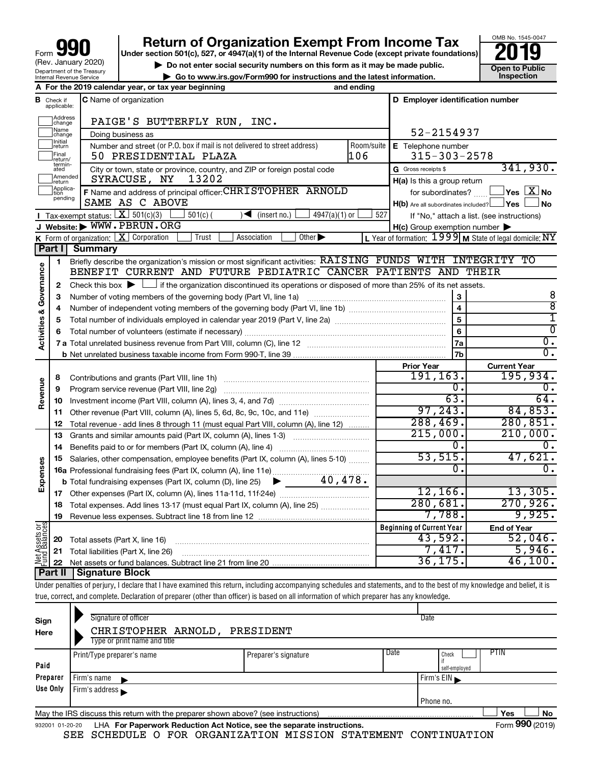# Form 990 — Return of Organization Exempt From Income Tax (2019)

Form **990** (Rev. January 2020)
Department of the Treasury
Internal Revenue Service

**Return of Organization Exempt From Income Tax**
Under section 501(c), 527, or 4947(a)(1) of the Internal Revenue Code (except private foundations)
▶ Do not enter social security numbers on this form as it may be made public.
▶ Go to www.irs.gov/Form990 for instructions and the latest information.

OMB No. 1545-0047
**2019**
**Open to Public Inspection**

**A** For the 2019 calendar year, or tax year beginning and ending

**B** Check if applicable: Address change, Name change, Initial return, Final return/terminated, Amended return, Application pending

**C** Name of organization: PAIGE'S BUTTERFLY RUN, INC.
Doing business as
Number and street (or P.O. box if mail is not delivered to street address): 50 PRESIDENTIAL PLAZA — Room/suite: 106
City or town, state or province, country, and ZIP or foreign postal code: SYRACUSE, NY 13202

**D** Employer identification number: 52-2154937
**E** Telephone number: 315-303-2578
**G** Gross receipts $ 341,930.

**F** Name and address of principal officer: CHRISTOPHER ARNOLD, SAME AS C ABOVE

**H(a)** Is this a group return for subordinates? ☐ Yes ☒ No
**H(b)** Are all subordinates included? ☐ Yes ☐ No — If "No," attach a list. (see instructions)
**H(c)** Group exemption number ▶

**I** Tax-exempt status: ☒ 501(c)(3) ☐ 501(c) ( ) ◀ (insert no.) ☐ 4947(a)(1) or ☐ 527
**J** Website: ▶ WWW.PBRUN.ORG
**K** Form of organization: ☒ Corporation ☐ Trust ☐ Association ☐ Other ▶
**L** Year of formation: 1999 **M** State of legal domicile: NY

## Part I Summary

**Activities & Governance**

1. Briefly describe the organization's mission or most significant activities: RAISING FUNDS WITH INTEGRITY TO BENEFIT CURRENT AND FUTURE PEDIATRIC CANCER PATIENTS AND THEIR
2. Check this box ▶ ☐ if the organization discontinued its operations or disposed of more than 25% of its net assets.

| Line | Description | Box | Value |
|---|---|---|---|
| 3 | Number of voting members of the governing body (Part VI, line 1a) | 3 | 8 |
| 4 | Number of independent voting members of the governing body (Part VI, line 1b) | 4 | 8 |
| 5 | Total number of individuals employed in calendar year 2019 (Part V, line 2a) | 5 | 1 |
| 6 | Total number of volunteers (estimate if necessary) | 6 | 0 |
| 7a | Total unrelated business revenue from Part VIII, column (C), line 12 | 7a | 0. |
| 7b | Net unrelated business taxable income from Form 990-T, line 39 | 7b | 0. |

| Line | Description | Prior Year | Current Year |
|---|---|---|---|
| **Revenue** | | | |
| 8 | Contributions and grants (Part VIII, line 1h) | 191,163. | 195,934. |
| 9 | Program service revenue (Part VIII, line 2g) | 0. | 0. |
| 10 | Investment income (Part VIII, column (A), lines 3, 4, and 7d) | 63. | 64. |
| 11 | Other revenue (Part VIII, column (A), lines 5, 6d, 8c, 9c, 10c, and 11e) | 97,243. | 84,853. |
| 12 | Total revenue - add lines 8 through 11 (must equal Part VIII, column (A), line 12) | 288,469. | 280,851. |
| **Expenses** | | | |
| 13 | Grants and similar amounts paid (Part IX, column (A), lines 1-3) | 215,000. | 210,000. |
| 14 | Benefits paid to or for members (Part IX, column (A), line 4) | 0. | 0. |
| 15 | Salaries, other compensation, employee benefits (Part IX, column (A), lines 5-10) | 53,515. | 47,621. |
| 16a | Professional fundraising fees (Part IX, column (A), line 11e) | 0. | 0. |
| b | Total fundraising expenses (Part IX, column (D), line 25) ▶ 40,478. | | |
| 17 | Other expenses (Part IX, column (A), lines 11a-11d, 11f-24e) | 12,166. | 13,305. |
| 18 | Total expenses. Add lines 13-17 (must equal Part IX, column (A), line 25) | 280,681. | 270,926. |
| 19 | Revenue less expenses. Subtract line 18 from line 12 | 7,788. | 9,925. |

| Line | Net Assets or Fund Balances | Beginning of Current Year | End of Year |
|---|---|---|---|
| 20 | Total assets (Part X, line 16) | 43,592. | 52,046. |
| 21 | Total liabilities (Part X, line 26) | 7,417. | 5,946. |
| 22 | Net assets or fund balances. Subtract line 21 from line 20 | 36,175. | 46,100. |

## Part II Signature Block

Under penalties of perjury, I declare that I have examined this return, including accompanying schedules and statements, and to the best of my knowledge and belief, it is true, correct, and complete. Declaration of preparer (other than officer) is based on all information of which preparer has any knowledge.

**Sign Here**
Signature of officer — Date
CHRISTOPHER ARNOLD, PRESIDENT
Type or print name and title

**Paid Preparer Use Only**

| Print/Type preparer's name | Preparer's signature | Date | Check ☐ if self-employed | PTIN |
|---|---|---|---|---|
| | | | | |

Firm's name ▶ — Firm's EIN ▶
Firm's address ▶ — Phone no.

May the IRS discuss this return with the preparer shown above? (see instructions) ☐ Yes ☐ No

932001 01-20-20 LHA For Paperwork Reduction Act Notice, see the separate instructions. Form **990** (2019)

SEE SCHEDULE O FOR ORGANIZATION MISSION STATEMENT CONTINUATION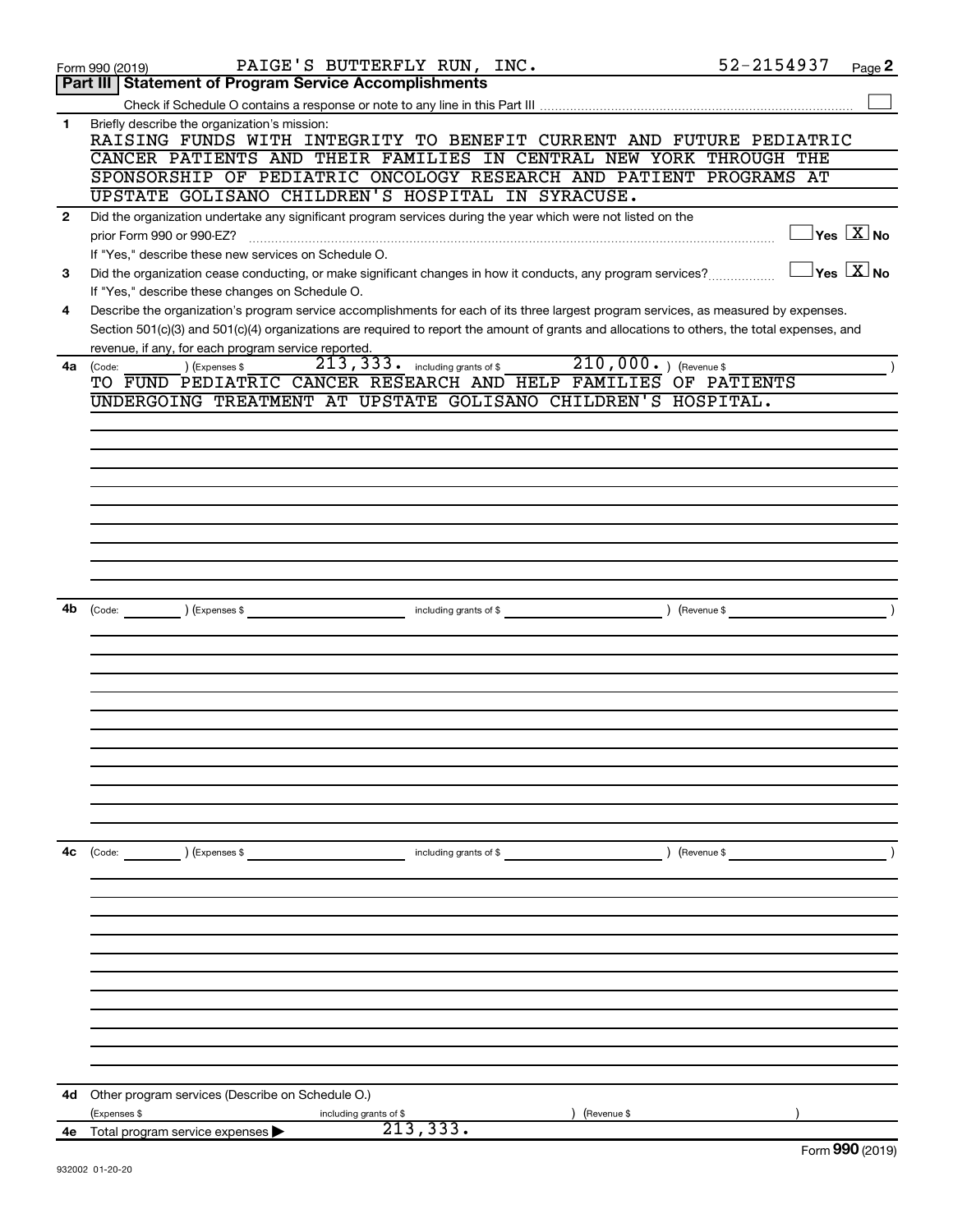Form 990 (2019) PAIGE'S BUTTERFLY RUN, INC. 52-2154937 Page 2

## Part III Statement of Program Service Accomplishments

Check if Schedule O contains a response or note to any line in this Part III

**1** Briefly describe the organization's mission:

RAISING FUNDS WITH INTEGRITY TO BENEFIT CURRENT AND FUTURE PEDIATRIC CANCER PATIENTS AND THEIR FAMILIES IN CENTRAL NEW YORK THROUGH THE SPONSORSHIP OF PEDIATRIC ONCOLOGY RESEARCH AND PATIENT PROGRAMS AT UPSTATE GOLISANO CHILDREN'S HOSPITAL IN SYRACUSE.

**2** Did the organization undertake any significant program services during the year which were not listed on the prior Form 990 or 990-EZ? ☐ Yes ☒ No

If "Yes," describe these new services on Schedule O.

**3** Did the organization cease conducting, or make significant changes in how it conducts, any program services? ☐ Yes ☒ No

If "Yes," describe these changes on Schedule O.

**4** Describe the organization's program service accomplishments for each of its three largest program services, as measured by expenses. Section 501(c)(3) and 501(c)(4) organizations are required to report the amount of grants and allocations to others, the total expenses, and revenue, if any, for each program service reported.

**4a** (Code: ) (Expenses $ 213,333. including grants of $ 210,000. ) (Revenue $ )

TO FUND PEDIATRIC CANCER RESEARCH AND HELP FAMILIES OF PATIENTS UNDERGOING TREATMENT AT UPSTATE GOLISANO CHILDREN'S HOSPITAL.

**4b** (Code: ) (Expenses $ including grants of $ ) (Revenue $ )

**4c** (Code: ) (Expenses $ including grants of $ ) (Revenue $ )

**4d** Other program services (Describe on Schedule O.)

(Expenses $ including grants of $ ) (Revenue $ )

**4e** Total program service expenses ▶ 213,333.

Form 990 (2019)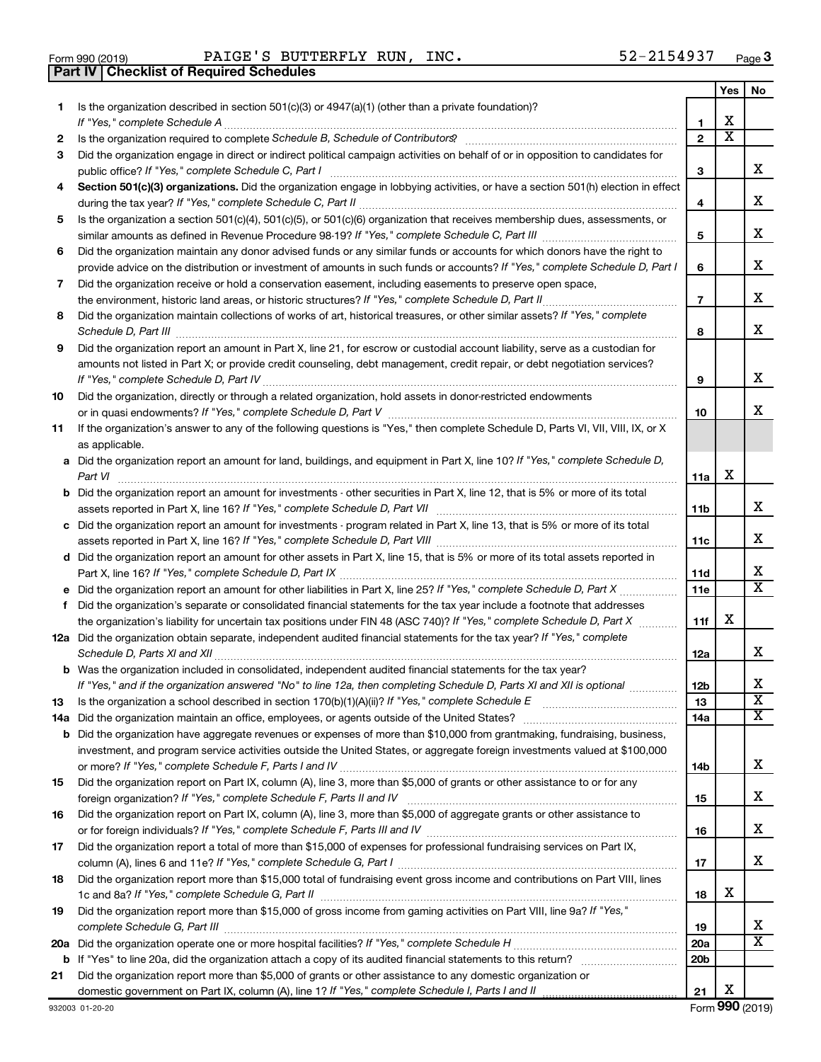Form 990 (2019) PAIGE'S BUTTERFLY RUN, INC. 52-2154937 Page 3

**Part IV | Checklist of Required Schedules**

| | | | Yes | No |
|---|---|---|---|---|
| 1 | Is the organization described in section 501(c)(3) or 4947(a)(1) (other than a private foundation)? *If "Yes," complete Schedule A* | 1 | X | |
| 2 | Is the organization required to complete *Schedule B, Schedule of Contributors*? | 2 | X | |
| 3 | Did the organization engage in direct or indirect political campaign activities on behalf of or in opposition to candidates for public office? *If "Yes," complete Schedule C, Part I* | 3 | | X |
| 4 | **Section 501(c)(3) organizations.** Did the organization engage in lobbying activities, or have a section 501(h) election in effect during the tax year? *If "Yes," complete Schedule C, Part II* | 4 | | X |
| 5 | Is the organization a section 501(c)(4), 501(c)(5), or 501(c)(6) organization that receives membership dues, assessments, or similar amounts as defined in Revenue Procedure 98-19? *If "Yes," complete Schedule C, Part III* | 5 | | X |
| 6 | Did the organization maintain any donor advised funds or any similar funds or accounts for which donors have the right to provide advice on the distribution or investment of amounts in such funds or accounts? *If "Yes," complete Schedule D, Part I* | 6 | | X |
| 7 | Did the organization receive or hold a conservation easement, including easements to preserve open space, the environment, historic land areas, or historic structures? *If "Yes," complete Schedule D, Part II* | 7 | | X |
| 8 | Did the organization maintain collections of works of art, historical treasures, or other similar assets? *If "Yes," complete Schedule D, Part III* | 8 | | X |
| 9 | Did the organization report an amount in Part X, line 21, for escrow or custodial account liability, serve as a custodian for amounts not listed in Part X; or provide credit counseling, debt management, credit repair, or debt negotiation services? *If "Yes," complete Schedule D, Part IV* | 9 | | X |
| 10 | Did the organization, directly or through a related organization, hold assets in donor-restricted endowments or in quasi endowments? *If "Yes," complete Schedule D, Part V* | 10 | | X |
| 11 | If the organization's answer to any of the following questions is "Yes," then complete Schedule D, Parts VI, VII, VIII, IX, or X as applicable. | | | |
| a | Did the organization report an amount for land, buildings, and equipment in Part X, line 10? *If "Yes," complete Schedule D, Part VI* | 11a | X | |
| b | Did the organization report an amount for investments - other securities in Part X, line 12, that is 5% or more of its total assets reported in Part X, line 16? *If "Yes," complete Schedule D, Part VII* | 11b | | X |
| c | Did the organization report an amount for investments - program related in Part X, line 13, that is 5% or more of its total assets reported in Part X, line 16? *If "Yes," complete Schedule D, Part VIII* | 11c | | X |
| d | Did the organization report an amount for other assets in Part X, line 15, that is 5% or more of its total assets reported in Part X, line 16? *If "Yes," complete Schedule D, Part IX* | 11d | | X |
| e | Did the organization report an amount for other liabilities in Part X, line 25? *If "Yes," complete Schedule D, Part X* | 11e | | X |
| f | Did the organization's separate or consolidated financial statements for the tax year include a footnote that addresses the organization's liability for uncertain tax positions under FIN 48 (ASC 740)? *If "Yes," complete Schedule D, Part X* | 11f | X | |
| 12a | Did the organization obtain separate, independent audited financial statements for the tax year? *If "Yes," complete Schedule D, Parts XI and XII* | 12a | | X |
| b | Was the organization included in consolidated, independent audited financial statements for the tax year? *If "Yes," and if the organization answered "No" to line 12a, then completing Schedule D, Parts XI and XII is optional* | 12b | | X |
| 13 | Is the organization a school described in section 170(b)(1)(A)(ii)? *If "Yes," complete Schedule E* | 13 | | X |
| 14a | Did the organization maintain an office, employees, or agents outside of the United States? | 14a | | X |
| b | Did the organization have aggregate revenues or expenses of more than $10,000 from grantmaking, fundraising, business, investment, and program service activities outside the United States, or aggregate foreign investments valued at $100,000 or more? *If "Yes," complete Schedule F, Parts I and IV* | 14b | | X |
| 15 | Did the organization report on Part IX, column (A), line 3, more than $5,000 of grants or other assistance to or for any foreign organization? *If "Yes," complete Schedule F, Parts II and IV* | 15 | | X |
| 16 | Did the organization report on Part IX, column (A), line 3, more than $5,000 of aggregate grants or other assistance to or for foreign individuals? *If "Yes," complete Schedule F, Parts III and IV* | 16 | | X |
| 17 | Did the organization report a total of more than $15,000 of expenses for professional fundraising services on Part IX, column (A), lines 6 and 11e? *If "Yes," complete Schedule G, Part I* | 17 | | X |
| 18 | Did the organization report more than $15,000 total of fundraising event gross income and contributions on Part VIII, lines 1c and 8a? *If "Yes," complete Schedule G, Part II* | 18 | X | |
| 19 | Did the organization report more than $15,000 of gross income from gaming activities on Part VIII, line 9a? *If "Yes," complete Schedule G, Part III* | 19 | | X |
| 20a | Did the organization operate one or more hospital facilities? *If "Yes," complete Schedule H* | 20a | | X |
| b | If "Yes" to line 20a, did the organization attach a copy of its audited financial statements to this return? | 20b | | |
| 21 | Did the organization report more than $5,000 of grants or other assistance to any domestic organization or domestic government on Part IX, column (A), line 1? *If "Yes," complete Schedule I, Parts I and II* | 21 | X | |

932003 01-20-20 Form **990** (2019)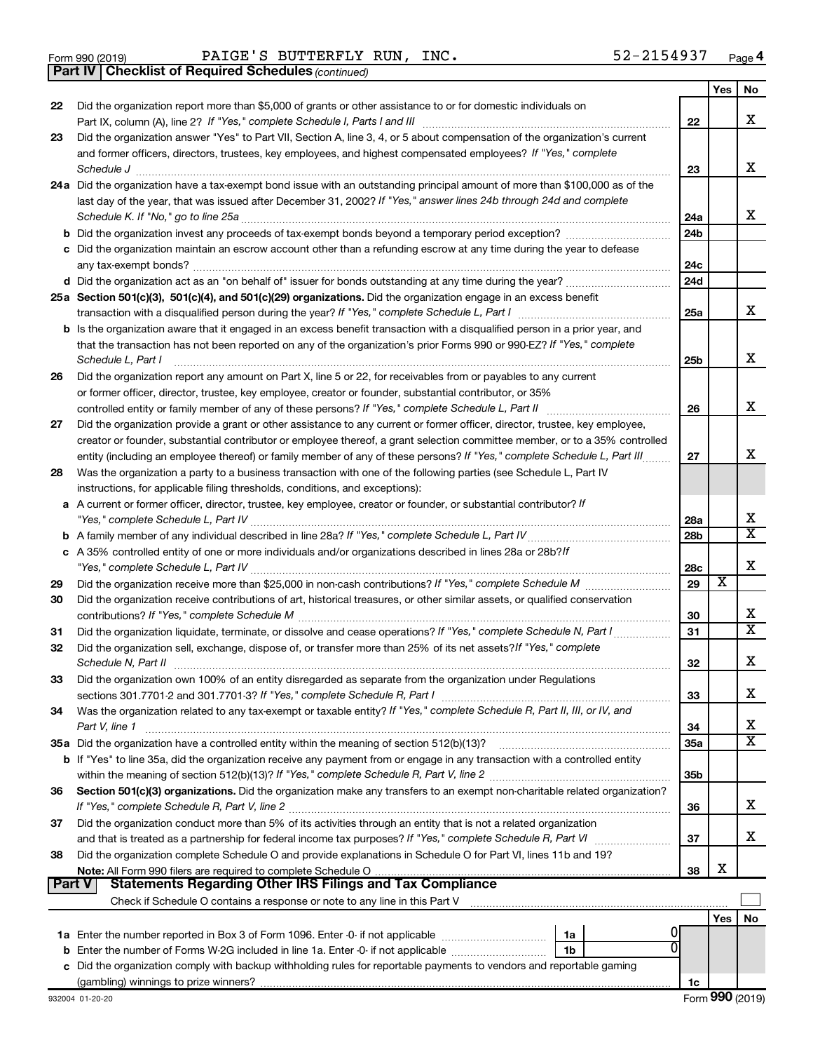Form 990 (2019) PAIGE'S BUTTERFLY RUN, INC. 52-2154937 Page 4

**Part IV | Checklist of Required Schedules** *(continued)*

| | | | Yes | No |
|---|---|---|---|---|
| 22 | Did the organization report more than $5,000 of grants or other assistance to or for domestic individuals on Part IX, column (A), line 2? *If "Yes," complete Schedule I, Parts I and III* | 22 | | X |
| 23 | Did the organization answer "Yes" to Part VII, Section A, line 3, 4, or 5 about compensation of the organization's current and former officers, directors, trustees, key employees, and highest compensated employees? *If "Yes," complete Schedule J* | 23 | | X |
| 24a | Did the organization have a tax-exempt bond issue with an outstanding principal amount of more than $100,000 as of the last day of the year, that was issued after December 31, 2002? *If "Yes," answer lines 24b through 24d and complete Schedule K. If "No," go to line 25a* | 24a | | X |
| b | Did the organization invest any proceeds of tax-exempt bonds beyond a temporary period exception? | 24b | | |
| c | Did the organization maintain an escrow account other than a refunding escrow at any time during the year to defease any tax-exempt bonds? | 24c | | |
| d | Did the organization act as an "on behalf of" issuer for bonds outstanding at any time during the year? | 24d | | |
| 25a | **Section 501(c)(3), 501(c)(4), and 501(c)(29) organizations.** Did the organization engage in an excess benefit transaction with a disqualified person during the year? *If "Yes," complete Schedule L, Part I* | 25a | | X |
| b | Is the organization aware that it engaged in an excess benefit transaction with a disqualified person in a prior year, and that the transaction has not been reported on any of the organization's prior Forms 990 or 990-EZ? *If "Yes," complete Schedule L, Part I* | 25b | | X |
| 26 | Did the organization report any amount on Part X, line 5 or 22, for receivables from or payables to any current or former officer, director, trustee, key employee, creator or founder, substantial contributor, or 35% controlled entity or family member of any of these persons? *If "Yes," complete Schedule L, Part II* | 26 | | X |
| 27 | Did the organization provide a grant or other assistance to any current or former officer, director, trustee, key employee, creator or founder, substantial contributor or employee thereof, a grant selection committee member, or to a 35% controlled entity (including an employee thereof) or family member of any of these persons? *If "Yes," complete Schedule L, Part III* | 27 | | X |
| 28 | Was the organization a party to a business transaction with one of the following parties (see Schedule L, Part IV instructions, for applicable filing thresholds, conditions, and exceptions): | | | |
| a | A current or former officer, director, trustee, key employee, creator or founder, or substantial contributor? *If "Yes," complete Schedule L, Part IV* | 28a | | X |
| b | A family member of any individual described in line 28a? *If "Yes," complete Schedule L, Part IV* | 28b | | X |
| c | A 35% controlled entity of one or more individuals and/or organizations described in lines 28a or 28b? *If "Yes," complete Schedule L, Part IV* | 28c | | X |
| 29 | Did the organization receive more than $25,000 in non-cash contributions? *If "Yes," complete Schedule M* | 29 | X | |
| 30 | Did the organization receive contributions of art, historical treasures, or other similar assets, or qualified conservation contributions? *If "Yes," complete Schedule M* | 30 | | X |
| 31 | Did the organization liquidate, terminate, or dissolve and cease operations? *If "Yes," complete Schedule N, Part I* | 31 | | X |
| 32 | Did the organization sell, exchange, dispose of, or transfer more than 25% of its net assets? *If "Yes," complete Schedule N, Part II* | 32 | | X |
| 33 | Did the organization own 100% of an entity disregarded as separate from the organization under Regulations sections 301.7701-2 and 301.7701-3? *If "Yes," complete Schedule R, Part I* | 33 | | X |
| 34 | Was the organization related to any tax-exempt or taxable entity? *If "Yes," complete Schedule R, Part II, III, or IV, and Part V, line 1* | 34 | | X |
| 35a | Did the organization have a controlled entity within the meaning of section 512(b)(13)? | 35a | | X |
| b | If "Yes" to line 35a, did the organization receive any payment from or engage in any transaction with a controlled entity within the meaning of section 512(b)(13)? *If "Yes," complete Schedule R, Part V, line 2* | 35b | | |
| 36 | **Section 501(c)(3) organizations.** Did the organization make any transfers to an exempt non-charitable related organization? *If "Yes," complete Schedule R, Part V, line 2* | 36 | | X |
| 37 | Did the organization conduct more than 5% of its activities through an entity that is not a related organization and that is treated as a partnership for federal income tax purposes? *If "Yes," complete Schedule R, Part VI* | 37 | | X |
| 38 | Did the organization complete Schedule O and provide explanations in Schedule O for Part VI, lines 11b and 19? **Note:** All Form 990 filers are required to complete Schedule O | 38 | X | |

**Part V | Statements Regarding Other IRS Filings and Tax Compliance**

Check if Schedule O contains a response or note to any line in this Part V ☐

| | | | | | Yes | No |
|---|---|---|---|---|---|---|
| 1a | Enter the number reported in Box 3 of Form 1096. Enter -0- if not applicable | 1a | 0 | | | |
| b | Enter the number of Forms W-2G included in line 1a. Enter -0- if not applicable | 1b | 0 | | | |
| c | Did the organization comply with backup withholding rules for reportable payments to vendors and reportable gaming (gambling) winnings to prize winners? | | | 1c | | |

932004 01-20-20 Form **990** (2019)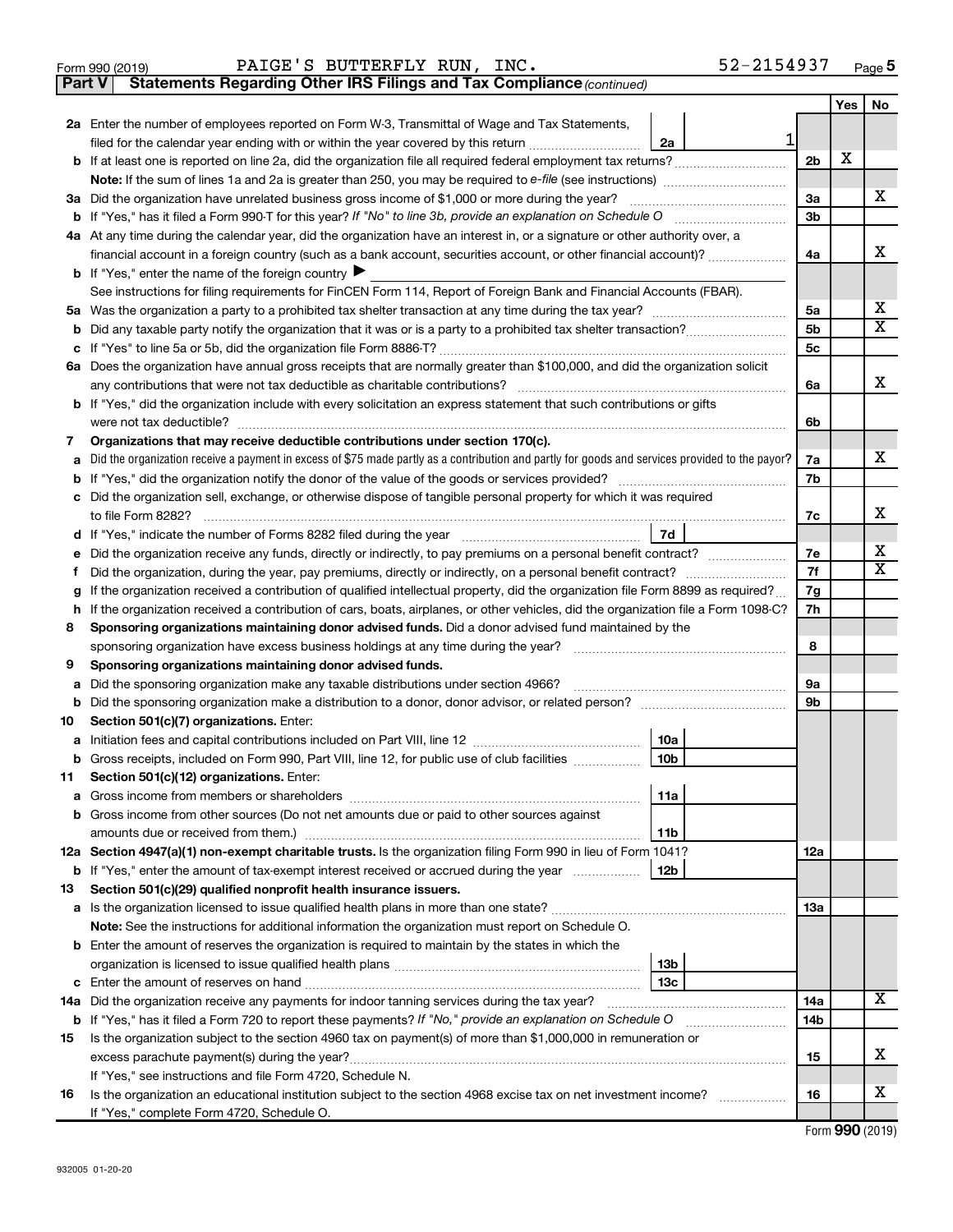Form 990 (2019) PAIGE'S BUTTERFLY RUN, INC. 52-2154937 Page 5

**Part V — Statements Regarding Other IRS Filings and Tax Compliance** *(continued)*

| | | | | Yes | No |
|---|---|---|---|---|---|
| **2a** | Enter the number of employees reported on Form W-3, Transmittal of Wage and Tax Statements, filed for the calendar year ending with or within the year covered by this return | 2a | 1 | | |
| **b** | If at least one is reported on line 2a, did the organization file all required federal employment tax returns? | | 2b | X | |
| | **Note:** If the sum of lines 1a and 2a is greater than 250, you may be required to *e-file* (see instructions) | | | | |
| **3a** | Did the organization have unrelated business gross income of $1,000 or more during the year? | | 3a | | X |
| **b** | If "Yes," has it filed a Form 990-T for this year? *If "No" to line 3b, provide an explanation on Schedule O* | | 3b | | |
| **4a** | At any time during the calendar year, did the organization have an interest in, or a signature or other authority over, a financial account in a foreign country (such as a bank account, securities account, or other financial account)? | | 4a | | X |
| **b** | If "Yes," enter the name of the foreign country ▶ | | | | |
| | See instructions for filing requirements for FinCEN Form 114, Report of Foreign Bank and Financial Accounts (FBAR). | | | | |
| **5a** | Was the organization a party to a prohibited tax shelter transaction at any time during the tax year? | | 5a | | X |
| **b** | Did any taxable party notify the organization that it was or is a party to a prohibited tax shelter transaction? | | 5b | | X |
| **c** | If "Yes" to line 5a or 5b, did the organization file Form 8886-T? | | 5c | | |
| **6a** | Does the organization have annual gross receipts that are normally greater than $100,000, and did the organization solicit any contributions that were not tax deductible as charitable contributions? | | 6a | | X |
| **b** | If "Yes," did the organization include with every solicitation an express statement that such contributions or gifts were not tax deductible? | | 6b | | |
| **7** | **Organizations that may receive deductible contributions under section 170(c).** | | | | |
| **a** | Did the organization receive a payment in excess of $75 made partly as a contribution and partly for goods and services provided to the payor? | | 7a | | X |
| **b** | If "Yes," did the organization notify the donor of the value of the goods or services provided? | | 7b | | |
| **c** | Did the organization sell, exchange, or otherwise dispose of tangible personal property for which it was required to file Form 8282? | | 7c | | X |
| **d** | If "Yes," indicate the number of Forms 8282 filed during the year | 7d | | | |
| **e** | Did the organization receive any funds, directly or indirectly, to pay premiums on a personal benefit contract? | | 7e | | X |
| **f** | Did the organization, during the year, pay premiums, directly or indirectly, on a personal benefit contract? | | 7f | | X |
| **g** | If the organization received a contribution of qualified intellectual property, did the organization file Form 8899 as required? | | 7g | | |
| **h** | If the organization received a contribution of cars, boats, airplanes, or other vehicles, did the organization file a Form 1098-C? | | 7h | | |
| **8** | **Sponsoring organizations maintaining donor advised funds.** Did a donor advised fund maintained by the sponsoring organization have excess business holdings at any time during the year? | | 8 | | |
| **9** | **Sponsoring organizations maintaining donor advised funds.** | | | | |
| **a** | Did the sponsoring organization make any taxable distributions under section 4966? | | 9a | | |
| **b** | Did the sponsoring organization make a distribution to a donor, donor advisor, or related person? | | 9b | | |
| **10** | **Section 501(c)(7) organizations.** Enter: | | | | |
| **a** | Initiation fees and capital contributions included on Part VIII, line 12 | 10a | | | |
| **b** | Gross receipts, included on Form 990, Part VIII, line 12, for public use of club facilities | 10b | | | |
| **11** | **Section 501(c)(12) organizations.** Enter: | | | | |
| **a** | Gross income from members or shareholders | 11a | | | |
| **b** | Gross income from other sources (Do not net amounts due or paid to other sources against amounts due or received from them.) | 11b | | | |
| **12a** | **Section 4947(a)(1) non-exempt charitable trusts.** Is the organization filing Form 990 in lieu of Form 1041? | | 12a | | |
| **b** | If "Yes," enter the amount of tax-exempt interest received or accrued during the year | 12b | | | |
| **13** | **Section 501(c)(29) qualified nonprofit health insurance issuers.** | | | | |
| **a** | Is the organization licensed to issue qualified health plans in more than one state? | | 13a | | |
| | **Note:** See the instructions for additional information the organization must report on Schedule O. | | | | |
| **b** | Enter the amount of reserves the organization is required to maintain by the states in which the organization is licensed to issue qualified health plans | 13b | | | |
| **c** | Enter the amount of reserves on hand | 13c | | | |
| **14a** | Did the organization receive any payments for indoor tanning services during the tax year? | | 14a | | X |
| **b** | If "Yes," has it filed a Form 720 to report these payments? *If "No," provide an explanation on Schedule O* | | 14b | | |
| **15** | Is the organization subject to the section 4960 tax on payment(s) of more than $1,000,000 in remuneration or excess parachute payment(s) during the year? | | 15 | | X |
| | If "Yes," see instructions and file Form 4720, Schedule N. | | | | |
| **16** | Is the organization an educational institution subject to the section 4968 excise tax on net investment income? | | 16 | | X |
| | If "Yes," complete Form 4720, Schedule O. | | | | |

Form **990** (2019)

932005 01-20-20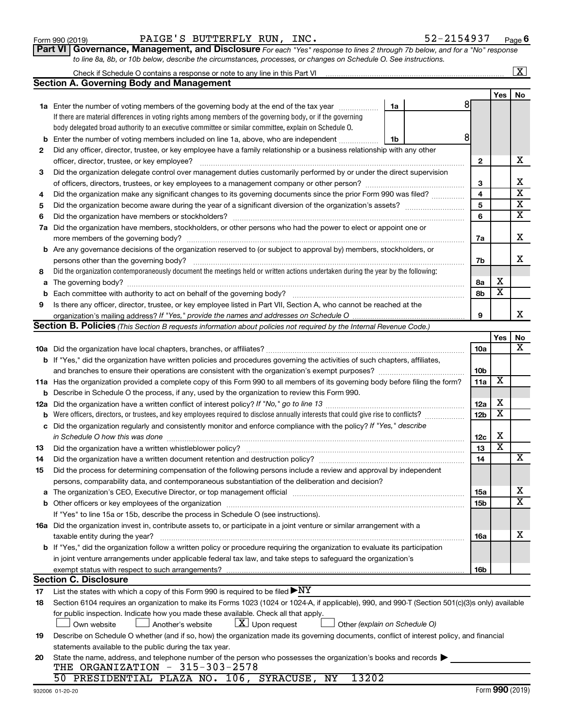Form 990 (2019) PAIGE'S BUTTERFLY RUN, INC. 52-2154937

## Part VI Governance, Management, and Disclosure

*For each "Yes" response to lines 2 through 7b below, and for a "No" response to line 8a, 8b, or 10b below, describe the circumstances, processes, or changes on Schedule O. See instructions.*

Check if Schedule O contains a response or note to any line in this Part VI [X]

### Section A. Governing Body and Management

| | | | | Yes | No |
|---|---|---|---|---|---|
| 1a | Enter the number of voting members of the governing body at the end of the tax year | 1a | 8 | | |
| | If there are material differences in voting rights among members of the governing body, or if the governing body delegated broad authority to an executive committee or similar committee, explain on Schedule O. | | | | |
| b | Enter the number of voting members included on line 1a, above, who are independent | 1b | 8 | | |
| 2 | Did any officer, director, trustee, or key employee have a family relationship or a business relationship with any other officer, director, trustee, or key employee? | 2 | | | X |
| 3 | Did the organization delegate control over management duties customarily performed by or under the direct supervision of officers, directors, trustees, or key employees to a management company or other person? | 3 | | | X |
| 4 | Did the organization make any significant changes to its governing documents since the prior Form 990 was filed? | 4 | | | X |
| 5 | Did the organization become aware during the year of a significant diversion of the organization's assets? | 5 | | | X |
| 6 | Did the organization have members or stockholders? | 6 | | | X |
| 7a | Did the organization have members, stockholders, or other persons who had the power to elect or appoint one or more members of the governing body? | 7a | | | X |
| b | Are any governance decisions of the organization reserved to (or subject to approval by) members, stockholders, or persons other than the governing body? | 7b | | | X |
| 8 | Did the organization contemporaneously document the meetings held or written actions undertaken during the year by the following: | | | | |
| a | The governing body? | 8a | | X | |
| b | Each committee with authority to act on behalf of the governing body? | 8b | | X | |
| 9 | Is there any officer, director, trustee, or key employee listed in Part VII, Section A, who cannot be reached at the organization's mailing address? *If "Yes," provide the names and addresses on Schedule O* | 9 | | | X |

### Section B. Policies *(This Section B requests information about policies not required by the Internal Revenue Code.)*

| | | | Yes | No |
|---|---|---|---|---|
| 10a | Did the organization have local chapters, branches, or affiliates? | 10a | | X |
| b | If "Yes," did the organization have written policies and procedures governing the activities of such chapters, affiliates, and branches to ensure their operations are consistent with the organization's exempt purposes? | 10b | | |
| 11a | Has the organization provided a complete copy of this Form 990 to all members of its governing body before filing the form? | 11a | X | |
| b | Describe in Schedule O the process, if any, used by the organization to review this Form 990. | | | |
| 12a | Did the organization have a written conflict of interest policy? *If "No," go to line 13* | 12a | X | |
| b | Were officers, directors, or trustees, and key employees required to disclose annually interests that could give rise to conflicts? | 12b | X | |
| c | Did the organization regularly and consistently monitor and enforce compliance with the policy? *If "Yes," describe in Schedule O how this was done* | 12c | X | |
| 13 | Did the organization have a written whistleblower policy? | 13 | X | |
| 14 | Did the organization have a written document retention and destruction policy? | 14 | | X |
| 15 | Did the process for determining compensation of the following persons include a review and approval by independent persons, comparability data, and contemporaneous substantiation of the deliberation and decision? | | | |
| a | The organization's CEO, Executive Director, or top management official | 15a | | X |
| b | Other officers or key employees of the organization | 15b | | X |
| | If "Yes" to line 15a or 15b, describe the process in Schedule O (see instructions). | | | |
| 16a | Did the organization invest in, contribute assets to, or participate in a joint venture or similar arrangement with a taxable entity during the year? | 16a | | X |
| b | If "Yes," did the organization follow a written policy or procedure requiring the organization to evaluate its participation in joint venture arrangements under applicable federal tax law, and take steps to safeguard the organization's exempt status with respect to such arrangements? | 16b | | |

### Section C. Disclosure

17 List the states with which a copy of this Form 990 is required to be filed ▶ NY

18 Section 6104 requires an organization to make its Forms 1023 (1024 or 1024-A, if applicable), 990, and 990-T (Section 501(c)(3)s only) available for public inspection. Indicate how you made these available. Check all that apply.

[ ] Own website [ ] Another's website [X] Upon request [ ] Other *(explain on Schedule O)*

19 Describe on Schedule O whether (and if so, how) the organization made its governing documents, conflict of interest policy, and financial statements available to the public during the tax year.

20 State the name, address, and telephone number of the person who possesses the organization's books and records ▶

THE ORGANIZATION - 315-303-2578

50 PRESIDENTIAL PLAZA NO. 106, SYRACUSE, NY 13202

932006 01-20-20 Form **990** (2019)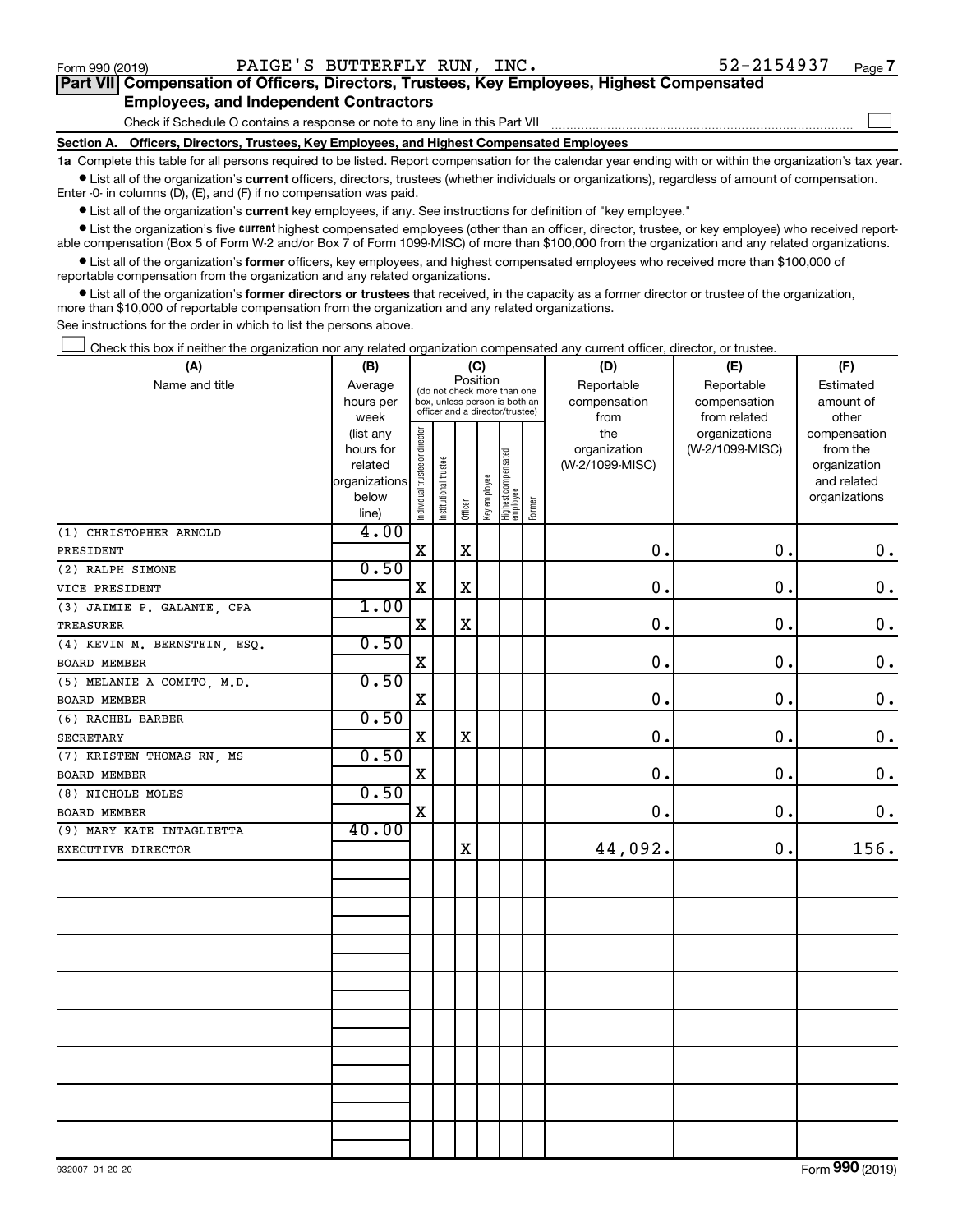Form 990 (2019) PAIGE'S BUTTERFLY RUN, INC. 52-2154937

## Part VII Compensation of Officers, Directors, Trustees, Key Employees, Highest Compensated Employees, and Independent Contractors

Check if Schedule O contains a response or note to any line in this Part VII ☐

### Section A. Officers, Directors, Trustees, Key Employees, and Highest Compensated Employees

**1a** Complete this table for all persons required to be listed. Report compensation for the calendar year ending with or within the organization's tax year.

- List all of the organization's **current** officers, directors, trustees (whether individuals or organizations), regardless of amount of compensation. Enter -0- in columns (D), (E), and (F) if no compensation was paid.
- List all of the organization's **current** key employees, if any. See instructions for definition of "key employee."
- List the organization's five **current** highest compensated employees (other than an officer, director, trustee, or key employee) who received reportable compensation (Box 5 of Form W-2 and/or Box 7 of Form 1099-MISC) of more than $100,000 from the organization and any related organizations.
- List all of the organization's **former** officers, key employees, and highest compensated employees who received more than $100,000 of reportable compensation from the organization and any related organizations.
- List all of the organization's **former directors or trustees** that received, in the capacity as a former director or trustee of the organization, more than $10,000 of reportable compensation from the organization and any related organizations.

See instructions for the order in which to list the persons above.

☐ Check this box if neither the organization nor any related organization compensated any current officer, director, or trustee.

| (A) Name and title | (B) Average hours per week (list any hours for related organizations below line) | (C) Position (do not check more than one box, unless person is both an officer and a director/trustee) | | | | | | (D) Reportable compensation from the organization (W-2/1099-MISC) | (E) Reportable compensation from related organizations (W-2/1099-MISC) | (F) Estimated amount of other compensation from the organization and related organizations |
|---|---|---|---|---|---|---|---|---|---|---|
| | | Individual trustee or director | Institutional trustee | Officer | Key employee | Highest compensated employee | Former | | | |
| (1) CHRISTOPHER ARNOLD<br>PRESIDENT | 4.00 | X | | X | | | | 0. | 0. | 0. |
| (2) RALPH SIMONE<br>VICE PRESIDENT | 0.50 | X | | X | | | | 0. | 0. | 0. |
| (3) JAIMIE P. GALANTE, CPA<br>TREASURER | 1.00 | X | | X | | | | 0. | 0. | 0. |
| (4) KEVIN M. BERNSTEIN, ESQ.<br>BOARD MEMBER | 0.50 | X | | | | | | 0. | 0. | 0. |
| (5) MELANIE A COMITO, M.D.<br>BOARD MEMBER | 0.50 | X | | | | | | 0. | 0. | 0. |
| (6) RACHEL BARBER<br>SECRETARY | 0.50 | X | | X | | | | 0. | 0. | 0. |
| (7) KRISTEN THOMAS RN, MS<br>BOARD MEMBER | 0.50 | X | | | | | | 0. | 0. | 0. |
| (8) NICHOLE MOLES<br>BOARD MEMBER | 0.50 | X | | | | | | 0. | 0. | 0. |
| (9) MARY KATE INTAGLIETTA<br>EXECUTIVE DIRECTOR | 40.00 | | | X | | | | 44,092. | 0. | 156. |

932007 01-20-20 Form 990 (2019)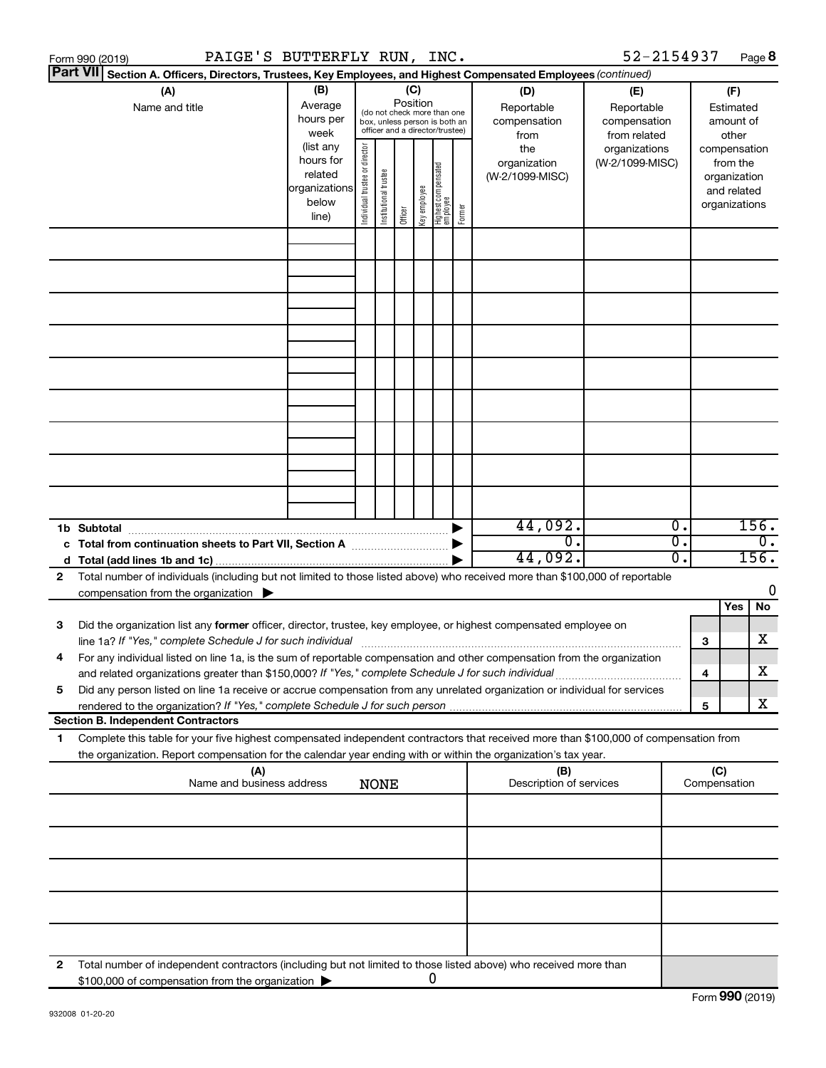Form 990 (2019) PAIGE'S BUTTERFLY RUN, INC. 52-2154937 Page **8**

**Part VII** **Section A. Officers, Directors, Trustees, Key Employees, and Highest Compensated Employees** *(continued)*

| (A) Name and title | (B) Average hours per week (list any hours for related organizations below line) | (C) Position (do not check more than one box, unless person is both an officer and a director/trustee): Individual trustee or director | Institutional trustee | Officer | Key employee | Highest compensated employee | Former | (D) Reportable compensation from the organization (W-2/1099-MISC) | (E) Reportable compensation from related organizations (W-2/1099-MISC) | (F) Estimated amount of other compensation from the organization and related organizations |
|---|---|---|---|---|---|---|---|---|---|---|
| | | | | | | | | | | |
| | | | | | | | | | | |
| | | | | | | | | | | |
| | | | | | | | | | | |
| | | | | | | | | | | |
| | | | | | | | | | | |
| | | | | | | | | | | |
| | | | | | | | | | | |
| | | | | | | | | | | |
| **1b Subtotal** | | | | | | | ▶ | 44,092. | 0. | 156. |
| **c Total from continuation sheets to Part VII, Section A** | | | | | | | ▶ | 0. | 0. | 0. |
| **d Total (add lines 1b and 1c)** | | | | | | | ▶ | 44,092. | 0. | 156. |

**2** Total number of individuals (including but not limited to those listed above) who received more than $100,000 of reportable compensation from the organization ▶ 0

| | | Yes | No |
|---|---|---|---|
| **3** Did the organization list any **former** officer, director, trustee, key employee, or highest compensated employee on line 1a? *If "Yes," complete Schedule J for such individual* | **3** | | X |
| **4** For any individual listed on line 1a, is the sum of reportable compensation and other compensation from the organization and related organizations greater than $150,000? *If "Yes," complete Schedule J for such individual* | **4** | | X |
| **5** Did any person listed on line 1a receive or accrue compensation from any unrelated organization or individual for services rendered to the organization? *If "Yes," complete Schedule J for such person* | **5** | | X |

**Section B. Independent Contractors**

**1** Complete this table for your five highest compensated independent contractors that received more than $100,000 of compensation from the organization. Report compensation for the calendar year ending with or within the organization's tax year.

| (A) Name and business address | (B) Description of services | (C) Compensation |
|---|---|---|
| NONE | | |
| | | |
| | | |
| | | |
| | | |

**2** Total number of independent contractors (including but not limited to those listed above) who received more than $100,000 of compensation from the organization ▶ 0

Form **990** (2019)

932008 01-20-20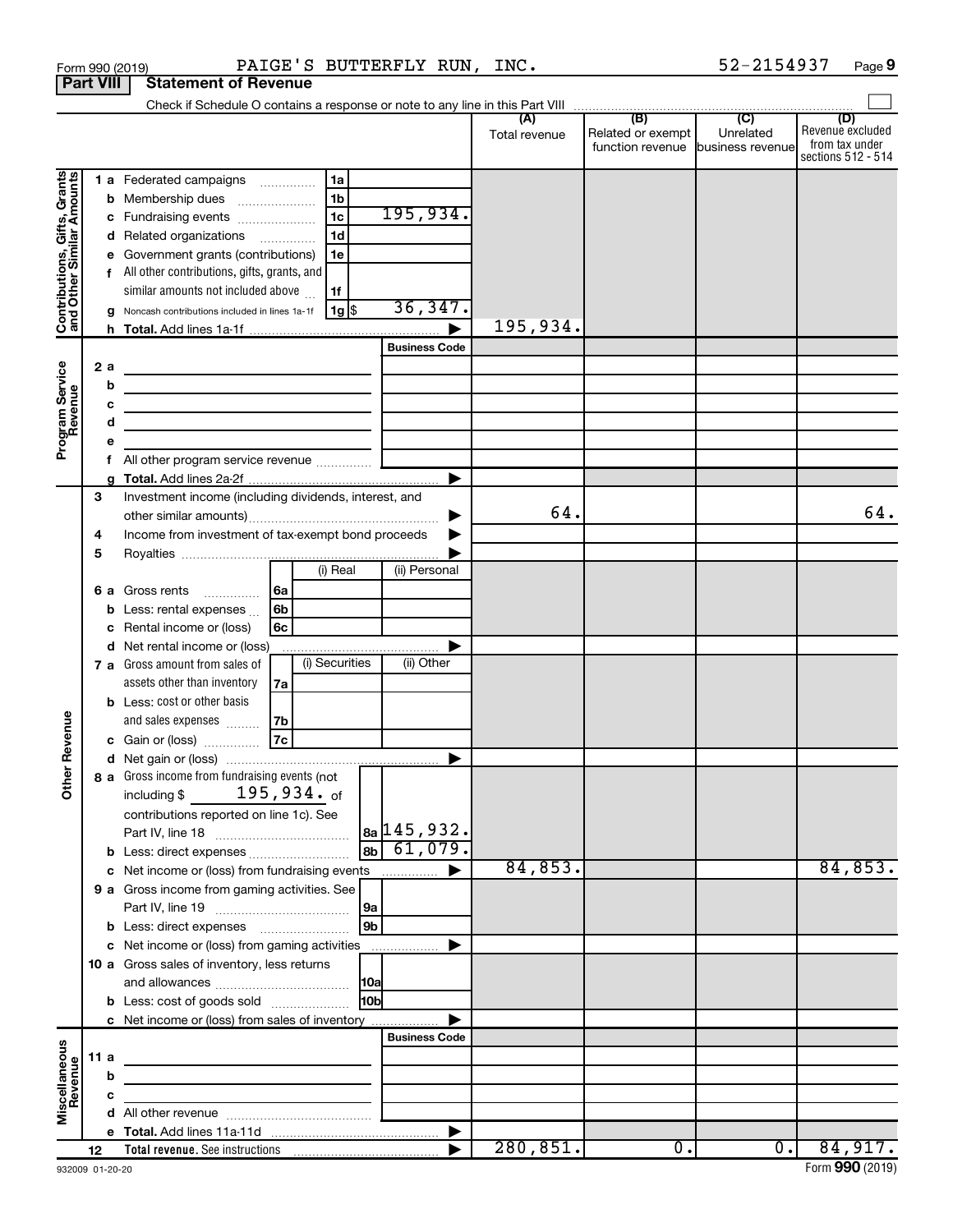Form 990 (2019) PAIGE'S BUTTERFLY RUN, INC. 52-2154937 Page **9**

**Part VIII | Statement of Revenue**

Check if Schedule O contains a response or note to any line in this Part VIII ☐

| | | | | (A) Total revenue | (B) Related or exempt function revenue | (C) Unrelated business revenue | (D) Revenue excluded from tax under sections 512 - 514 |
|---|---|---|---|---|---|---|---|
| **Contributions, Gifts, Grants and Other Similar Amounts** | 1 a Federated campaigns | 1a | | | | | |
| | b Membership dues | 1b | | | | | |
| | c Fundraising events | 1c | 195,934. | | | | |
| | d Related organizations | 1d | | | | | |
| | e Government grants (contributions) | 1e | | | | | |
| | f All other contributions, gifts, grants, and similar amounts not included above | 1f | | | | | |
| | g Noncash contributions included in lines 1a-1f | 1g $ | 36,347. | | | | |
| | h **Total.** Add lines 1a-1f | | ▶ | 195,934. | | | |
| **Program Service Revenue** | | | **Business Code** | | | | |
| | 2 a | | | | | | |
| | b | | | | | | |
| | c | | | | | | |
| | d | | | | | | |
| | e | | | | | | |
| | f All other program service revenue | | | | | | |
| | g **Total.** Add lines 2a-2f | | ▶ | | | | |
| **Other Revenue** | 3 Investment income (including dividends, interest, and other similar amounts) | | ▶ | 64. | | | 64. |
| | 4 Income from investment of tax-exempt bond proceeds | | ▶ | | | | |
| | 5 Royalties | | ▶ | | | | |
| | | (i) Real | (ii) Personal | | | | |
| | 6 a Gross rents 6a | | | | | | |
| | b Less: rental expenses 6b | | | | | | |
| | c Rental income or (loss) 6c | | | | | | |
| | d Net rental income or (loss) | | ▶ | | | | |
| | | (i) Securities | (ii) Other | | | | |
| | 7 a Gross amount from sales of assets other than inventory 7a | | | | | | |
| | b Less: cost or other basis and sales expenses 7b | | | | | | |
| | c Gain or (loss) 7c | | | | | | |
| | d Net gain or (loss) | | ▶ | | | | |
| | 8 a Gross income from fundraising events (not including $ 195,934. of contributions reported on line 1c). See Part IV, line 18 | 8a | 145,932. | | | | |
| | b Less: direct expenses | 8b | 61,079. | | | | |
| | c Net income or (loss) from fundraising events | | ▶ | 84,853. | | | 84,853. |
| | 9 a Gross income from gaming activities. See Part IV, line 19 | 9a | | | | | |
| | b Less: direct expenses | 9b | | | | | |
| | c Net income or (loss) from gaming activities | | ▶ | | | | |
| | 10 a Gross sales of inventory, less returns and allowances | 10a | | | | | |
| | b Less: cost of goods sold | 10b | | | | | |
| | c Net income or (loss) from sales of inventory | | ▶ | | | | |
| **Miscellaneous Revenue** | | | **Business Code** | | | | |
| | 11 a | | | | | | |
| | b | | | | | | |
| | c | | | | | | |
| | d All other revenue | | | | | | |
| | e **Total.** Add lines 11a-11d | | ▶ | | | | |
| | 12 **Total revenue.** See instructions | | ▶ | 280,851. | 0. | 0. | 84,917. |

932009 01-20-20 Form **990** (2019)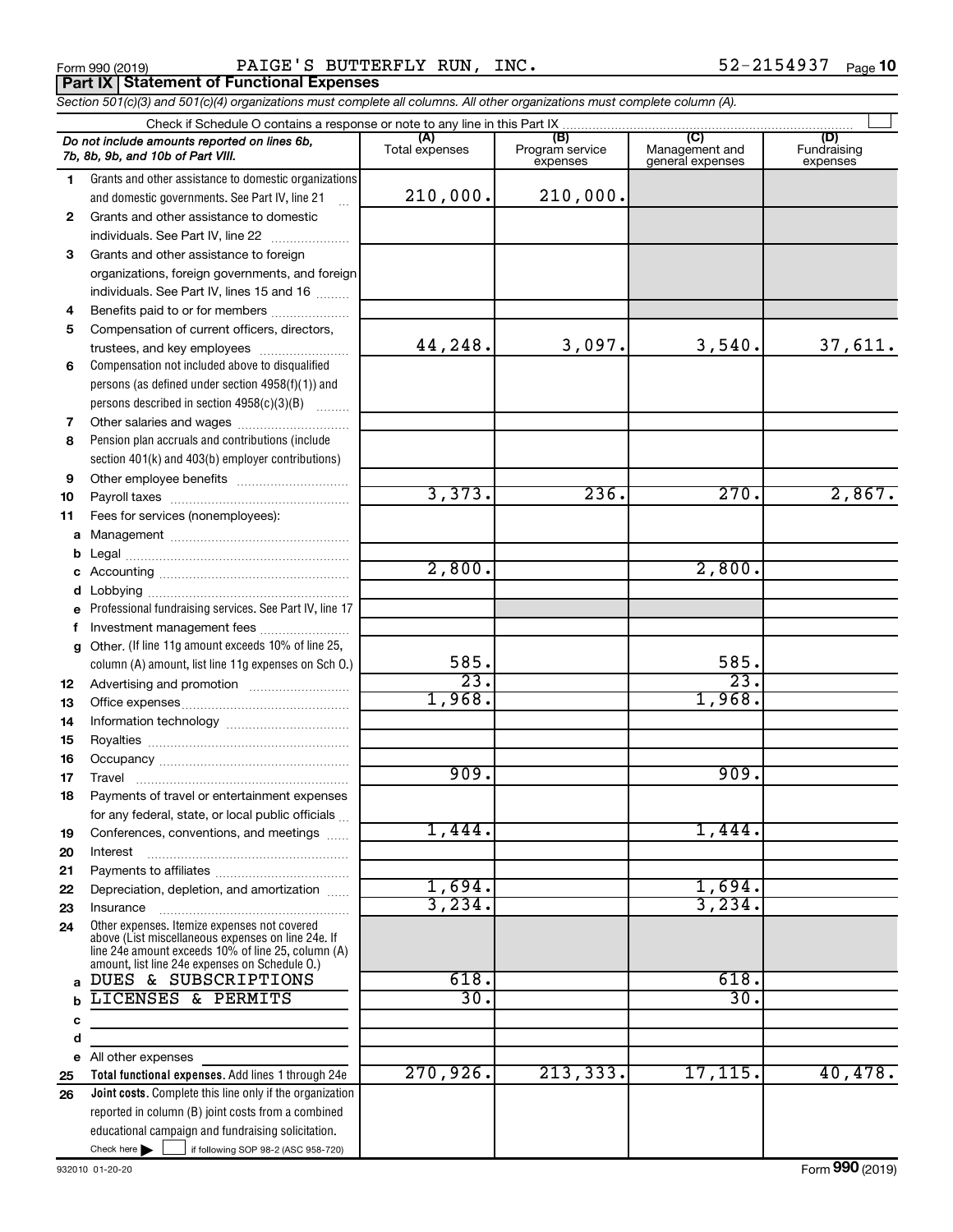Form 990 (2019) PAIGE'S BUTTERFLY RUN, INC. 52-2154937 Page 10

**Part IX | Statement of Functional Expenses**

*Section 501(c)(3) and 501(c)(4) organizations must complete all columns. All other organizations must complete column (A).*

Check if Schedule O contains a response or note to any line in this Part IX ☐

| | *Do not include amounts reported on lines 6b, 7b, 8b, 9b, and 10b of Part VIII.* | (A) Total expenses | (B) Program service expenses | (C) Management and general expenses | (D) Fundraising expenses |
|---|---|---|---|---|---|
| 1 | Grants and other assistance to domestic organizations and domestic governments. See Part IV, line 21 | 210,000. | 210,000. | | |
| 2 | Grants and other assistance to domestic individuals. See Part IV, line 22 | | | | |
| 3 | Grants and other assistance to foreign organizations, foreign governments, and foreign individuals. See Part IV, lines 15 and 16 | | | | |
| 4 | Benefits paid to or for members | | | | |
| 5 | Compensation of current officers, directors, trustees, and key employees | 44,248. | 3,097. | 3,540. | 37,611. |
| 6 | Compensation not included above to disqualified persons (as defined under section 4958(f)(1)) and persons described in section 4958(c)(3)(B) | | | | |
| 7 | Other salaries and wages | | | | |
| 8 | Pension plan accruals and contributions (include section 401(k) and 403(b) employer contributions) | | | | |
| 9 | Other employee benefits | | | | |
| 10 | Payroll taxes | 3,373. | 236. | 270. | 2,867. |
| 11 | Fees for services (nonemployees): | | | | |
| a | Management | | | | |
| b | Legal | | | | |
| c | Accounting | 2,800. | | 2,800. | |
| d | Lobbying | | | | |
| e | Professional fundraising services. See Part IV, line 17 | | | | |
| f | Investment management fees | | | | |
| g | Other. (If line 11g amount exceeds 10% of line 25, column (A) amount, list line 11g expenses on Sch O.) | 585. | | 585. | |
| 12 | Advertising and promotion | 23. | | 23. | |
| 13 | Office expenses | 1,968. | | 1,968. | |
| 14 | Information technology | | | | |
| 15 | Royalties | | | | |
| 16 | Occupancy | | | | |
| 17 | Travel | 909. | | 909. | |
| 18 | Payments of travel or entertainment expenses for any federal, state, or local public officials | | | | |
| 19 | Conferences, conventions, and meetings | 1,444. | | 1,444. | |
| 20 | Interest | | | | |
| 21 | Payments to affiliates | | | | |
| 22 | Depreciation, depletion, and amortization | 1,694. | | 1,694. | |
| 23 | Insurance | 3,234. | | 3,234. | |
| 24 | Other expenses. Itemize expenses not covered above (List miscellaneous expenses on line 24e. If line 24e amount exceeds 10% of line 25, column (A) amount, list line 24e expenses on Schedule O.) | | | | |
| a | DUES & SUBSCRIPTIONS | 618. | | 618. | |
| b | LICENSES & PERMITS | 30. | | 30. | |
| c | | | | | |
| d | | | | | |
| e | All other expenses | | | | |
| 25 | **Total functional expenses.** Add lines 1 through 24e | 270,926. | 213,333. | 17,115. | 40,478. |
| 26 | **Joint costs.** Complete this line only if the organization reported in column (B) joint costs from a combined educational campaign and fundraising solicitation. Check here ☐ if following SOP 98-2 (ASC 958-720) | | | | |

932010 01-20-20 Form **990** (2019)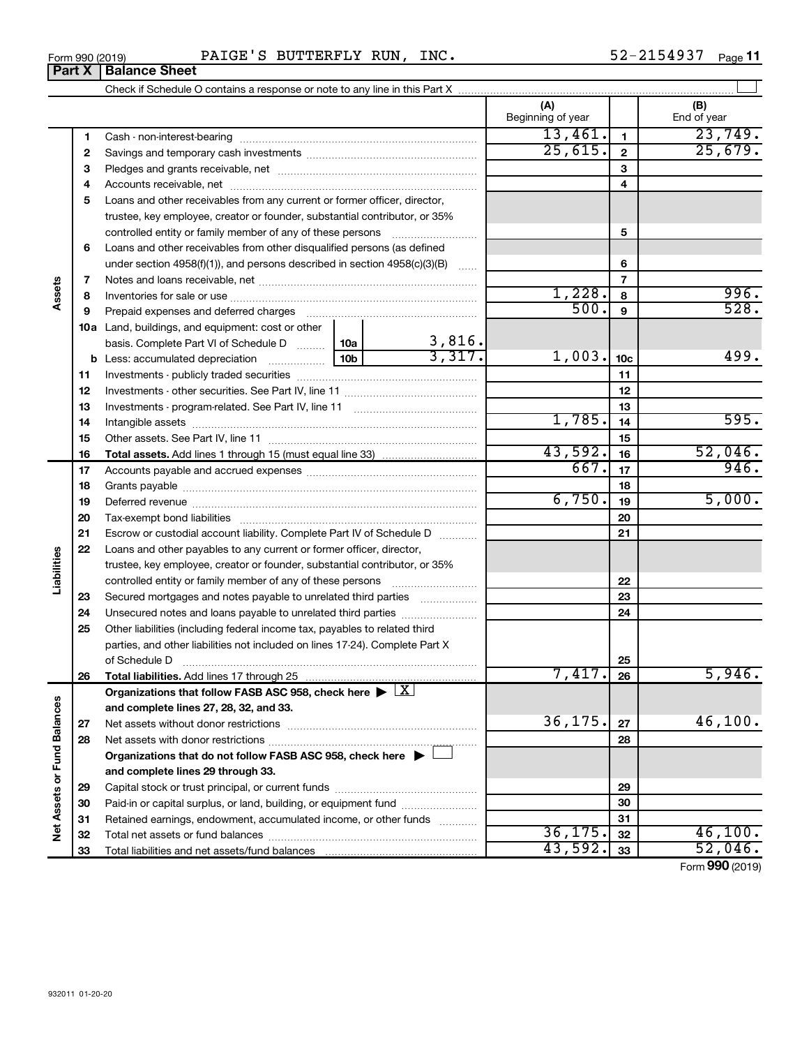Form 990 (2019) PAIGE'S BUTTERFLY RUN, INC. 52-2154937 Page 11

## Part X | Balance Sheet

Check if Schedule O contains a response or note to any line in this Part X

| | | | | (A) Beginning of year | | (B) End of year |
|---|---|---|---|---|---|---|
| **Assets** | 1 | Cash - non-interest-bearing | | 13,461. | 1 | 23,749. |
| | 2 | Savings and temporary cash investments | | 25,615. | 2 | 25,679. |
| | 3 | Pledges and grants receivable, net | | | 3 | |
| | 4 | Accounts receivable, net | | | 4 | |
| | 5 | Loans and other receivables from any current or former officer, director, trustee, key employee, creator or founder, substantial contributor, or 35% controlled entity or family member of any of these persons | | | 5 | |
| | 6 | Loans and other receivables from other disqualified persons (as defined under section 4958(f)(1)), and persons described in section 4958(c)(3)(B) | | | 6 | |
| | 7 | Notes and loans receivable, net | | | 7 | |
| | 8 | Inventories for sale or use | | 1,228. | 8 | 996. |
| | 9 | Prepaid expenses and deferred charges | | 500. | 9 | 528. |
| | 10a | Land, buildings, and equipment: cost or other basis. Complete Part VI of Schedule D | 10a 3,816. | | | |
| | b | Less: accumulated depreciation | 10b 3,317. | 1,003. | 10c | 499. |
| | 11 | Investments - publicly traded securities | | | 11 | |
| | 12 | Investments - other securities. See Part IV, line 11 | | | 12 | |
| | 13 | Investments - program-related. See Part IV, line 11 | | | 13 | |
| | 14 | Intangible assets | | 1,785. | 14 | 595. |
| | 15 | Other assets. See Part IV, line 11 | | | 15 | |
| | 16 | **Total assets.** Add lines 1 through 15 (must equal line 33) | | 43,592. | 16 | 52,046. |
| **Liabilities** | 17 | Accounts payable and accrued expenses | | 667. | 17 | 946. |
| | 18 | Grants payable | | | 18 | |
| | 19 | Deferred revenue | | 6,750. | 19 | 5,000. |
| | 20 | Tax-exempt bond liabilities | | | 20 | |
| | 21 | Escrow or custodial account liability. Complete Part IV of Schedule D | | | 21 | |
| | 22 | Loans and other payables to any current or former officer, director, trustee, key employee, creator or founder, substantial contributor, or 35% controlled entity or family member of any of these persons | | | 22 | |
| | 23 | Secured mortgages and notes payable to unrelated third parties | | | 23 | |
| | 24 | Unsecured notes and loans payable to unrelated third parties | | | 24 | |
| | 25 | Other liabilities (including federal income tax, payables to related third parties, and other liabilities not included on lines 17-24). Complete Part X of Schedule D | | | 25 | |
| | 26 | **Total liabilities.** Add lines 17 through 25 | | 7,417. | 26 | 5,946. |
| **Net Assets or Fund Balances** | | **Organizations that follow FASB ASC 958, check here** ▶ X **and complete lines 27, 28, 32, and 33.** | | | | |
| | 27 | Net assets without donor restrictions | | 36,175. | 27 | 46,100. |
| | 28 | Net assets with donor restrictions | | | 28 | |
| | | **Organizations that do not follow FASB ASC 958, check here** ▶ ☐ **and complete lines 29 through 33.** | | | | |
| | 29 | Capital stock or trust principal, or current funds | | | 29 | |
| | 30 | Paid-in or capital surplus, or land, building, or equipment fund | | | 30 | |
| | 31 | Retained earnings, endowment, accumulated income, or other funds | | | 31 | |
| | 32 | Total net assets or fund balances | | 36,175. | 32 | 46,100. |
| | 33 | Total liabilities and net assets/fund balances | | 43,592. | 33 | 52,046. |

Form 990 (2019)

932011 01-20-20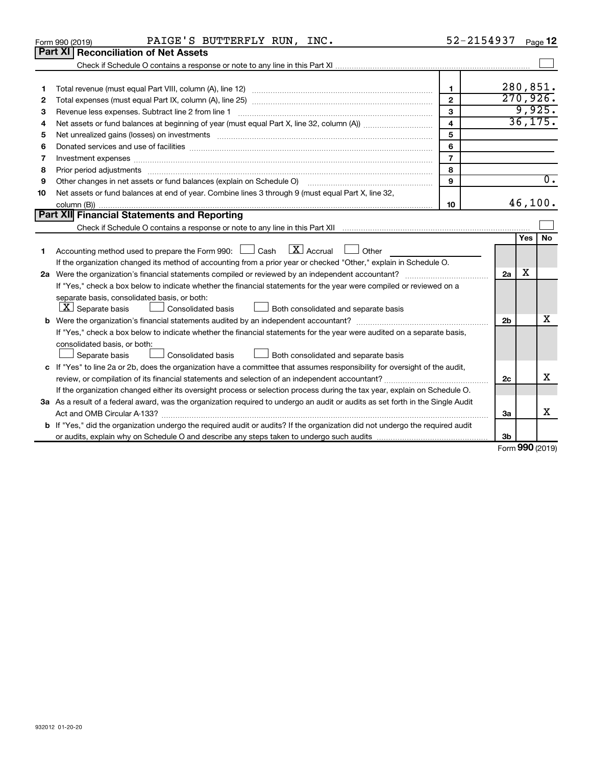Form 990 (2019) PAIGE'S BUTTERFLY RUN, INC. 52-2154937 Page 12

## Part XI Reconciliation of Net Assets

Check if Schedule O contains a response or note to any line in this Part XI ☐

| | | | |
|---|---|---|---|
| 1 | Total revenue (must equal Part VIII, column (A), line 12) | 1 | 280,851. |
| 2 | Total expenses (must equal Part IX, column (A), line 25) | 2 | 270,926. |
| 3 | Revenue less expenses. Subtract line 2 from line 1 | 3 | 9,925. |
| 4 | Net assets or fund balances at beginning of year (must equal Part X, line 32, column (A)) | 4 | 36,175. |
| 5 | Net unrealized gains (losses) on investments | 5 | |
| 6 | Donated services and use of facilities | 6 | |
| 7 | Investment expenses | 7 | |
| 8 | Prior period adjustments | 8 | |
| 9 | Other changes in net assets or fund balances (explain on Schedule O) | 9 | 0. |
| 10 | Net assets or fund balances at end of year. Combine lines 3 through 9 (must equal Part X, line 32, column (B)) | 10 | 46,100. |

## Part XII Financial Statements and Reporting

Check if Schedule O contains a response or note to any line in this Part XII ☐

| | | | Yes | No |
|---|---|---|---|---|
| 1 | Accounting method used to prepare the Form 990: ☐ Cash ☒ Accrual ☐ Other<br>If the organization changed its method of accounting from a prior year or checked "Other," explain in Schedule O. | | | |
| 2a | Were the organization's financial statements compiled or reviewed by an independent accountant? | 2a | X | |
| | If "Yes," check a box below to indicate whether the financial statements for the year were compiled or reviewed on a separate basis, consolidated basis, or both:<br>☒ Separate basis ☐ Consolidated basis ☐ Both consolidated and separate basis | | | |
| b | Were the organization's financial statements audited by an independent accountant? | 2b | | X |
| | If "Yes," check a box below to indicate whether the financial statements for the year were audited on a separate basis, consolidated basis, or both:<br>☐ Separate basis ☐ Consolidated basis ☐ Both consolidated and separate basis | | | |
| c | If "Yes" to line 2a or 2b, does the organization have a committee that assumes responsibility for oversight of the audit, review, or compilation of its financial statements and selection of an independent accountant? | 2c | | X |
| | If the organization changed either its oversight process or selection process during the tax year, explain on Schedule O. | | | |
| 3a | As a result of a federal award, was the organization required to undergo an audit or audits as set forth in the Single Audit Act and OMB Circular A-133? | 3a | | X |
| b | If "Yes," did the organization undergo the required audit or audits? If the organization did not undergo the required audit or audits, explain why on Schedule O and describe any steps taken to undergo such audits | 3b | | |

Form 990 (2019)

932012 01-20-20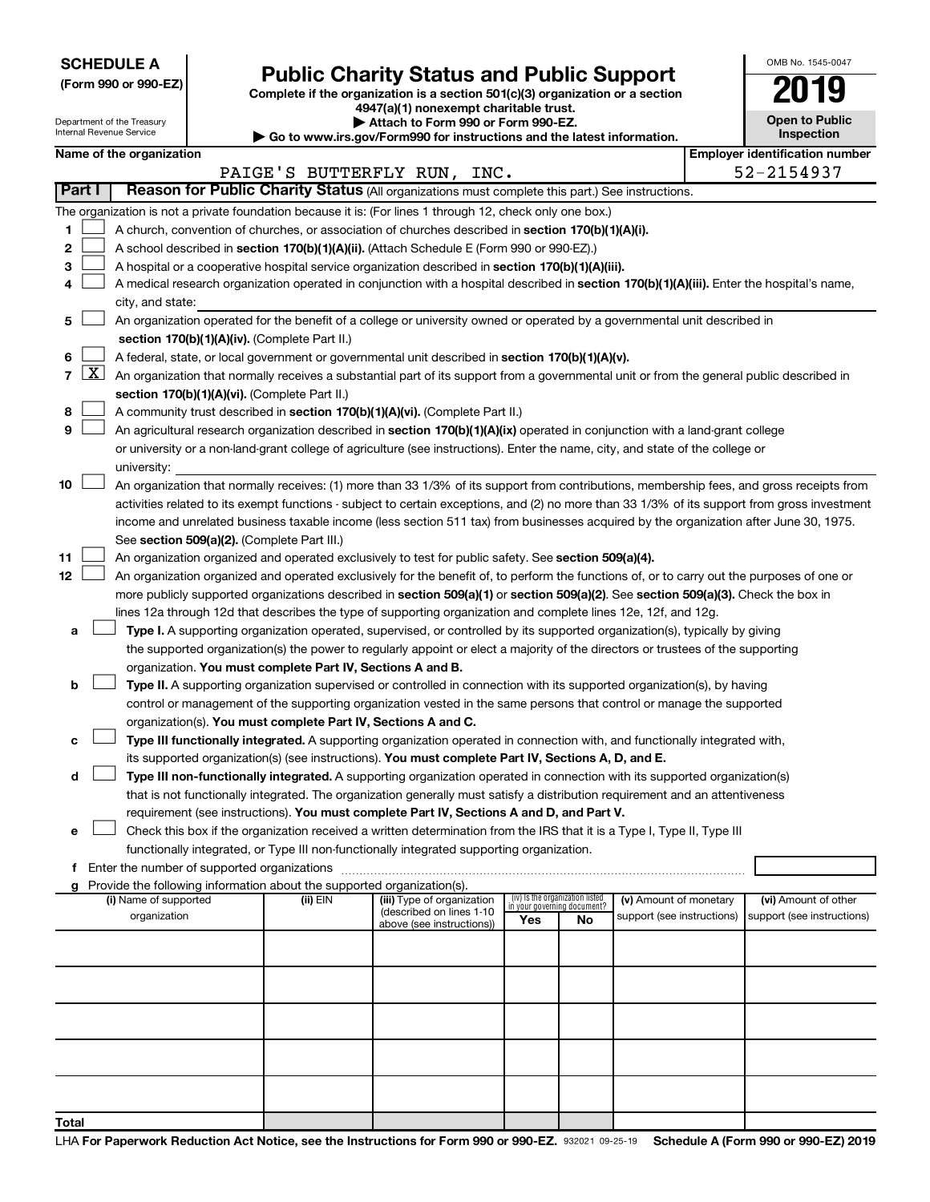**SCHEDULE A**
**(Form 990 or 990-EZ)**

Department of the Treasury
Internal Revenue Service

# Public Charity Status and Public Support

**Complete if the organization is a section 501(c)(3) organization or a section 4947(a)(1) nonexempt charitable trust.**
**▶ Attach to Form 990 or Form 990-EZ.**
**▶ Go to www.irs.gov/Form990 for instructions and the latest information.**

OMB No. 1545-0047

**2019**

**Open to Public Inspection**

**Name of the organization**: PAIGE'S BUTTERFLY RUN, INC.
**Employer identification number**: 52-2154937

## Part I — Reason for Public Charity Status (All organizations must complete this part.) See instructions.

The organization is not a private foundation because it is: (For lines 1 through 12, check only one box.)

1. ☐ A church, convention of churches, or association of churches described in **section 170(b)(1)(A)(i).**
2. ☐ A school described in **section 170(b)(1)(A)(ii).** (Attach Schedule E (Form 990 or 990-EZ).)
3. ☐ A hospital or a cooperative hospital service organization described in **section 170(b)(1)(A)(iii).**
4. ☐ A medical research organization operated in conjunction with a hospital described in **section 170(b)(1)(A)(iii).** Enter the hospital's name, city, and state: ____________
5. ☐ An organization operated for the benefit of a college or university owned or operated by a governmental unit described in **section 170(b)(1)(A)(iv).** (Complete Part II.)
6. ☐ A federal, state, or local government or governmental unit described in **section 170(b)(1)(A)(v).**
7. ☒ An organization that normally receives a substantial part of its support from a governmental unit or from the general public described in **section 170(b)(1)(A)(vi).** (Complete Part II.)
8. ☐ A community trust described in **section 170(b)(1)(A)(vi).** (Complete Part II.)
9. ☐ An agricultural research organization described in **section 170(b)(1)(A)(ix)** operated in conjunction with a land-grant college or university or a non-land-grant college of agriculture (see instructions). Enter the name, city, and state of the college or university: ____________
10. ☐ An organization that normally receives: (1) more than 33 1/3% of its support from contributions, membership fees, and gross receipts from activities related to its exempt functions - subject to certain exceptions, and (2) no more than 33 1/3% of its support from gross investment income and unrelated business taxable income (less section 511 tax) from businesses acquired by the organization after June 30, 1975. See **section 509(a)(2).** (Complete Part III.)
11. ☐ An organization organized and operated exclusively to test for public safety. See **section 509(a)(4).**
12. ☐ An organization organized and operated exclusively for the benefit of, to perform the functions of, or to carry out the purposes of one or more publicly supported organizations described in **section 509(a)(1)** or **section 509(a)(2).** See **section 509(a)(3).** Check the box in lines 12a through 12d that describes the type of supporting organization and complete lines 12e, 12f, and 12g.
   - **a** ☐ **Type I.** A supporting organization operated, supervised, or controlled by its supported organization(s), typically by giving the supported organization(s) the power to regularly appoint or elect a majority of the directors or trustees of the supporting organization. **You must complete Part IV, Sections A and B.**
   - **b** ☐ **Type II.** A supporting organization supervised or controlled in connection with its supported organization(s), by having control or management of the supporting organization vested in the same persons that control or manage the supported organization(s). **You must complete Part IV, Sections A and C.**
   - **c** ☐ **Type III functionally integrated.** A supporting organization operated in connection with, and functionally integrated with, its supported organization(s) (see instructions). **You must complete Part IV, Sections A, D, and E.**
   - **d** ☐ **Type III non-functionally integrated.** A supporting organization operated in connection with its supported organization(s) that is not functionally integrated. The organization generally must satisfy a distribution requirement and an attentiveness requirement (see instructions). **You must complete Part IV, Sections A and D, and Part V.**
   - **e** ☐ Check this box if the organization received a written determination from the IRS that it is a Type I, Type II, Type III functionally integrated, or Type III non-functionally integrated supporting organization.
   - **f** Enter the number of supported organizations ____________
   - **g** Provide the following information about the supported organization(s).

| (i) Name of supported organization | (ii) EIN | (iii) Type of organization (described on lines 1-10 above (see instructions)) | (iv) Is the organization listed in your governing document? Yes | No | (v) Amount of monetary support (see instructions) | (vi) Amount of other support (see instructions) |
|---|---|---|---|---|---|---|
| | | | | | | |
| | | | | | | |
| | | | | | | |
| | | | | | | |
| | | | | | | |
| **Total** | | | | | | |

LHA **For Paperwork Reduction Act Notice, see the Instructions for Form 990 or 990-EZ.** 932021 09-25-19 **Schedule A (Form 990 or 990-EZ) 2019**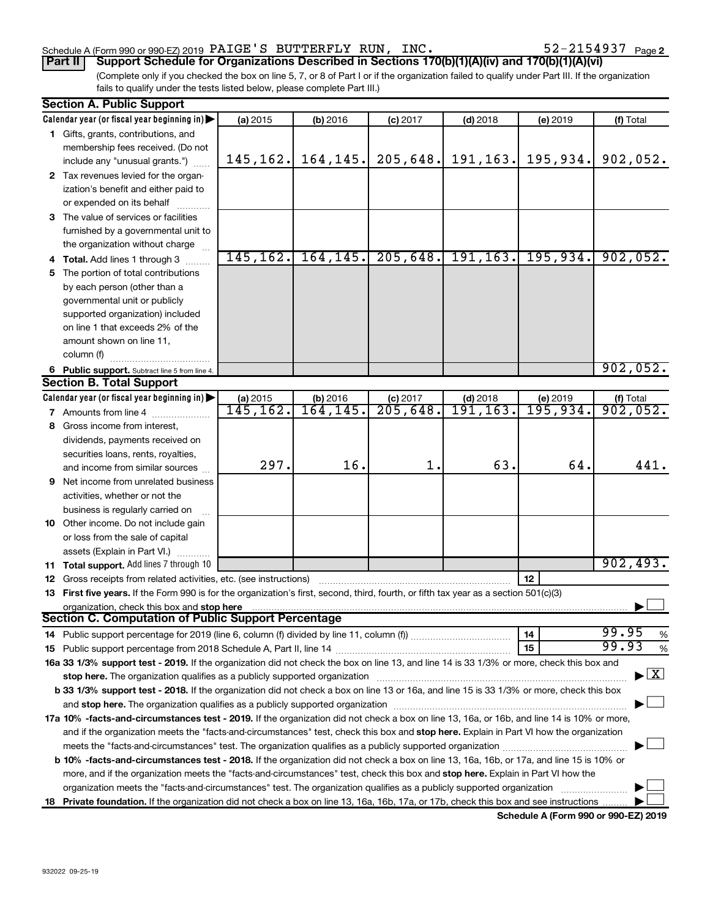Schedule A (Form 990 or 990-EZ) 2019 PAIGE'S BUTTERFLY RUN, INC. 52-2154937 Page 2

**Part II** **Support Schedule for Organizations Described in Sections 170(b)(1)(A)(iv) and 170(b)(1)(A)(vi)**

(Complete only if you checked the box on line 5, 7, or 8 of Part I or if the organization failed to qualify under Part III. If the organization fails to qualify under the tests listed below, please complete Part III.)

## Section A. Public Support

| Calendar year (or fiscal year beginning in) ▶ | (a) 2015 | (b) 2016 | (c) 2017 | (d) 2018 | (e) 2019 | (f) Total |
|---|---|---|---|---|---|---|
| **1** Gifts, grants, contributions, and membership fees received. (Do not include any "unusual grants.") | 145,162. | 164,145. | 205,648. | 191,163. | 195,934. | 902,052. |
| **2** Tax revenues levied for the organization's benefit and either paid to or expended on its behalf | | | | | | |
| **3** The value of services or facilities furnished by a governmental unit to the organization without charge | | | | | | |
| **4 Total.** Add lines 1 through 3 | 145,162. | 164,145. | 205,648. | 191,163. | 195,934. | 902,052. |
| **5** The portion of total contributions by each person (other than a governmental unit or publicly supported organization) included on line 1 that exceeds 2% of the amount shown on line 11, column (f) | | | | | | |
| **6 Public support.** Subtract line 5 from line 4. | | | | | | 902,052. |

## Section B. Total Support

| Calendar year (or fiscal year beginning in) ▶ | (a) 2015 | (b) 2016 | (c) 2017 | (d) 2018 | (e) 2019 | (f) Total |
|---|---|---|---|---|---|---|
| **7** Amounts from line 4 | 145,162. | 164,145. | 205,648. | 191,163. | 195,934. | 902,052. |
| **8** Gross income from interest, dividends, payments received on securities loans, rents, royalties, and income from similar sources | 297. | 16. | 1. | 63. | 64. | 441. |
| **9** Net income from unrelated business activities, whether or not the business is regularly carried on | | | | | | |
| **10** Other income. Do not include gain or loss from the sale of capital assets (Explain in Part VI.) | | | | | | |
| **11 Total support.** Add lines 7 through 10 | | | | | | 902,493. |

**12** Gross receipts from related activities, etc. (see instructions) | **12** |

**13 First five years.** If the Form 990 is for the organization's first, second, third, fourth, or fifth tax year as a section 501(c)(3) organization, check this box and **stop here** ▶ ☐

## Section C. Computation of Public Support Percentage

**14** Public support percentage for 2019 (line 6, column (f) divided by line 11, column (f)) | **14** | 99.95 %

**15** Public support percentage from 2018 Schedule A, Part II, line 14 | **15** | 99.93 %

**16a 33 1/3% support test - 2019.** If the organization did not check the box on line 13, and line 14 is 33 1/3% or more, check this box and **stop here.** The organization qualifies as a publicly supported organization ▶ ☒

**b 33 1/3% support test - 2018.** If the organization did not check a box on line 13 or 16a, and line 15 is 33 1/3% or more, check this box and **stop here.** The organization qualifies as a publicly supported organization ▶ ☐

**17a 10% -facts-and-circumstances test - 2019.** If the organization did not check a box on line 13, 16a, or 16b, and line 14 is 10% or more, and if the organization meets the "facts-and-circumstances" test, check this box and **stop here.** Explain in Part VI how the organization meets the "facts-and-circumstances" test. The organization qualifies as a publicly supported organization ▶ ☐

**b 10% -facts-and-circumstances test - 2018.** If the organization did not check a box on line 13, 16a, 16b, or 17a, and line 15 is 10% or more, and if the organization meets the "facts-and-circumstances" test, check this box and **stop here.** Explain in Part VI how the organization meets the "facts-and-circumstances" test. The organization qualifies as a publicly supported organization ▶ ☐

**18 Private foundation.** If the organization did not check a box on line 13, 16a, 16b, 17a, or 17b, check this box and see instructions ▶ ☐

**Schedule A (Form 990 or 990-EZ) 2019**

932022 09-25-19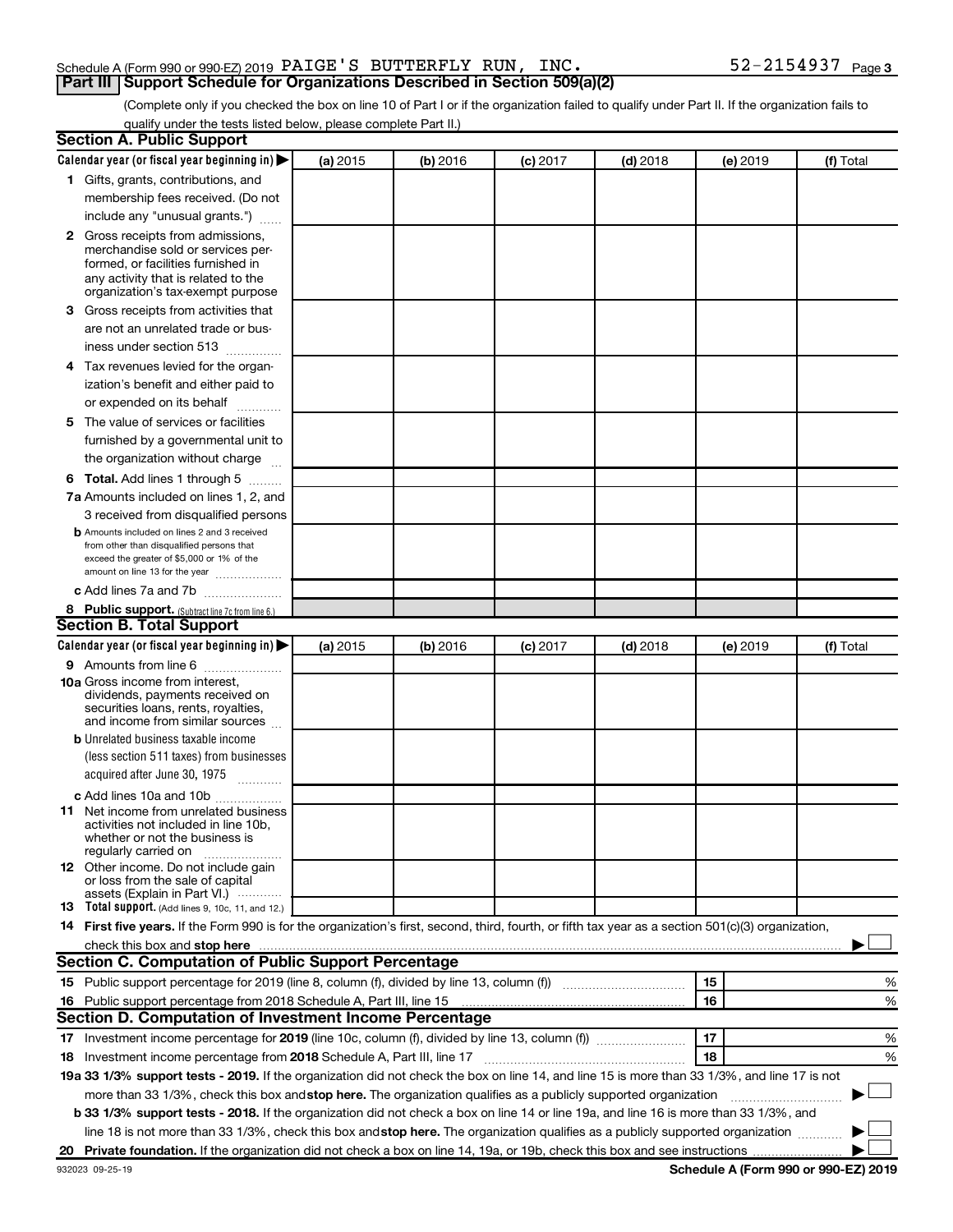Schedule A (Form 990 or 990-EZ) 2019 PAIGE'S BUTTERFLY RUN, INC. 52-2154937 Page 3

## Part III Support Schedule for Organizations Described in Section 509(a)(2)

(Complete only if you checked the box on line 10 of Part I or if the organization failed to qualify under Part II. If the organization fails to qualify under the tests listed below, please complete Part II.)

### Section A. Public Support

| Calendar year (or fiscal year beginning in) ▶ | (a) 2015 | (b) 2016 | (c) 2017 | (d) 2018 | (e) 2019 | (f) Total |
|---|---|---|---|---|---|---|
| **1** Gifts, grants, contributions, and membership fees received. (Do not include any "unusual grants.") | | | | | | |
| **2** Gross receipts from admissions, merchandise sold or services performed, or facilities furnished in any activity that is related to the organization's tax-exempt purpose | | | | | | |
| **3** Gross receipts from activities that are not an unrelated trade or business under section 513 | | | | | | |
| **4** Tax revenues levied for the organization's benefit and either paid to or expended on its behalf | | | | | | |
| **5** The value of services or facilities furnished by a governmental unit to the organization without charge | | | | | | |
| **6 Total.** Add lines 1 through 5 | | | | | | |
| **7a** Amounts included on lines 1, 2, and 3 received from disqualified persons | | | | | | |
| **b** Amounts included on lines 2 and 3 received from other than disqualified persons that exceed the greater of $5,000 or 1% of the amount on line 13 for the year | | | | | | |
| **c** Add lines 7a and 7b | | | | | | |
| **8 Public support.** (Subtract line 7c from line 6.) | | | | | | |

### Section B. Total Support

| Calendar year (or fiscal year beginning in) ▶ | (a) 2015 | (b) 2016 | (c) 2017 | (d) 2018 | (e) 2019 | (f) Total |
|---|---|---|---|---|---|---|
| **9** Amounts from line 6 | | | | | | |
| **10a** Gross income from interest, dividends, payments received on securities loans, rents, royalties, and income from similar sources | | | | | | |
| **b** Unrelated business taxable income (less section 511 taxes) from businesses acquired after June 30, 1975 | | | | | | |
| **c** Add lines 10a and 10b | | | | | | |
| **11** Net income from unrelated business activities not included in line 10b, whether or not the business is regularly carried on | | | | | | |
| **12** Other income. Do not include gain or loss from the sale of capital assets (Explain in Part VI.) | | | | | | |
| **13 Total support.** (Add lines 9, 10c, 11, and 12.) | | | | | | |

**14 First five years.** If the Form 990 is for the organization's first, second, third, fourth, or fifth tax year as a section 501(c)(3) organization, check this box and **stop here** ▶ ☐

### Section C. Computation of Public Support Percentage

| | | | |
|---|---|---|---|
| **15** Public support percentage for 2019 (line 8, column (f), divided by line 13, column (f)) | 15 | | % |
| **16** Public support percentage from 2018 Schedule A, Part III, line 15 | 16 | | % |

### Section D. Computation of Investment Income Percentage

| | | | |
|---|---|---|---|
| **17** Investment income percentage for **2019** (line 10c, column (f), divided by line 13, column (f)) | 17 | | % |
| **18** Investment income percentage from **2018** Schedule A, Part III, line 17 | 18 | | % |

**19a 33 1/3% support tests - 2019.** If the organization did not check the box on line 14, and line 15 is more than 33 1/3%, and line 17 is not more than 33 1/3%, check this box and **stop here.** The organization qualifies as a publicly supported organization ▶ ☐

**b 33 1/3% support tests - 2018.** If the organization did not check a box on line 14 or line 19a, and line 16 is more than 33 1/3%, and line 18 is not more than 33 1/3%, check this box and **stop here.** The organization qualifies as a publicly supported organization ▶ ☐

**20 Private foundation.** If the organization did not check a box on line 14, 19a, or 19b, check this box and see instructions ▶ ☐

932023 09-25-19 **Schedule A (Form 990 or 990-EZ) 2019**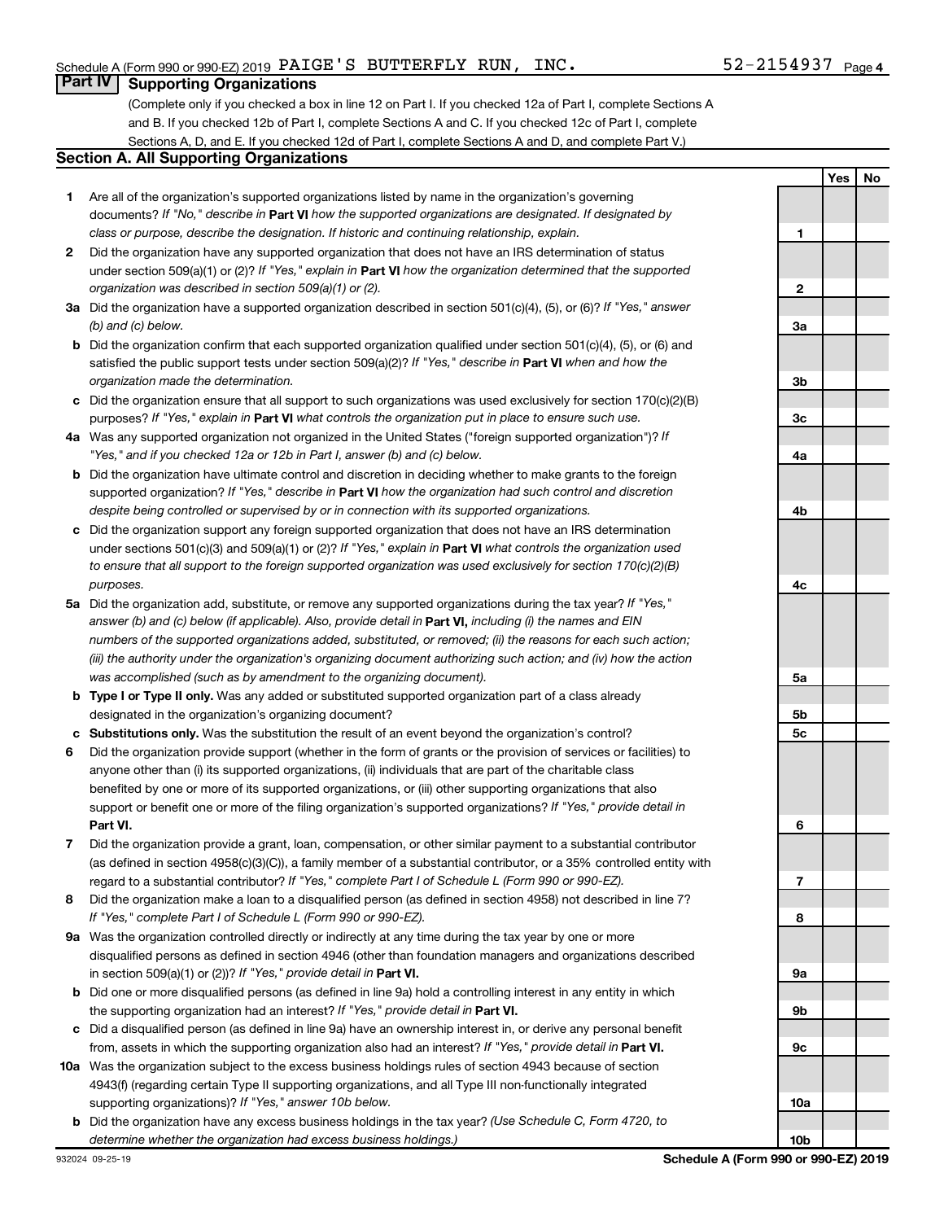Schedule A (Form 990 or 990-EZ) 2019 PAIGE'S BUTTERFLY RUN, INC. 52-2154937 Page 4

## Part IV Supporting Organizations

(Complete only if you checked a box in line 12 on Part I. If you checked 12a of Part I, complete Sections A and B. If you checked 12b of Part I, complete Sections A and C. If you checked 12c of Part I, complete Sections A, D, and E. If you checked 12d of Part I, complete Sections A and D, and complete Part V.)

### Section A. All Supporting Organizations

| | | | Yes | No |
|---|---|---|---|---|
| **1** | Are all of the organization's supported organizations listed by name in the organization's governing documents? *If "No," describe in* **Part VI** *how the supported organizations are designated. If designated by class or purpose, describe the designation. If historic and continuing relationship, explain.* | 1 | | |
| **2** | Did the organization have any supported organization that does not have an IRS determination of status under section 509(a)(1) or (2)? *If "Yes," explain in* **Part VI** *how the organization determined that the supported organization was described in section 509(a)(1) or (2).* | 2 | | |
| **3a** | Did the organization have a supported organization described in section 501(c)(4), (5), or (6)? *If "Yes," answer (b) and (c) below.* | 3a | | |
| **b** | Did the organization confirm that each supported organization qualified under section 501(c)(4), (5), or (6) and satisfied the public support tests under section 509(a)(2)? *If "Yes," describe in* **Part VI** *when and how the organization made the determination.* | 3b | | |
| **c** | Did the organization ensure that all support to such organizations was used exclusively for section 170(c)(2)(B) purposes? *If "Yes," explain in* **Part VI** *what controls the organization put in place to ensure such use.* | 3c | | |
| **4a** | Was any supported organization not organized in the United States ("foreign supported organization")? *If "Yes," and if you checked 12a or 12b in Part I, answer (b) and (c) below.* | 4a | | |
| **b** | Did the organization have ultimate control and discretion in deciding whether to make grants to the foreign supported organization? *If "Yes," describe in* **Part VI** *how the organization had such control and discretion despite being controlled or supervised by or in connection with its supported organizations.* | 4b | | |
| **c** | Did the organization support any foreign supported organization that does not have an IRS determination under sections 501(c)(3) and 509(a)(1) or (2)? *If "Yes," explain in* **Part VI** *what controls the organization used to ensure that all support to the foreign supported organization was used exclusively for section 170(c)(2)(B) purposes.* | 4c | | |
| **5a** | Did the organization add, substitute, or remove any supported organizations during the tax year? *If "Yes," answer (b) and (c) below (if applicable). Also, provide detail in* **Part VI,** *including (i) the names and EIN numbers of the supported organizations added, substituted, or removed; (ii) the reasons for each such action; (iii) the authority under the organization's organizing document authorizing such action; and (iv) how the action was accomplished (such as by amendment to the organizing document).* | 5a | | |
| **b** | **Type I or Type II only.** Was any added or substituted supported organization part of a class already designated in the organization's organizing document? | 5b | | |
| **c** | **Substitutions only.** Was the substitution the result of an event beyond the organization's control? | 5c | | |
| **6** | Did the organization provide support (whether in the form of grants or the provision of services or facilities) to anyone other than (i) its supported organizations, (ii) individuals that are part of the charitable class benefited by one or more of its supported organizations, or (iii) other supporting organizations that also support or benefit one or more of the filing organization's supported organizations? *If "Yes," provide detail in* **Part VI.** | 6 | | |
| **7** | Did the organization provide a grant, loan, compensation, or other similar payment to a substantial contributor (as defined in section 4958(c)(3)(C)), a family member of a substantial contributor, or a 35% controlled entity with regard to a substantial contributor? *If "Yes," complete Part I of Schedule L (Form 990 or 990-EZ).* | 7 | | |
| **8** | Did the organization make a loan to a disqualified person (as defined in section 4958) not described in line 7? *If "Yes," complete Part I of Schedule L (Form 990 or 990-EZ).* | 8 | | |
| **9a** | Was the organization controlled directly or indirectly at any time during the tax year by one or more disqualified persons as defined in section 4946 (other than foundation managers and organizations described in section 509(a)(1) or (2))? *If "Yes," provide detail in* **Part VI.** | 9a | | |
| **b** | Did one or more disqualified persons (as defined in line 9a) hold a controlling interest in any entity in which the supporting organization had an interest? *If "Yes," provide detail in* **Part VI.** | 9b | | |
| **c** | Did a disqualified person (as defined in line 9a) have an ownership interest in, or derive any personal benefit from, assets in which the supporting organization also had an interest? *If "Yes," provide detail in* **Part VI.** | 9c | | |
| **10a** | Was the organization subject to the excess business holdings rules of section 4943 because of section 4943(f) (regarding certain Type II supporting organizations, and all Type III non-functionally integrated supporting organizations)? *If "Yes," answer 10b below.* | 10a | | |
| **b** | Did the organization have any excess business holdings in the tax year? *(Use Schedule C, Form 4720, to determine whether the organization had excess business holdings.)* | 10b | | |

932024 09-25-19 **Schedule A (Form 990 or 990-EZ) 2019**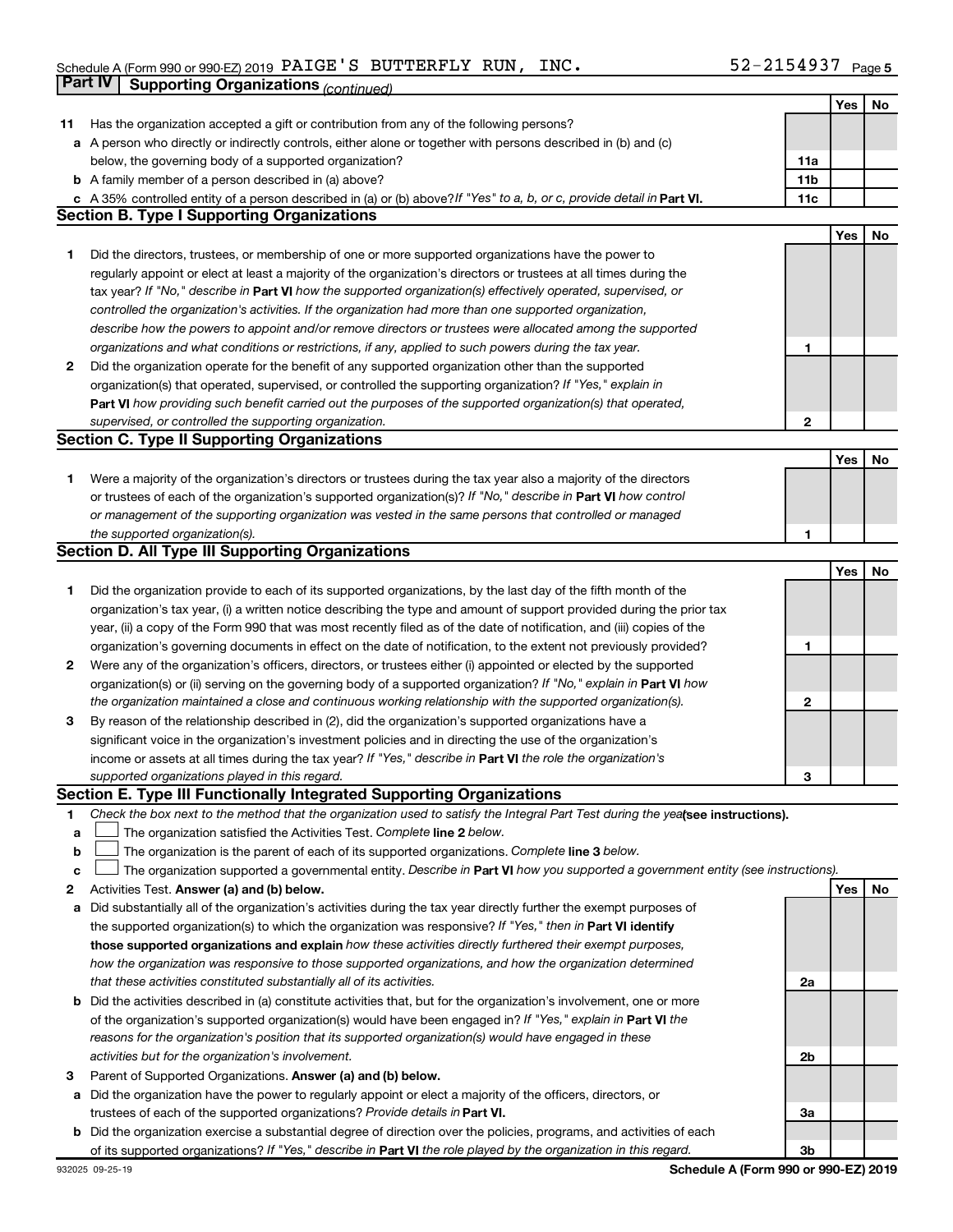Schedule A (Form 990 or 990-EZ) 2019 PAIGE'S BUTTERFLY RUN, INC. 52-2154937

## Part IV | Supporting Organizations *(continued)*

| | | | Yes | No |
|---|---|---|---|---|
| **11** | Has the organization accepted a gift or contribution from any of the following persons? | | | |
| **a** | A person who directly or indirectly controls, either alone or together with persons described in (b) and (c) below, the governing body of a supported organization? | 11a | | |
| **b** | A family member of a person described in (a) above? | 11b | | |
| **c** | A 35% controlled entity of a person described in (a) or (b) above? *If "Yes" to a, b, or c, provide detail in* **Part VI.** | 11c | | |

### Section B. Type I Supporting Organizations

| | | | Yes | No |
|---|---|---|---|---|
| **1** | Did the directors, trustees, or membership of one or more supported organizations have the power to regularly appoint or elect at least a majority of the organization's directors or trustees at all times during the tax year? *If "No," describe in* **Part VI** *how the supported organization(s) effectively operated, supervised, or controlled the organization's activities. If the organization had more than one supported organization, describe how the powers to appoint and/or remove directors or trustees were allocated among the supported organizations and what conditions or restrictions, if any, applied to such powers during the tax year.* | 1 | | |
| **2** | Did the organization operate for the benefit of any supported organization other than the supported organization(s) that operated, supervised, or controlled the supporting organization? *If "Yes," explain in* **Part VI** *how providing such benefit carried out the purposes of the supported organization(s) that operated, supervised, or controlled the supporting organization.* | 2 | | |

### Section C. Type II Supporting Organizations

| | | | Yes | No |
|---|---|---|---|---|
| **1** | Were a majority of the organization's directors or trustees during the tax year also a majority of the directors or trustees of each of the organization's supported organization(s)? *If "No," describe in* **Part VI** *how control or management of the supporting organization was vested in the same persons that controlled or managed the supported organization(s).* | 1 | | |

### Section D. All Type III Supporting Organizations

| | | | Yes | No |
|---|---|---|---|---|
| **1** | Did the organization provide to each of its supported organizations, by the last day of the fifth month of the organization's tax year, (i) a written notice describing the type and amount of support provided during the prior tax year, (ii) a copy of the Form 990 that was most recently filed as of the date of notification, and (iii) copies of the organization's governing documents in effect on the date of notification, to the extent not previously provided? | 1 | | |
| **2** | Were any of the organization's officers, directors, or trustees either (i) appointed or elected by the supported organization(s) or (ii) serving on the governing body of a supported organization? *If "No," explain in* **Part VI** *how the organization maintained a close and continuous working relationship with the supported organization(s).* | 2 | | |
| **3** | By reason of the relationship described in (2), did the organization's supported organizations have a significant voice in the organization's investment policies and in directing the use of the organization's income or assets at all times during the tax year? *If "Yes," describe in* **Part VI** *the role the organization's supported organizations played in this regard.* | 3 | | |

### Section E. Type III Functionally Integrated Supporting Organizations

**1** *Check the box next to the method that the organization used to satisfy the Integral Part Test during the year* **(see instructions).**

- **a** ☐ The organization satisfied the Activities Test. *Complete* **line 2** *below.*
- **b** ☐ The organization is the parent of each of its supported organizations. *Complete* **line 3** *below.*
- **c** ☐ The organization supported a governmental entity. *Describe in* **Part VI** *how you supported a government entity (see instructions).*

| | | | Yes | No |
|---|---|---|---|---|
| **2** | Activities Test. **Answer (a) and (b) below.** | | | |
| **a** | Did substantially all of the organization's activities during the tax year directly further the exempt purposes of the supported organization(s) to which the organization was responsive? *If "Yes," then in* **Part VI identify those supported organizations and explain** *how these activities directly furthered their exempt purposes, how the organization was responsive to those supported organizations, and how the organization determined that these activities constituted substantially all of its activities.* | 2a | | |
| **b** | Did the activities described in (a) constitute activities that, but for the organization's involvement, one or more of the organization's supported organization(s) would have been engaged in? *If "Yes," explain in* **Part VI** *the reasons for the organization's position that its supported organization(s) would have engaged in these activities but for the organization's involvement.* | 2b | | |
| **3** | Parent of Supported Organizations. **Answer (a) and (b) below.** | | | |
| **a** | Did the organization have the power to regularly appoint or elect a majority of the officers, directors, or trustees of each of the supported organizations? *Provide details in* **Part VI.** | 3a | | |
| **b** | Did the organization exercise a substantial degree of direction over the policies, programs, and activities of each of its supported organizations? *If "Yes," describe in* **Part VI** *the role played by the organization in this regard.* | 3b | | |

932025 09-25-19 **Schedule A (Form 990 or 990-EZ) 2019**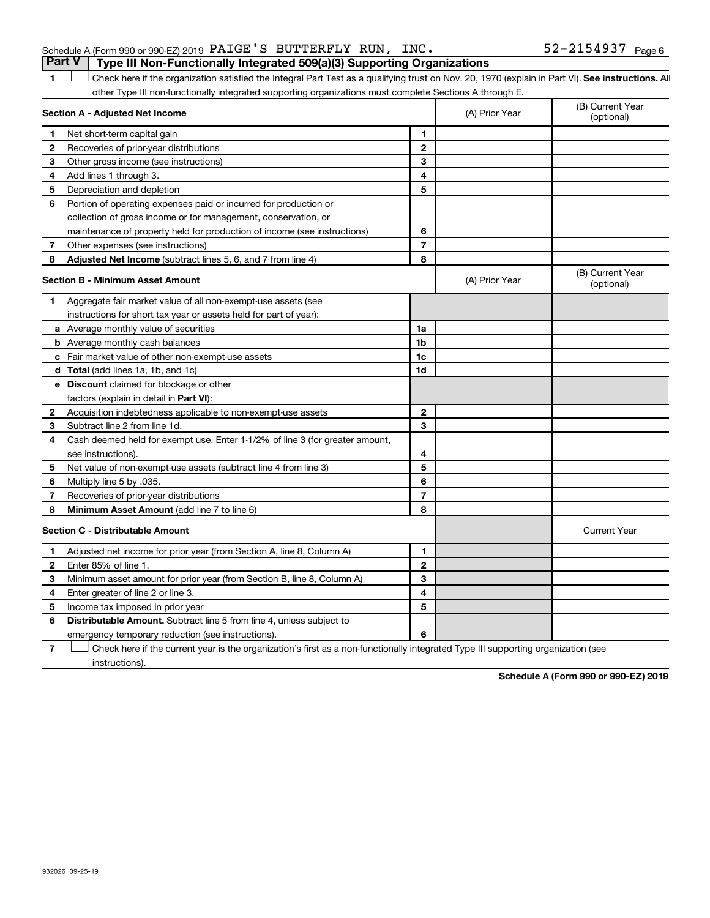Schedule A (Form 990 or 990-EZ) 2019 PAIGE'S BUTTERFLY RUN, INC. 52-2154937 Page 6

## Part V Type III Non-Functionally Integrated 509(a)(3) Supporting Organizations

1 ☐ Check here if the organization satisfied the Integral Part Test as a qualifying trust on Nov. 20, 1970 (explain in Part VI). **See instructions.** All other Type III non-functionally integrated supporting organizations must complete Sections A through E.

| **Section A - Adjusted Net Income** | | | (A) Prior Year | (B) Current Year (optional) |
|---|---|---|---|---|
| 1 | Net short-term capital gain | 1 | | |
| 2 | Recoveries of prior-year distributions | 2 | | |
| 3 | Other gross income (see instructions) | 3 | | |
| 4 | Add lines 1 through 3. | 4 | | |
| 5 | Depreciation and depletion | 5 | | |
| 6 | Portion of operating expenses paid or incurred for production or collection of gross income or for management, conservation, or maintenance of property held for production of income (see instructions) | 6 | | |
| 7 | Other expenses (see instructions) | 7 | | |
| 8 | **Adjusted Net Income** (subtract lines 5, 6, and 7 from line 4) | 8 | | |

| **Section B - Minimum Asset Amount** | | | (A) Prior Year | (B) Current Year (optional) |
|---|---|---|---|---|
| 1 | Aggregate fair market value of all non-exempt-use assets (see instructions for short tax year or assets held for part of year): | | | |
| a | Average monthly value of securities | 1a | | |
| b | Average monthly cash balances | 1b | | |
| c | Fair market value of other non-exempt-use assets | 1c | | |
| d | **Total** (add lines 1a, 1b, and 1c) | 1d | | |
| e | **Discount** claimed for blockage or other factors (explain in detail in **Part VI**): | | | |
| 2 | Acquisition indebtedness applicable to non-exempt-use assets | 2 | | |
| 3 | Subtract line 2 from line 1d. | 3 | | |
| 4 | Cash deemed held for exempt use. Enter 1-1/2% of line 3 (for greater amount, see instructions). | 4 | | |
| 5 | Net value of non-exempt-use assets (subtract line 4 from line 3) | 5 | | |
| 6 | Multiply line 5 by .035. | 6 | | |
| 7 | Recoveries of prior-year distributions | 7 | | |
| 8 | **Minimum Asset Amount** (add line 7 to line 6) | 8 | | |

| **Section C - Distributable Amount** | | | | Current Year |
|---|---|---|---|---|
| 1 | Adjusted net income for prior year (from Section A, line 8, Column A) | 1 | | |
| 2 | Enter 85% of line 1. | 2 | | |
| 3 | Minimum asset amount for prior year (from Section B, line 8, Column A) | 3 | | |
| 4 | Enter greater of line 2 or line 3. | 4 | | |
| 5 | Income tax imposed in prior year | 5 | | |
| 6 | **Distributable Amount.** Subtract line 5 from line 4, unless subject to emergency temporary reduction (see instructions). | 6 | | |

7 ☐ Check here if the current year is the organization's first as a non-functionally integrated Type III supporting organization (see instructions).

**Schedule A (Form 990 or 990-EZ) 2019**

932026 09-25-19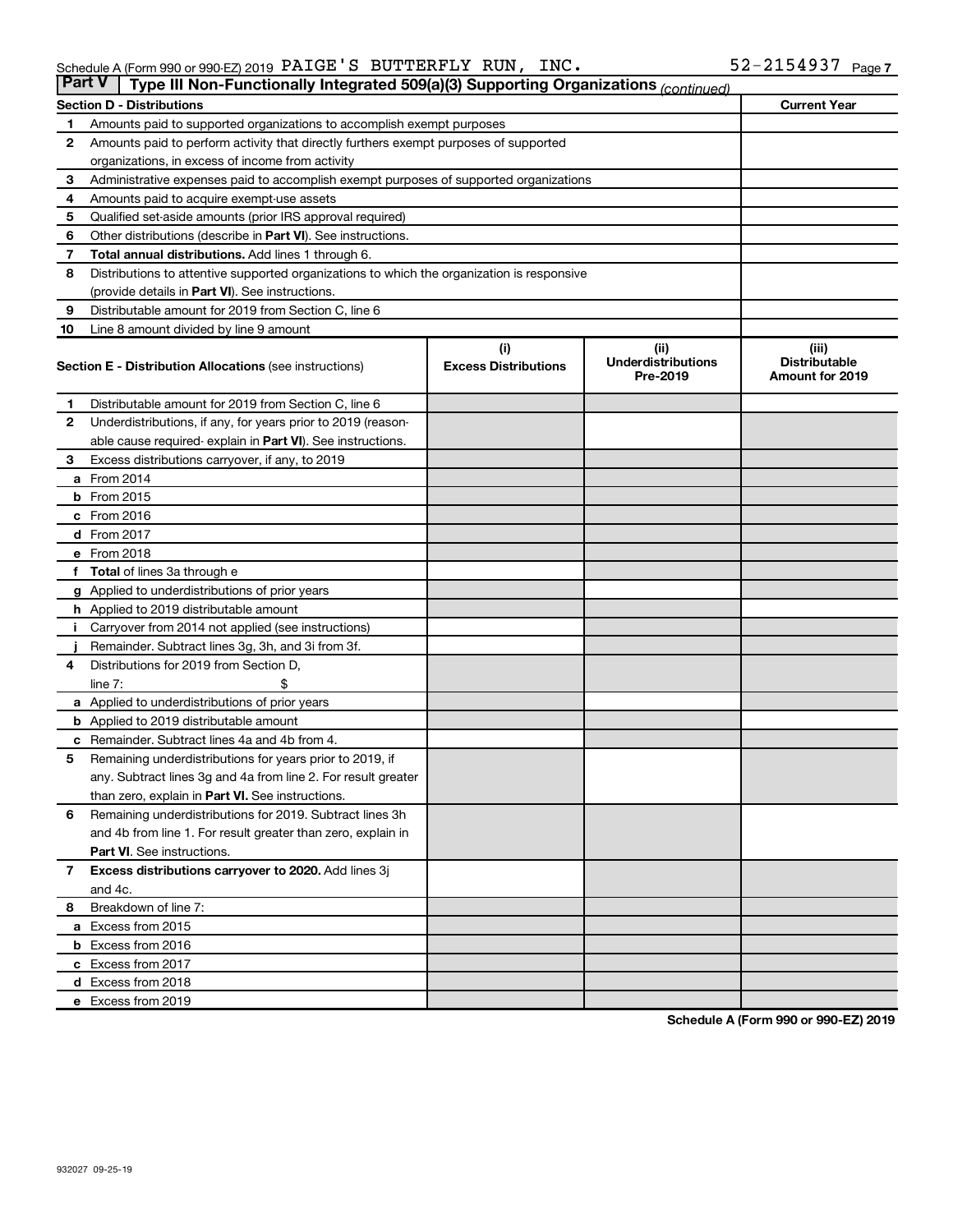Schedule A (Form 990 or 990-EZ) 2019 PAIGE'S BUTTERFLY RUN, INC. 52-2154937

## Part V | Type III Non-Functionally Integrated 509(a)(3) Supporting Organizations *(continued)*

| **Section D - Distributions** | | **Current Year** |
|---|---|---|
| 1 | Amounts paid to supported organizations to accomplish exempt purposes | |
| 2 | Amounts paid to perform activity that directly furthers exempt purposes of supported organizations, in excess of income from activity | |
| 3 | Administrative expenses paid to accomplish exempt purposes of supported organizations | |
| 4 | Amounts paid to acquire exempt-use assets | |
| 5 | Qualified set-aside amounts (prior IRS approval required) | |
| 6 | Other distributions (describe in **Part VI**). See instructions. | |
| 7 | **Total annual distributions.** Add lines 1 through 6. | |
| 8 | Distributions to attentive supported organizations to which the organization is responsive (provide details in **Part VI**). See instructions. | |
| 9 | Distributable amount for 2019 from Section C, line 6 | |
| 10 | Line 8 amount divided by line 9 amount | |

| | **Section E - Distribution Allocations** (see instructions) | (i) **Excess Distributions** | (ii) **Underdistributions Pre-2019** | (iii) **Distributable Amount for 2019** |
|---|---|---|---|---|
| 1 | Distributable amount for 2019 from Section C, line 6 | | | |
| 2 | Underdistributions, if any, for years prior to 2019 (reasonable cause required- explain in **Part VI**). See instructions. | | | |
| 3 | Excess distributions carryover, if any, to 2019 | | | |
| a | From 2014 | | | |
| b | From 2015 | | | |
| c | From 2016 | | | |
| d | From 2017 | | | |
| e | From 2018 | | | |
| f | **Total** of lines 3a through e | | | |
| g | Applied to underdistributions of prior years | | | |
| h | Applied to 2019 distributable amount | | | |
| i | Carryover from 2014 not applied (see instructions) | | | |
| j | Remainder. Subtract lines 3g, 3h, and 3i from 3f. | | | |
| 4 | Distributions for 2019 from Section D, line 7: $ | | | |
| a | Applied to underdistributions of prior years | | | |
| b | Applied to 2019 distributable amount | | | |
| c | Remainder. Subtract lines 4a and 4b from 4. | | | |
| 5 | Remaining underdistributions for years prior to 2019, if any. Subtract lines 3g and 4a from line 2. For result greater than zero, explain in **Part VI.** See instructions. | | | |
| 6 | Remaining underdistributions for 2019. Subtract lines 3h and 4b from line 1. For result greater than zero, explain in **Part VI**. See instructions. | | | |
| 7 | **Excess distributions carryover to 2020.** Add lines 3j and 4c. | | | |
| 8 | Breakdown of line 7: | | | |
| a | Excess from 2015 | | | |
| b | Excess from 2016 | | | |
| c | Excess from 2017 | | | |
| d | Excess from 2018 | | | |
| e | Excess from 2019 | | | |

**Schedule A (Form 990 or 990-EZ) 2019**

932027 09-25-19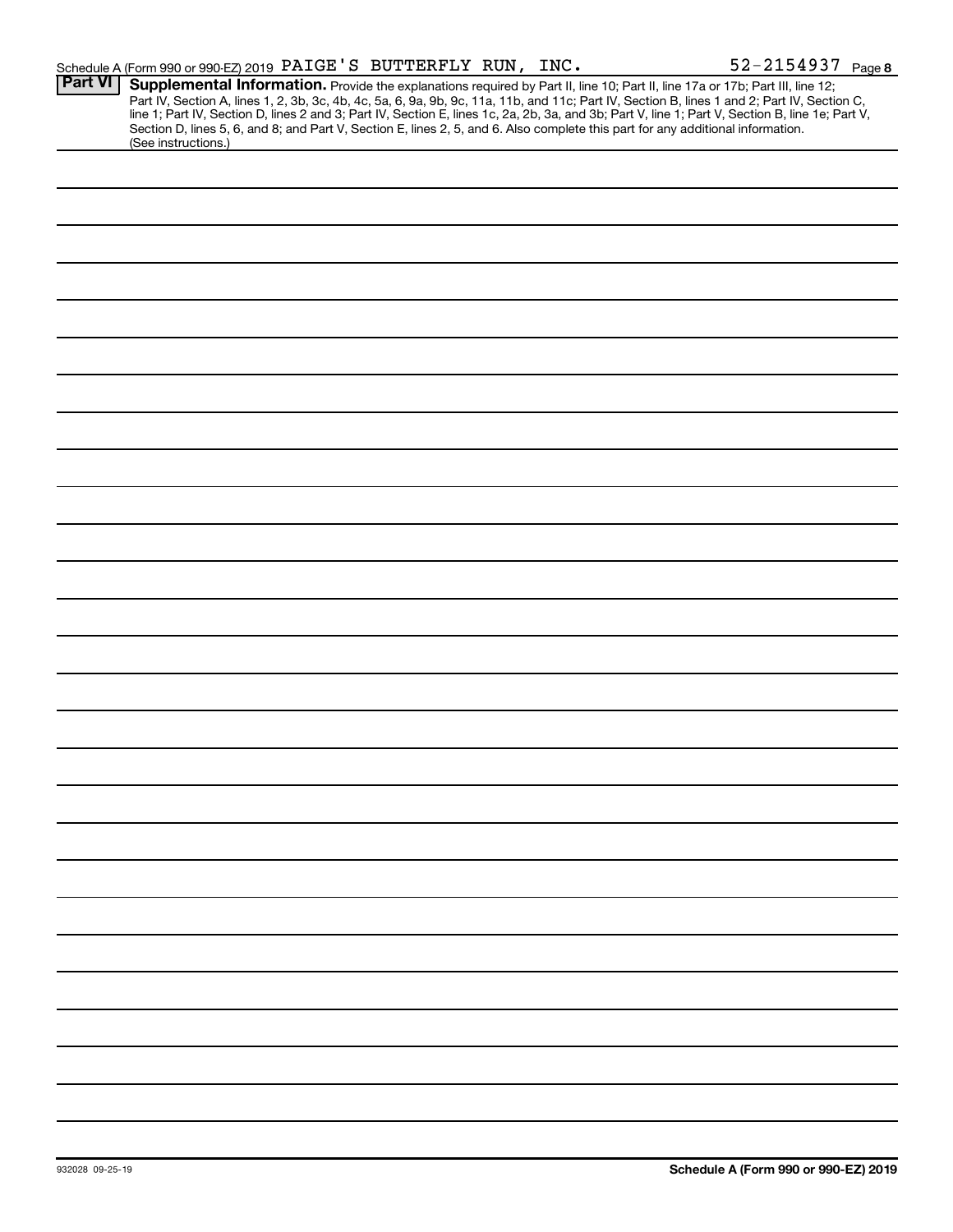Schedule A (Form 990 or 990-EZ) 2019 PAIGE'S BUTTERFLY RUN, INC. 52-2154937 Page 8

**Part VI** **Supplemental Information.** Provide the explanations required by Part II, line 10; Part II, line 17a or 17b; Part III, line 12; Part IV, Section A, lines 1, 2, 3b, 3c, 4b, 4c, 5a, 6, 9a, 9b, 9c, 11a, 11b, and 11c; Part IV, Section B, lines 1 and 2; Part IV, Section C, line 1; Part IV, Section D, lines 2 and 3; Part IV, Section E, lines 1c, 2a, 2b, 3a, and 3b; Part V, line 1; Part V, Section B, line 1e; Part V, Section D, lines 5, 6, and 8; and Part V, Section E, lines 2, 5, and 6. Also complete this part for any additional information. (See instructions.)

932028 09-25-19

**Schedule A (Form 990 or 990-EZ) 2019**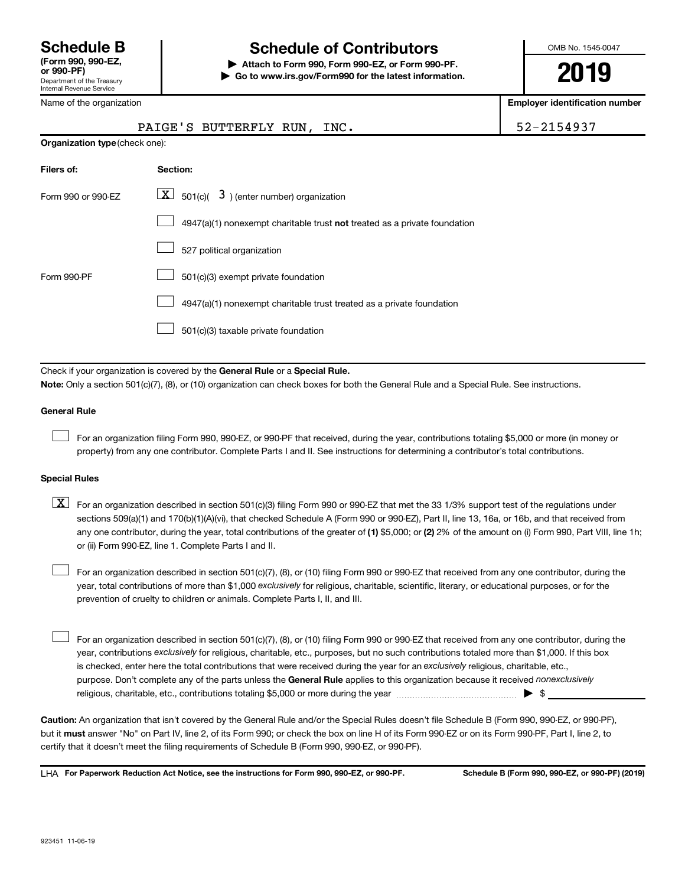# Schedule B (Form 990, 990-EZ, or 990-PF)

Department of the Treasury
Internal Revenue Service

## Schedule of Contributors

▶ Attach to Form 990, Form 990-EZ, or Form 990-PF.
▶ Go to www.irs.gov/Form990 for the latest information.

OMB No. 1545-0047

**2019**

| Name of the organization | Employer identification number |
|---|---|
| PAIGE'S BUTTERFLY RUN, INC. | 52-2154937 |

**Organization type** (check one):

| Filers of: | Section: |
|---|---|
| Form 990 or 990-EZ | [X] 501(c)( 3 ) (enter number) organization |
| | [ ] 4947(a)(1) nonexempt charitable trust **not** treated as a private foundation |
| | [ ] 527 political organization |
| Form 990-PF | [ ] 501(c)(3) exempt private foundation |
| | [ ] 4947(a)(1) nonexempt charitable trust treated as a private foundation |
| | [ ] 501(c)(3) taxable private foundation |

Check if your organization is covered by the **General Rule** or a **Special Rule.**

**Note:** Only a section 501(c)(7), (8), or (10) organization can check boxes for both the General Rule and a Special Rule. See instructions.

### General Rule

[ ] For an organization filing Form 990, 990-EZ, or 990-PF that received, during the year, contributions totaling $5,000 or more (in money or property) from any one contributor. Complete Parts I and II. See instructions for determining a contributor's total contributions.

### Special Rules

[X] For an organization described in section 501(c)(3) filing Form 990 or 990-EZ that met the 33 1/3% support test of the regulations under sections 509(a)(1) and 170(b)(1)(A)(vi), that checked Schedule A (Form 990 or 990-EZ), Part II, line 13, 16a, or 16b, and that received from any one contributor, during the year, total contributions of the greater of **(1)** $5,000; or **(2)** 2% of the amount on (i) Form 990, Part VIII, line 1h; or (ii) Form 990-EZ, line 1. Complete Parts I and II.

[ ] For an organization described in section 501(c)(7), (8), or (10) filing Form 990 or 990-EZ that received from any one contributor, during the year, total contributions of more than $1,000 *exclusively* for religious, charitable, scientific, literary, or educational purposes, or for the prevention of cruelty to children or animals. Complete Parts I, II, and III.

[ ] For an organization described in section 501(c)(7), (8), or (10) filing Form 990 or 990-EZ that received from any one contributor, during the year, contributions *exclusively* for religious, charitable, etc., purposes, but no such contributions totaled more than $1,000. If this box is checked, enter here the total contributions that were received during the year for an *exclusively* religious, charitable, etc., purpose. Don't complete any of the parts unless the **General Rule** applies to this organization because it received *nonexclusively* religious, charitable, etc., contributions totaling $5,000 or more during the year ▶ $ ____________

**Caution:** An organization that isn't covered by the General Rule and/or the Special Rules doesn't file Schedule B (Form 990, 990-EZ, or 990-PF), but it **must** answer "No" on Part IV, line 2, of its Form 990; or check the box on line H of its Form 990-EZ or on its Form 990-PF, Part I, line 2, to certify that it doesn't meet the filing requirements of Schedule B (Form 990, 990-EZ, or 990-PF).

LHA **For Paperwork Reduction Act Notice, see the instructions for Form 990, 990-EZ, or 990-PF.** **Schedule B (Form 990, 990-EZ, or 990-PF) (2019)**

923451 11-06-19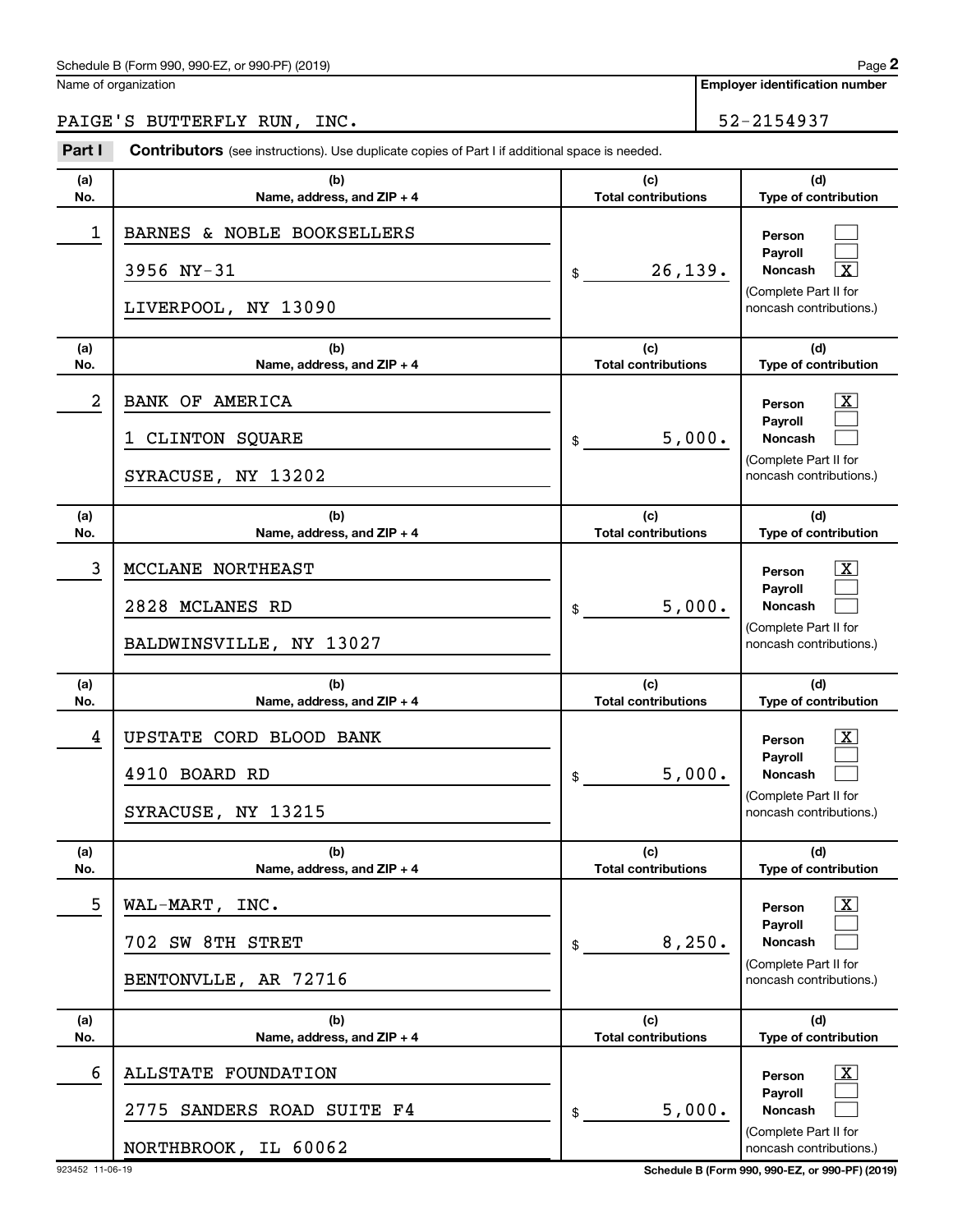Schedule B (Form 990, 990-EZ, or 990-PF) (2019)

Name of organization: PAIGE'S BUTTERFLY RUN, INC.

Employer identification number: 52-2154937

**Part I** **Contributors** (see instructions). Use duplicate copies of Part I if additional space is needed.

| (a) No. | (b) Name, address, and ZIP + 4 | (c) Total contributions | (d) Type of contribution |
|---|---|---|---|
| 1 | BARNES & NOBLE BOOKSELLERS<br>3956 NY-31<br>LIVERPOOL, NY 13090 | $ 26,139. | Person ☐<br>Payroll ☐<br>Noncash ☒<br>(Complete Part II for noncash contributions.) |
| 2 | BANK OF AMERICA<br>1 CLINTON SQUARE<br>SYRACUSE, NY 13202 | $ 5,000. | Person ☒<br>Payroll ☐<br>Noncash ☐<br>(Complete Part II for noncash contributions.) |
| 3 | MCCLANE NORTHEAST<br>2828 MCLANES RD<br>BALDWINSVILLE, NY 13027 | $ 5,000. | Person ☒<br>Payroll ☐<br>Noncash ☐<br>(Complete Part II for noncash contributions.) |
| 4 | UPSTATE CORD BLOOD BANK<br>4910 BOARD RD<br>SYRACUSE, NY 13215 | $ 5,000. | Person ☒<br>Payroll ☐<br>Noncash ☐<br>(Complete Part II for noncash contributions.) |
| 5 | WAL-MART, INC.<br>702 SW 8TH STRET<br>BENTONVLLE, AR 72716 | $ 8,250. | Person ☒<br>Payroll ☐<br>Noncash ☐<br>(Complete Part II for noncash contributions.) |
| 6 | ALLSTATE FOUNDATION<br>2775 SANDERS ROAD SUITE F4<br>NORTHBROOK, IL 60062 | $ 5,000. | Person ☒<br>Payroll ☐<br>Noncash ☐<br>(Complete Part II for noncash contributions.) |

923452 11-06-19

Schedule B (Form 990, 990-EZ, or 990-PF) (2019)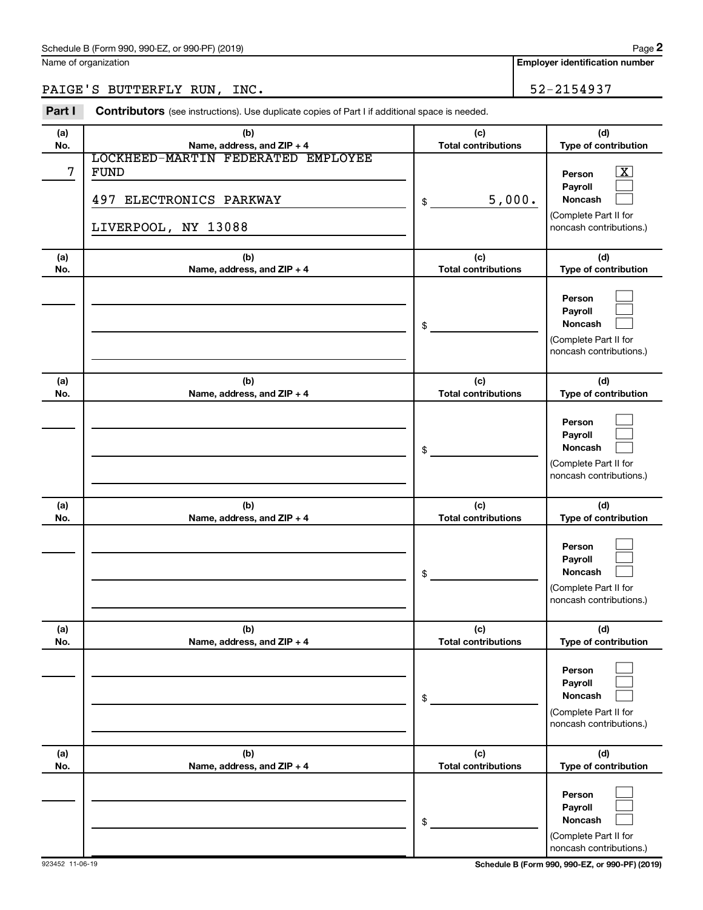Schedule B (Form 990, 990-EZ, or 990-PF) (2019)

| Name of organization | Employer identification number |
| --- | --- |
| PAIGE'S BUTTERFLY RUN, INC. | 52-2154937 |

**Part I** **Contributors** (see instructions). Use duplicate copies of Part I if additional space is needed.

| (a) No. | (b) Name, address, and ZIP + 4 | (c) Total contributions | (d) Type of contribution |
| --- | --- | --- | --- |
| 7 | LOCKHEED-MARTIN FEDERATED EMPLOYEE FUND<br>497 ELECTRONICS PARKWAY<br>LIVERPOOL, NY 13088 | $ 5,000. | Person [X]<br>Payroll [ ]<br>Noncash [ ]<br>(Complete Part II for noncash contributions.) |
| | | $ | Person [ ]<br>Payroll [ ]<br>Noncash [ ]<br>(Complete Part II for noncash contributions.) |
| | | $ | Person [ ]<br>Payroll [ ]<br>Noncash [ ]<br>(Complete Part II for noncash contributions.) |
| | | $ | Person [ ]<br>Payroll [ ]<br>Noncash [ ]<br>(Complete Part II for noncash contributions.) |
| | | $ | Person [ ]<br>Payroll [ ]<br>Noncash [ ]<br>(Complete Part II for noncash contributions.) |
| | | $ | Person [ ]<br>Payroll [ ]<br>Noncash [ ]<br>(Complete Part II for noncash contributions.) |

923452 11-06-19 Schedule B (Form 990, 990-EZ, or 990-PF) (2019)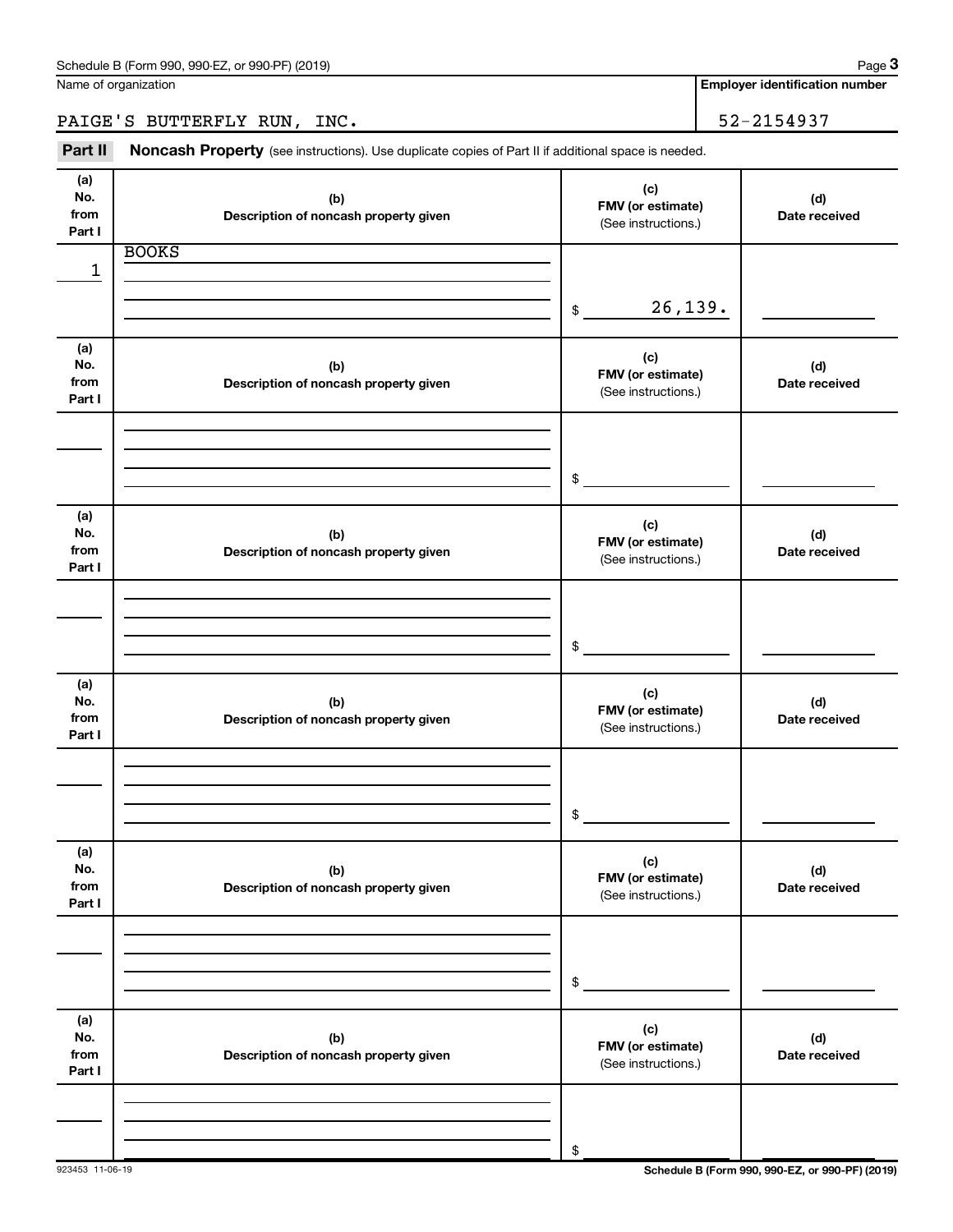Schedule B (Form 990, 990-EZ, or 990-PF) (2019)

Name of organization: PAIGE'S BUTTERFLY RUN, INC.

Employer identification number: 52-2154937

**Part II** **Noncash Property** (see instructions). Use duplicate copies of Part II if additional space is needed.

| (a) No. from Part I | (b) Description of noncash property given | (c) FMV (or estimate) (See instructions.) | (d) Date received |
|---|---|---|---|
| 1 | BOOKS | $ 26,139. | |
| | | $ | |
| | | $ | |
| | | $ | |
| | | $ | |
| | | $ | |

923453 11-06-19

Schedule B (Form 990, 990-EZ, or 990-PF) (2019)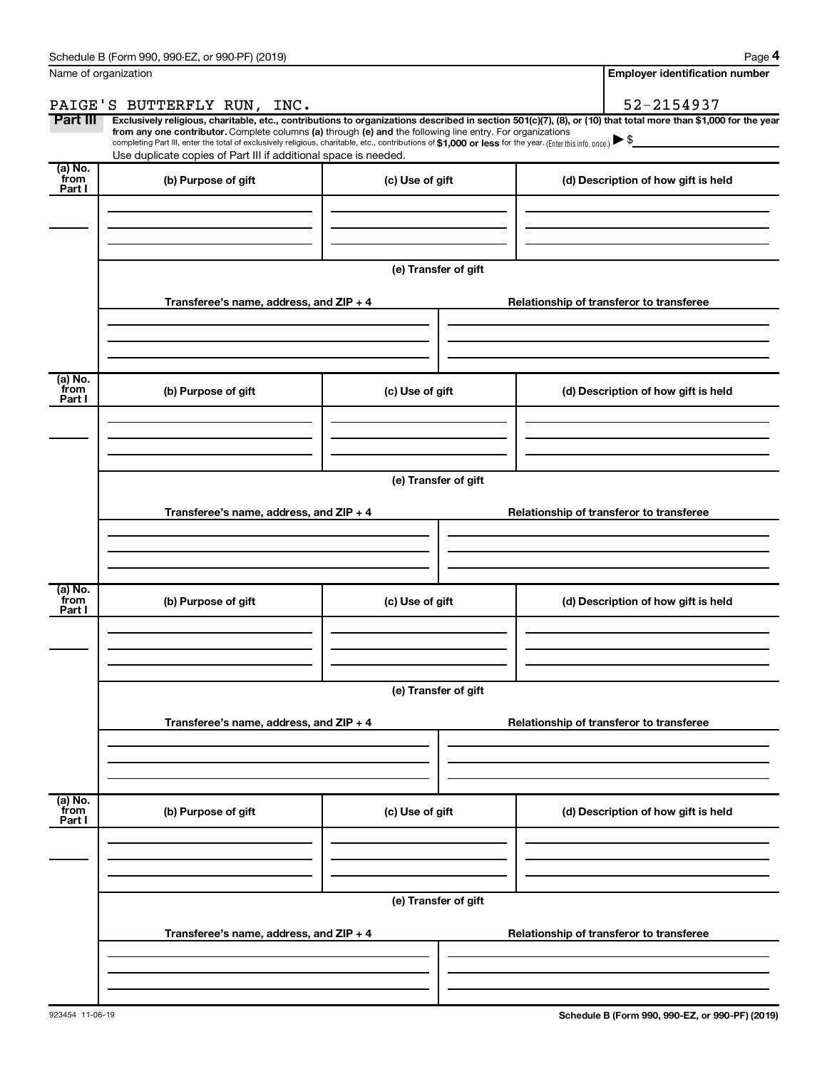Name of organization

PAIGE'S BUTTERFLY RUN, INC.

**Employer identification number**

52-2154937

**Part III** **Exclusively religious, charitable, etc., contributions to organizations described in section 501(c)(7), (8), or (10) that total more than $1,000 for the year from any one contributor.** Complete columns **(a)** through **(e)** and the following line entry. For organizations completing Part III, enter the total of exclusively religious, charitable, etc., contributions of **$1,000 or less** for the year. (Enter this info. once.) ▶ $

Use duplicate copies of Part III if additional space is needed.

| (a) No. from Part I | (b) Purpose of gift | (c) Use of gift | (d) Description of how gift is held |
|---|---|---|---|
| | | | |

(e) Transfer of gift

| Transferee's name, address, and ZIP + 4 | Relationship of transferor to transferee |
|---|---|
| | |

| (a) No. from Part I | (b) Purpose of gift | (c) Use of gift | (d) Description of how gift is held |
|---|---|---|---|
| | | | |

(e) Transfer of gift

| Transferee's name, address, and ZIP + 4 | Relationship of transferor to transferee |
|---|---|
| | |

| (a) No. from Part I | (b) Purpose of gift | (c) Use of gift | (d) Description of how gift is held |
|---|---|---|---|
| | | | |

(e) Transfer of gift

| Transferee's name, address, and ZIP + 4 | Relationship of transferor to transferee |
|---|---|
| | |

| (a) No. from Part I | (b) Purpose of gift | (c) Use of gift | (d) Description of how gift is held |
|---|---|---|---|
| | | | |

(e) Transfer of gift

| Transferee's name, address, and ZIP + 4 | Relationship of transferor to transferee |
|---|---|
| | |

923454 11-06-19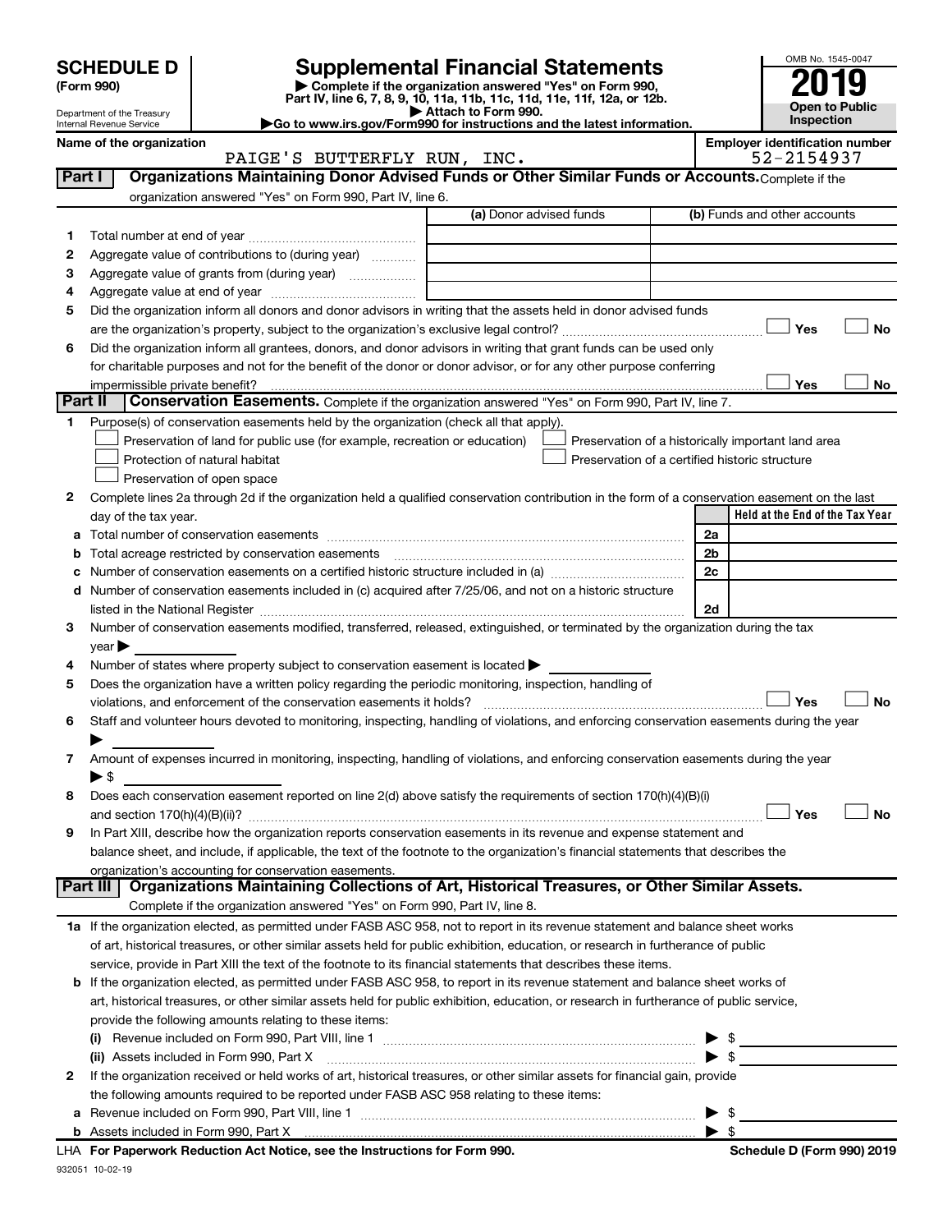# SCHEDULE D (Form 990)

Department of the Treasury
Internal Revenue Service

# Supplemental Financial Statements

▶ Complete if the organization answered "Yes" on Form 990, Part IV, line 6, 7, 8, 9, 10, 11a, 11b, 11c, 11d, 11e, 11f, 12a, or 12b.
▶ Attach to Form 990.
▶Go to www.irs.gov/Form990 for instructions and the latest information.

OMB No. 1545-0047

**2019**

**Open to Public Inspection**

**Name of the organization**
PAIGE'S BUTTERFLY RUN, INC.

**Employer identification number**
52-2154937

## Part I Organizations Maintaining Donor Advised Funds or Other Similar Funds or Accounts. Complete if the organization answered "Yes" on Form 990, Part IV, line 6.

| | | (a) Donor advised funds | (b) Funds and other accounts |
|---|---|---|---|
| 1 | Total number at end of year | | |
| 2 | Aggregate value of contributions to (during year) | | |
| 3 | Aggregate value of grants from (during year) | | |
| 4 | Aggregate value at end of year | | |

5 Did the organization inform all donors and donor advisors in writing that the assets held in donor advised funds are the organization's property, subject to the organization's exclusive legal control? ☐ Yes ☐ No

6 Did the organization inform all grantees, donors, and donor advisors in writing that grant funds can be used only for charitable purposes and not for the benefit of the donor or donor advisor, or for any other purpose conferring impermissible private benefit? ☐ Yes ☐ No

## Part II Conservation Easements. Complete if the organization answered "Yes" on Form 990, Part IV, line 7.

1 Purpose(s) of conservation easements held by the organization (check all that apply).
- ☐ Preservation of land for public use (for example, recreation or education)
- ☐ Protection of natural habitat
- ☐ Preservation of open space
- ☐ Preservation of a historically important land area
- ☐ Preservation of a certified historic structure

2 Complete lines 2a through 2d if the organization held a qualified conservation contribution in the form of a conservation easement on the last day of the tax year.

| | | | Held at the End of the Tax Year |
|---|---|---|---|
| a | Total number of conservation easements | 2a | |
| b | Total acreage restricted by conservation easements | 2b | |
| c | Number of conservation easements on a certified historic structure included in (a) | 2c | |
| d | Number of conservation easements included in (c) acquired after 7/25/06, and not on a historic structure listed in the National Register | 2d | |

3 Number of conservation easements modified, transferred, released, extinguished, or terminated by the organization during the tax year ▶

4 Number of states where property subject to conservation easement is located ▶

5 Does the organization have a written policy regarding the periodic monitoring, inspection, handling of violations, and enforcement of the conservation easements it holds? ☐ Yes ☐ No

6 Staff and volunteer hours devoted to monitoring, inspecting, handling of violations, and enforcing conservation easements during the year ▶

7 Amount of expenses incurred in monitoring, inspecting, handling of violations, and enforcing conservation easements during the year ▶ $

8 Does each conservation easement reported on line 2(d) above satisfy the requirements of section 170(h)(4)(B)(i) and section 170(h)(4)(B)(ii)? ☐ Yes ☐ No

9 In Part XIII, describe how the organization reports conservation easements in its revenue and expense statement and balance sheet, and include, if applicable, the text of the footnote to the organization's financial statements that describes the organization's accounting for conservation easements.

## Part III Organizations Maintaining Collections of Art, Historical Treasures, or Other Similar Assets.

Complete if the organization answered "Yes" on Form 990, Part IV, line 8.

1a If the organization elected, as permitted under FASB ASC 958, not to report in its revenue statement and balance sheet works of art, historical treasures, or other similar assets held for public exhibition, education, or research in furtherance of public service, provide in Part XIII the text of the footnote to its financial statements that describes these items.

b If the organization elected, as permitted under FASB ASC 958, to report in its revenue statement and balance sheet works of art, historical treasures, or other similar assets held for public exhibition, education, or research in furtherance of public service, provide the following amounts relating to these items:

(i) Revenue included on Form 990, Part VIII, line 1 ▶ $

(ii) Assets included in Form 990, Part X ▶ $

2 If the organization received or held works of art, historical treasures, or other similar assets for financial gain, provide the following amounts required to be reported under FASB ASC 958 relating to these items:

a Revenue included on Form 990, Part VIII, line 1 ▶ $

b Assets included in Form 990, Part X ▶ $

LHA For Paperwork Reduction Act Notice, see the Instructions for Form 990. Schedule D (Form 990) 2019

932051 10-02-19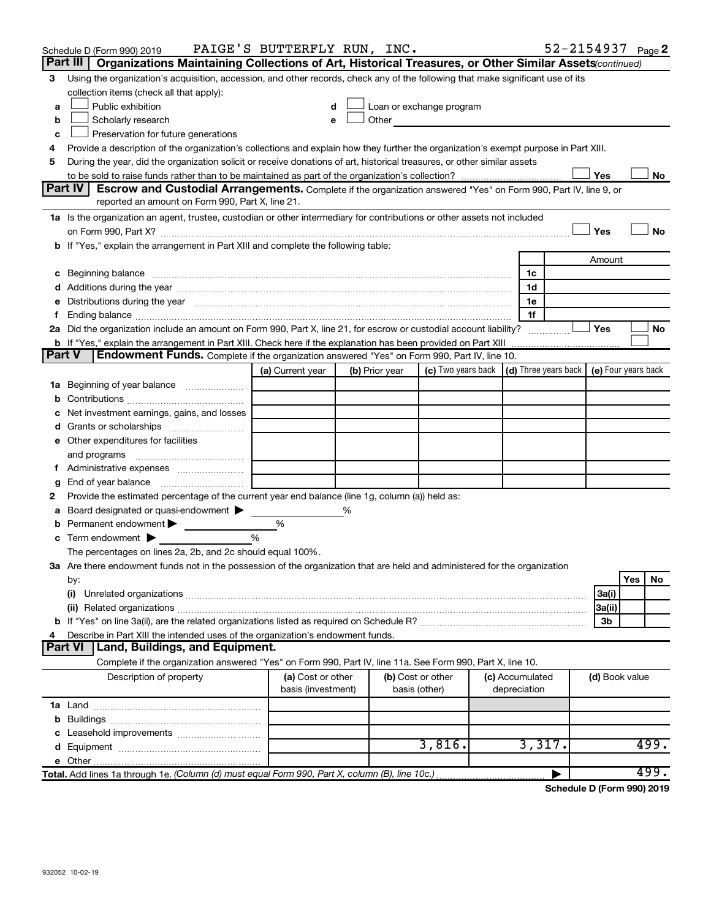Schedule D (Form 990) 2019 PAIGE'S BUTTERFLY RUN, INC. 52-2154937 Page **2**

## Part III Organizations Maintaining Collections of Art, Historical Treasures, or Other Similar Assets *(continued)*

3 Using the organization's acquisition, accession, and other records, check any of the following that make significant use of its collection items (check all that apply):

- a ☐ Public exhibition
- b ☐ Scholarly research
- c ☐ Preservation for future generations
- d ☐ Loan or exchange program
- e ☐ Other

4 Provide a description of the organization's collections and explain how they further the organization's exempt purpose in Part XIII.

5 During the year, did the organization solicit or receive donations of art, historical treasures, or other similar assets to be sold to raise funds rather than to be maintained as part of the organization's collection? ☐ Yes ☐ No

## Part IV Escrow and Custodial Arrangements.

Complete if the organization answered "Yes" on Form 990, Part IV, line 9, or reported an amount on Form 990, Part X, line 21.

1a Is the organization an agent, trustee, custodian or other intermediary for contributions or other assets not included on Form 990, Part X? ☐ Yes ☐ No

b If "Yes," explain the arrangement in Part XIII and complete the following table:

| | | Amount |
|---|---|---|
| c Beginning balance | 1c | |
| d Additions during the year | 1d | |
| e Distributions during the year | 1e | |
| f Ending balance | 1f | |

2a Did the organization include an amount on Form 990, Part X, line 21, for escrow or custodial account liability? ☐ Yes ☐ No

b If "Yes," explain the arrangement in Part XIII. Check here if the explanation has been provided on Part XIII ☐

## Part V Endowment Funds.

Complete if the organization answered "Yes" on Form 990, Part IV, line 10.

| | (a) Current year | (b) Prior year | (c) Two years back | (d) Three years back | (e) Four years back |
|---|---|---|---|---|---|
| 1a Beginning of year balance | | | | | |
| b Contributions | | | | | |
| c Net investment earnings, gains, and losses | | | | | |
| d Grants or scholarships | | | | | |
| e Other expenditures for facilities and programs | | | | | |
| f Administrative expenses | | | | | |
| g End of year balance | | | | | |

2 Provide the estimated percentage of the current year end balance (line 1g, column (a)) held as:

- a Board designated or quasi-endowment ▶ %
- b Permanent endowment ▶ %
- c Term endowment ▶ %

The percentages on lines 2a, 2b, and 2c should equal 100%.

3a Are there endowment funds not in the possession of the organization that are held and administered for the organization by:

| | | Yes | No |
|---|---|---|---|
| (i) Unrelated organizations | 3a(i) | | |
| (ii) Related organizations | 3a(ii) | | |
| b If "Yes" on line 3a(ii), are the related organizations listed as required on Schedule R? | 3b | | |

4 Describe in Part XIII the intended uses of the organization's endowment funds.

## Part VI Land, Buildings, and Equipment.

Complete if the organization answered "Yes" on Form 990, Part IV, line 11a. See Form 990, Part X, line 10.

| Description of property | (a) Cost or other basis (investment) | (b) Cost or other basis (other) | (c) Accumulated depreciation | (d) Book value |
|---|---|---|---|---|
| 1a Land | | | | |
| b Buildings | | | | |
| c Leasehold improvements | | | | |
| d Equipment | | 3,816. | 3,317. | 499. |
| e Other | | | | |
| **Total.** Add lines 1a through 1e. *(Column (d) must equal Form 990, Part X, column (B), line 10c.)* | | | ▶ | 499. |

**Schedule D (Form 990) 2019**

932052 10-02-19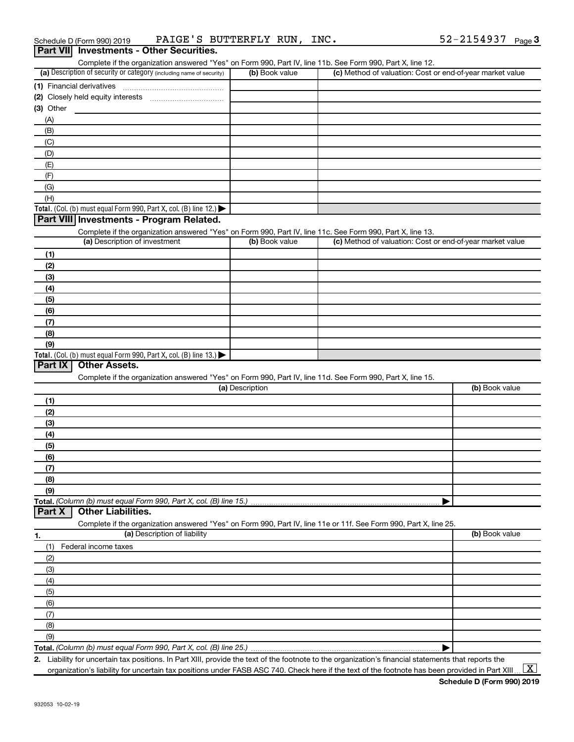Schedule D (Form 990) 2019 PAIGE'S BUTTERFLY RUN, INC. 52-2154937 Page 3

## Part VII Investments - Other Securities.

Complete if the organization answered "Yes" on Form 990, Part IV, line 11b. See Form 990, Part X, line 12.

| (a) Description of security or category (including name of security) | (b) Book value | (c) Method of valuation: Cost or end-of-year market value |
|---|---|---|
| (1) Financial derivatives | | |
| (2) Closely held equity interests | | |
| (3) Other | | |
| (A) | | |
| (B) | | |
| (C) | | |
| (D) | | |
| (E) | | |
| (F) | | |
| (G) | | |
| (H) | | |
| **Total.** (Col. (b) must equal Form 990, Part X, col. (B) line 12.) ▶ | | |

## Part VIII Investments - Program Related.

Complete if the organization answered "Yes" on Form 990, Part IV, line 11c. See Form 990, Part X, line 13.

| (a) Description of investment | (b) Book value | (c) Method of valuation: Cost or end-of-year market value |
|---|---|---|
| (1) | | |
| (2) | | |
| (3) | | |
| (4) | | |
| (5) | | |
| (6) | | |
| (7) | | |
| (8) | | |
| (9) | | |
| **Total.** (Col. (b) must equal Form 990, Part X, col. (B) line 13.) ▶ | | |

## Part IX Other Assets.

Complete if the organization answered "Yes" on Form 990, Part IV, line 11d. See Form 990, Part X, line 15.

| (a) Description | (b) Book value |
|---|---|
| (1) | |
| (2) | |
| (3) | |
| (4) | |
| (5) | |
| (6) | |
| (7) | |
| (8) | |
| (9) | |
| **Total.** *(Column (b) must equal Form 990, Part X, col. (B) line 15.)* ▶ | |

## Part X Other Liabilities.

Complete if the organization answered "Yes" on Form 990, Part IV, line 11e or 11f. See Form 990, Part X, line 25.

| 1. (a) Description of liability | (b) Book value |
|---|---|
| (1) Federal income taxes | |
| (2) | |
| (3) | |
| (4) | |
| (5) | |
| (6) | |
| (7) | |
| (8) | |
| (9) | |
| **Total.** *(Column (b) must equal Form 990, Part X, col. (B) line 25.)* ▶ | |

2. Liability for uncertain tax positions. In Part XIII, provide the text of the footnote to the organization's financial statements that reports the organization's liability for uncertain tax positions under FASB ASC 740. Check here if the text of the footnote has been provided in Part XIII ... [X]

**Schedule D (Form 990) 2019**

932053 10-02-19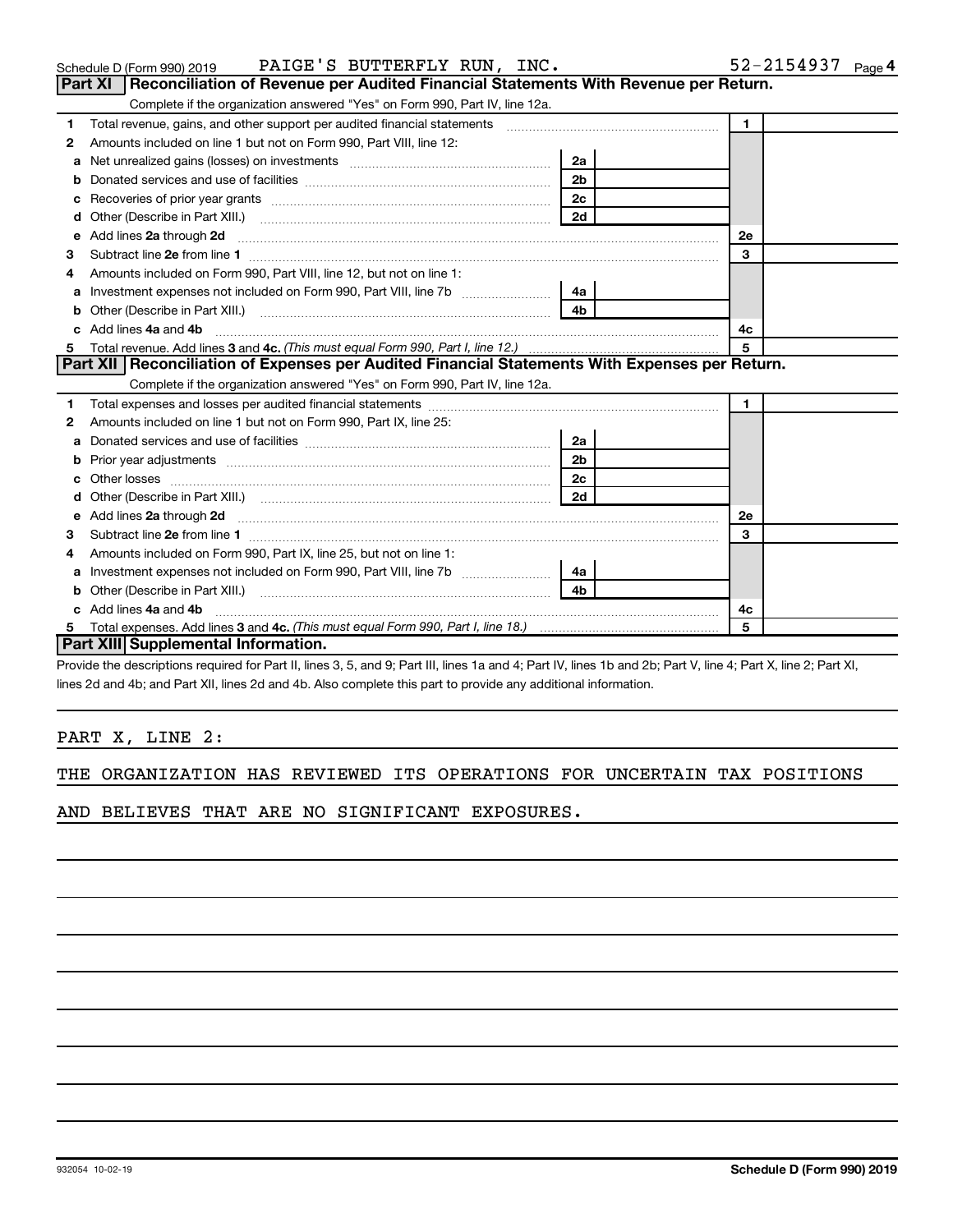Schedule D (Form 990) 2019 PAIGE'S BUTTERFLY RUN, INC. 52-2154937 Page 4

## Part XI Reconciliation of Revenue per Audited Financial Statements With Revenue per Return.

Complete if the organization answered "Yes" on Form 990, Part IV, line 12a.

| | | | | | |
|---|---|---|---|---|---|
| 1 | Total revenue, gains, and other support per audited financial statements | | | 1 | |
| 2 | Amounts included on line 1 but not on Form 990, Part VIII, line 12: | | | | |
| a | Net unrealized gains (losses) on investments | 2a | | | |
| b | Donated services and use of facilities | 2b | | | |
| c | Recoveries of prior year grants | 2c | | | |
| d | Other (Describe in Part XIII.) | 2d | | | |
| e | Add lines **2a** through **2d** | | | 2e | |
| 3 | Subtract line **2e** from line **1** | | | 3 | |
| 4 | Amounts included on Form 990, Part VIII, line 12, but not on line 1: | | | | |
| a | Investment expenses not included on Form 990, Part VIII, line 7b | 4a | | | |
| b | Other (Describe in Part XIII.) | 4b | | | |
| c | Add lines **4a** and **4b** | | | 4c | |
| 5 | Total revenue. Add lines **3** and **4c.** *(This must equal Form 990, Part I, line 12.)* | | | 5 | |

## Part XII Reconciliation of Expenses per Audited Financial Statements With Expenses per Return.

Complete if the organization answered "Yes" on Form 990, Part IV, line 12a.

| | | | | | |
|---|---|---|---|---|---|
| 1 | Total expenses and losses per audited financial statements | | | 1 | |
| 2 | Amounts included on line 1 but not on Form 990, Part IX, line 25: | | | | |
| a | Donated services and use of facilities | 2a | | | |
| b | Prior year adjustments | 2b | | | |
| c | Other losses | 2c | | | |
| d | Other (Describe in Part XIII.) | 2d | | | |
| e | Add lines **2a** through **2d** | | | 2e | |
| 3 | Subtract line **2e** from line **1** | | | 3 | |
| 4 | Amounts included on Form 990, Part IX, line 25, but not on line 1: | | | | |
| a | Investment expenses not included on Form 990, Part VIII, line 7b | 4a | | | |
| b | Other (Describe in Part XIII.) | 4b | | | |
| c | Add lines **4a** and **4b** | | | 4c | |
| 5 | Total expenses. Add lines **3** and **4c.** *(This must equal Form 990, Part I, line 18.)* | | | 5 | |

## Part XIII Supplemental Information.

Provide the descriptions required for Part II, lines 3, 5, and 9; Part III, lines 1a and 4; Part IV, lines 1b and 2b; Part V, line 4; Part X, line 2; Part XI, lines 2d and 4b; and Part XII, lines 2d and 4b. Also complete this part to provide any additional information.

PART X, LINE 2:

THE ORGANIZATION HAS REVIEWED ITS OPERATIONS FOR UNCERTAIN TAX POSITIONS AND BELIEVES THAT ARE NO SIGNIFICANT EXPOSURES.

932054 10-02-19 **Schedule D (Form 990) 2019**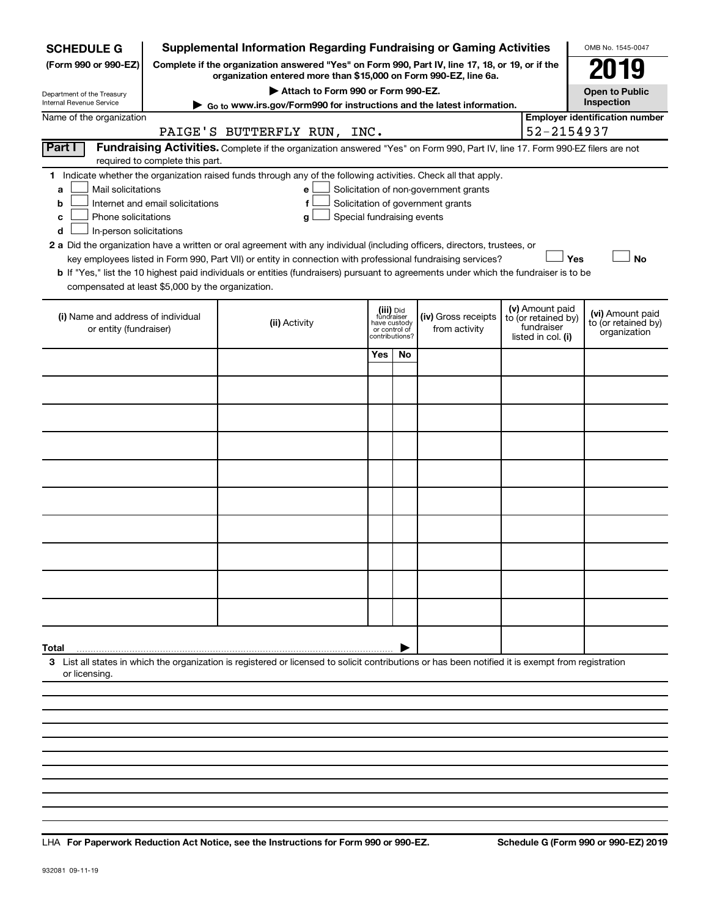**SCHEDULE G** (Form 990 or 990-EZ)

Department of the Treasury
Internal Revenue Service

# Supplemental Information Regarding Fundraising or Gaming Activities

**Complete if the organization answered "Yes" on Form 990, Part IV, line 17, 18, or 19, or if the organization entered more than $15,000 on Form 990-EZ, line 6a.**

▶ Attach to Form 990 or Form 990-EZ.

▶ Go to www.irs.gov/Form990 for instructions and the latest information.

OMB No. 1545-0047

**2019**

**Open to Public Inspection**

Name of the organization: PAIGE'S BUTTERFLY RUN, INC.

Employer identification number: 52-2154937

**Part I** **Fundraising Activities.** Complete if the organization answered "Yes" on Form 990, Part IV, line 17. Form 990-EZ filers are not required to complete this part.

1 Indicate whether the organization raised funds through any of the following activities. Check all that apply.

- a ☐ Mail solicitations
- b ☐ Internet and email solicitations
- c ☐ Phone solicitations
- d ☐ In-person solicitations
- e ☐ Solicitation of non-government grants
- f ☐ Solicitation of government grants
- g ☐ Special fundraising events

**2 a** Did the organization have a written or oral agreement with any individual (including officers, directors, trustees, or key employees listed in Form 990, Part VII) or entity in connection with professional fundraising services? ☐ Yes ☐ No

**b** If "Yes," list the 10 highest paid individuals or entities (fundraisers) pursuant to agreements under which the fundraiser is to be compensated at least $5,000 by the organization.

| (i) Name and address of individual or entity (fundraiser) | (ii) Activity | (iii) Did fundraiser have custody or control of contributions? Yes | No | (iv) Gross receipts from activity | (v) Amount paid to (or retained by) fundraiser listed in col. (i) | (vi) Amount paid to (or retained by) organization |
|---|---|---|---|---|---|---|
| | | | | | | |
| | | | | | | |
| | | | | | | |
| | | | | | | |
| | | | | | | |
| | | | | | | |
| | | | | | | |
| | | | | | | |
| | | | | | | |
| | | | | | | |
| **Total** ▶ | | | | | | |

3 List all states in which the organization is registered or licensed to solicit contributions or has been notified it is exempt from registration or licensing.

LHA **For Paperwork Reduction Act Notice, see the Instructions for Form 990 or 990-EZ.** **Schedule G (Form 990 or 990-EZ) 2019**

932081 09-11-19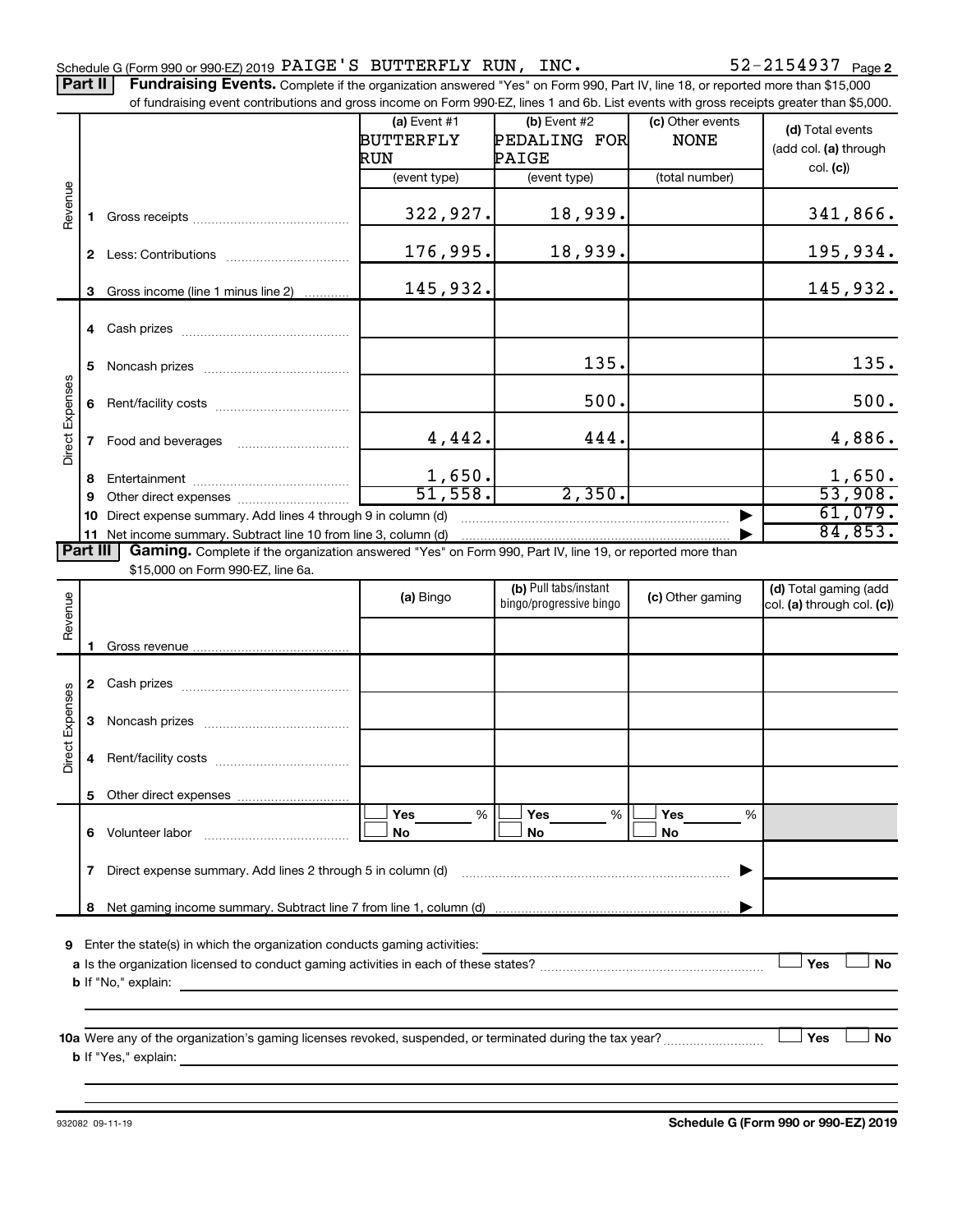Schedule G (Form 990 or 990-EZ) 2019 PAIGE'S BUTTERFLY RUN, INC. 52-2154937 Page 2

**Part II** **Fundraising Events.** Complete if the organization answered "Yes" on Form 990, Part IV, line 18, or reported more than $15,000 of fundraising event contributions and gross income on Form 990-EZ, lines 1 and 6b. List events with gross receipts greater than $5,000.

| | | (a) Event #1 BUTTERFLY RUN (event type) | (b) Event #2 PEDALING FOR PAIGE (event type) | (c) Other events NONE (total number) | (d) Total events (add col. (a) through col. (c)) |
|---|---|---|---|---|---|
| Revenue | 1 Gross receipts | 322,927. | 18,939. | | 341,866. |
| | 2 Less: Contributions | 176,995. | 18,939. | | 195,934. |
| | 3 Gross income (line 1 minus line 2) | 145,932. | | | 145,932. |
| Direct Expenses | 4 Cash prizes | | | | |
| | 5 Noncash prizes | | 135. | | 135. |
| | 6 Rent/facility costs | | 500. | | 500. |
| | 7 Food and beverages | 4,442. | 444. | | 4,886. |
| | 8 Entertainment | 1,650. | | | 1,650. |
| | 9 Other direct expenses | 51,558. | 2,350. | | 53,908. |
| | 10 Direct expense summary. Add lines 4 through 9 in column (d) | | | | 61,079. |
| | 11 Net income summary. Subtract line 10 from line 3, column (d) | | | | 84,853. |

**Part III** **Gaming.** Complete if the organization answered "Yes" on Form 990, Part IV, line 19, or reported more than $15,000 on Form 990-EZ, line 6a.

| | | (a) Bingo | (b) Pull tabs/instant bingo/progressive bingo | (c) Other gaming | (d) Total gaming (add col. (a) through col. (c)) |
|---|---|---|---|---|---|
| Revenue | 1 Gross revenue | | | | |
| Direct Expenses | 2 Cash prizes | | | | |
| | 3 Noncash prizes | | | | |
| | 4 Rent/facility costs | | | | |
| | 5 Other direct expenses | | | | |
| | 6 Volunteer labor | ☐ Yes ___% ☐ No | ☐ Yes ___% ☐ No | ☐ Yes ___% ☐ No | |
| | 7 Direct expense summary. Add lines 2 through 5 in column (d) | | | | |
| | 8 Net gaming income summary. Subtract line 7 from line 1, column (d) | | | | |

9 Enter the state(s) in which the organization conducts gaming activities: ______

a Is the organization licensed to conduct gaming activities in each of these states? ☐ Yes ☐ No

b If "No," explain: ______

10a Were any of the organization's gaming licenses revoked, suspended, or terminated during the tax year? ☐ Yes ☐ No

b If "Yes," explain: ______

932082 09-11-19 **Schedule G (Form 990 or 990-EZ) 2019**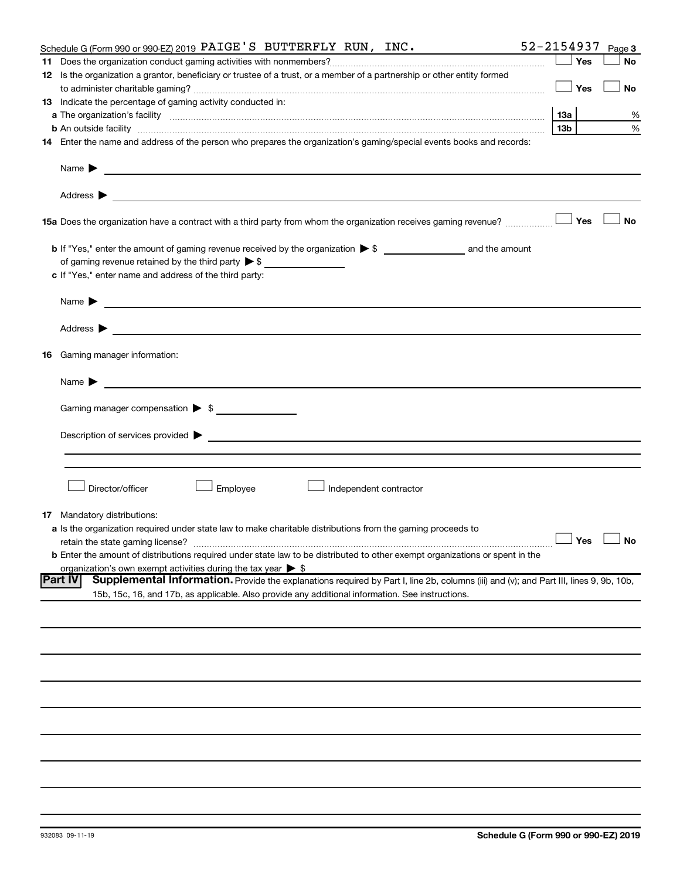Schedule G (Form 990 or 990-EZ) 2019 PAIGE'S BUTTERFLY RUN, INC. 52-2154937 Page 3

**11** Does the organization conduct gaming activities with nonmembers? ☐ Yes ☐ No

**12** Is the organization a grantor, beneficiary or trustee of a trust, or a member of a partnership or other entity formed to administer charitable gaming? ☐ Yes ☐ No

**13** Indicate the percentage of gaming activity conducted in:

**a** The organization's facility — **13a** %

**b** An outside facility — **13b** %

**14** Enter the name and address of the person who prepares the organization's gaming/special events books and records:

Name ▶

Address ▶

**15a** Does the organization have a contract with a third party from whom the organization receives gaming revenue? ☐ Yes ☐ No

**b** If "Yes," enter the amount of gaming revenue received by the organization ▶ $ ______ and the amount of gaming revenue retained by the third party ▶ $ ______

**c** If "Yes," enter name and address of the third party:

Name ▶

Address ▶

**16** Gaming manager information:

Name ▶

Gaming manager compensation ▶ $

Description of services provided ▶

☐ Director/officer ☐ Employee ☐ Independent contractor

**17** Mandatory distributions:

**a** Is the organization required under state law to make charitable distributions from the gaming proceeds to retain the state gaming license? ☐ Yes ☐ No

**b** Enter the amount of distributions required under state law to be distributed to other exempt organizations or spent in the organization's own exempt activities during the tax year ▶ $

## Part IV Supplemental Information.

Provide the explanations required by Part I, line 2b, columns (iii) and (v); and Part III, lines 9, 9b, 10b, 15b, 15c, 16, and 17b, as applicable. Also provide any additional information. See instructions.

932083 09-11-19 **Schedule G (Form 990 or 990-EZ) 2019**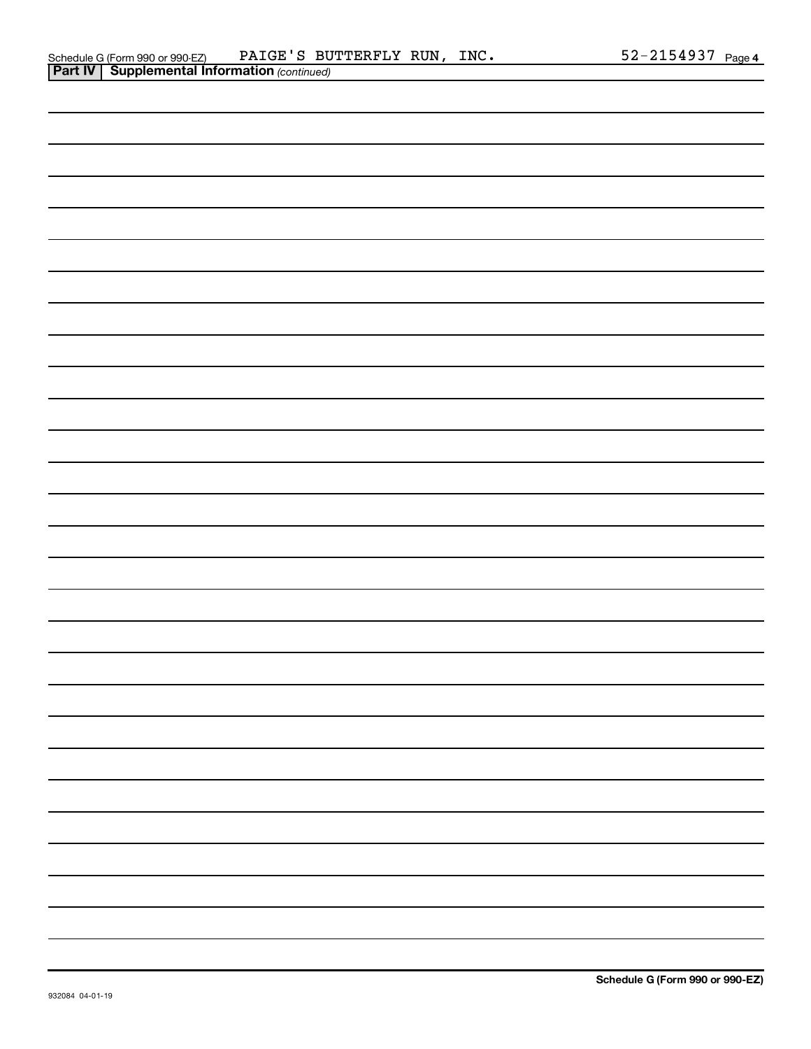Schedule G (Form 990 or 990-EZ) PAIGE'S BUTTERFLY RUN, INC. 52-2154937 Page 4

**Part IV | Supplemental Information** *(continued)*

**Schedule G (Form 990 or 990-EZ)**

932084 04-01-19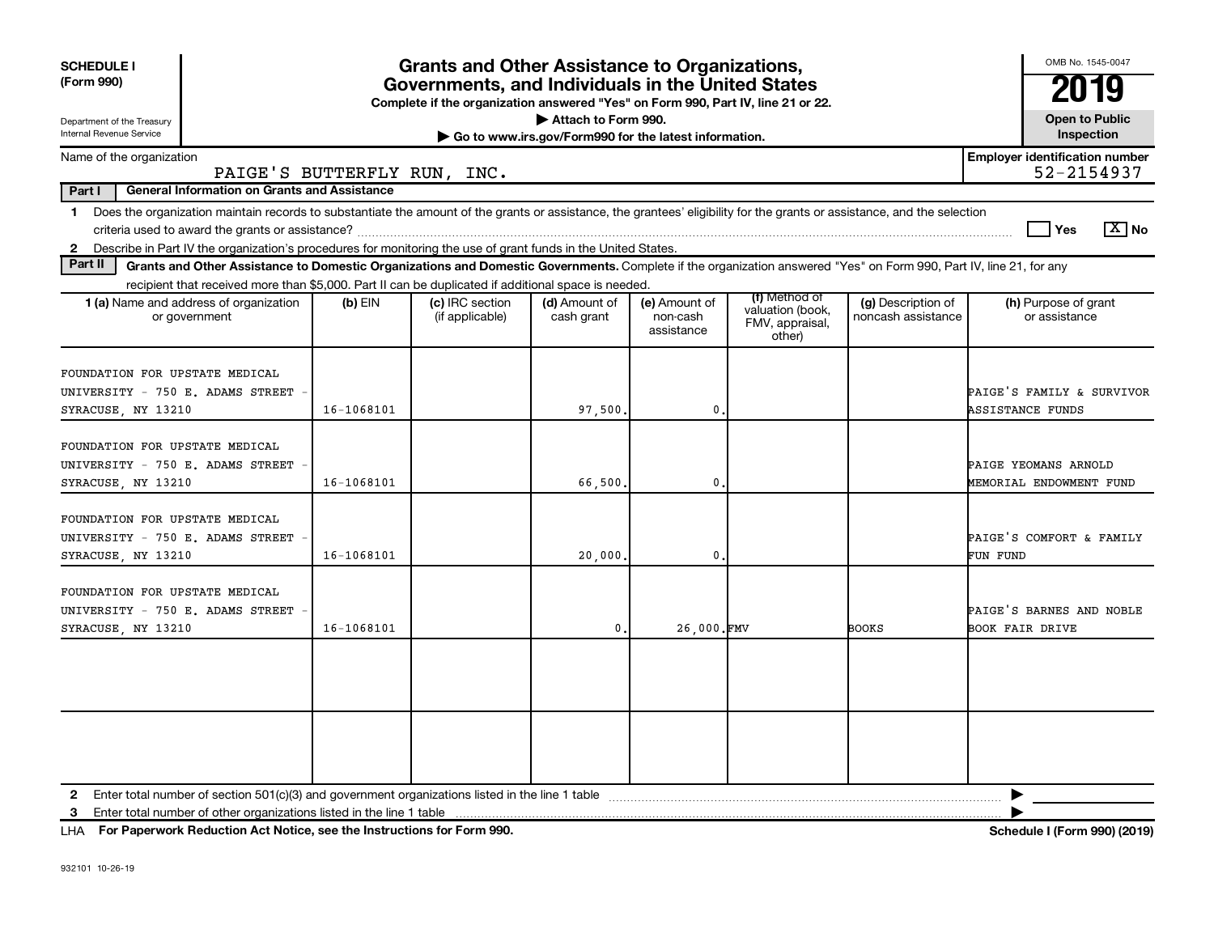**SCHEDULE I**
**(Form 990)**

Department of the Treasury
Internal Revenue Service

# Grants and Other Assistance to Organizations, Governments, and Individuals in the United States

**Complete if the organization answered "Yes" on Form 990, Part IV, line 21 or 22.**
**▶ Attach to Form 990.**
**▶ Go to www.irs.gov/Form990 for the latest information.**

OMB No. 1545-0047
**2019**
**Open to Public Inspection**

Name of the organization: PAIGE'S BUTTERFLY RUN, INC.
**Employer identification number**: 52-2154937

**Part I** **General Information on Grants and Assistance**

1 Does the organization maintain records to substantiate the amount of the grants or assistance, the grantees' eligibility for the grants or assistance, and the selection criteria used to award the grants or assistance? ☐ Yes ☒ No

2 Describe in Part IV the organization's procedures for monitoring the use of grant funds in the United States.

**Part II** **Grants and Other Assistance to Domestic Organizations and Domestic Governments.** Complete if the organization answered "Yes" on Form 990, Part IV, line 21, for any recipient that received more than $5,000. Part II can be duplicated if additional space is needed.

| 1 (a) Name and address of organization or government | (b) EIN | (c) IRC section (if applicable) | (d) Amount of cash grant | (e) Amount of non-cash assistance | (f) Method of valuation (book, FMV, appraisal, other) | (g) Description of noncash assistance | (h) Purpose of grant or assistance |
|---|---|---|---|---|---|---|---|
| FOUNDATION FOR UPSTATE MEDICAL UNIVERSITY - 750 E. ADAMS STREET - SYRACUSE, NY 13210 | 16-1068101 | | 97,500. | 0. | | | PAIGE'S FAMILY & SURVIVOR ASSISTANCE FUNDS |
| FOUNDATION FOR UPSTATE MEDICAL UNIVERSITY - 750 E. ADAMS STREET - SYRACUSE, NY 13210 | 16-1068101 | | 66,500. | 0. | | | PAIGE YEOMANS ARNOLD MEMORIAL ENDOWMENT FUND |
| FOUNDATION FOR UPSTATE MEDICAL UNIVERSITY - 750 E. ADAMS STREET - SYRACUSE, NY 13210 | 16-1068101 | | 20,000. | 0. | | | PAIGE'S COMFORT & FAMILY FUN FUND |
| FOUNDATION FOR UPSTATE MEDICAL UNIVERSITY - 750 E. ADAMS STREET - SYRACUSE, NY 13210 | 16-1068101 | | 0. | 26,000. | FMV | BOOKS | PAIGE'S BARNES AND NOBLE BOOK FAIR DRIVE |
| | | | | | | | |
| | | | | | | | |

2 Enter total number of section 501(c)(3) and government organizations listed in the line 1 table ▶

3 Enter total number of other organizations listed in the line 1 table ▶

LHA **For Paperwork Reduction Act Notice, see the Instructions for Form 990.** **Schedule I (Form 990) (2019)**

932101 10-26-19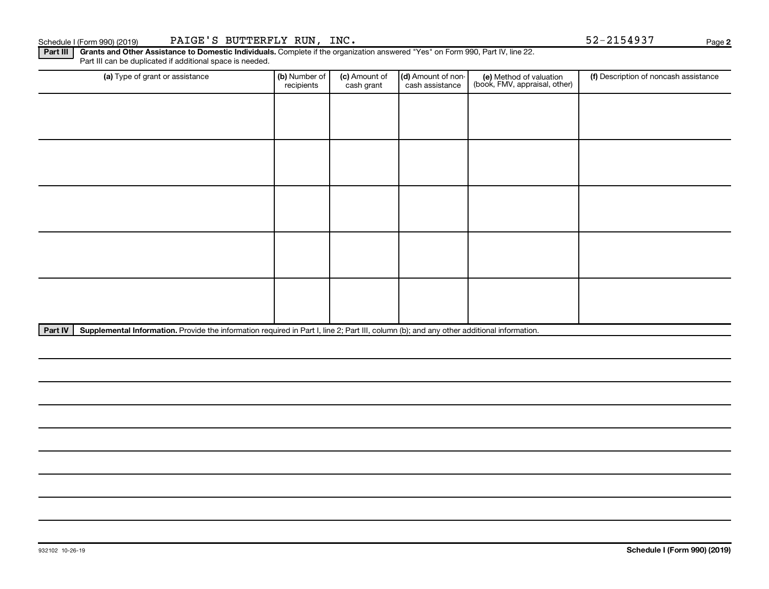Schedule I (Form 990) (2019) PAIGE'S BUTTERFLY RUN, INC. 52-2154937 Page 2

**Part III** **Grants and Other Assistance to Domestic Individuals.** Complete if the organization answered "Yes" on Form 990, Part IV, line 22. Part III can be duplicated if additional space is needed.

| (a) Type of grant or assistance | (b) Number of recipients | (c) Amount of cash grant | (d) Amount of non-cash assistance | (e) Method of valuation (book, FMV, appraisal, other) | (f) Description of noncash assistance |
|---|---|---|---|---|---|
| | | | | | |
| | | | | | |
| | | | | | |
| | | | | | |
| | | | | | |

**Part IV** **Supplemental Information.** Provide the information required in Part I, line 2; Part III, column (b); and any other additional information.

932102 10-26-19 **Schedule I (Form 990) (2019)**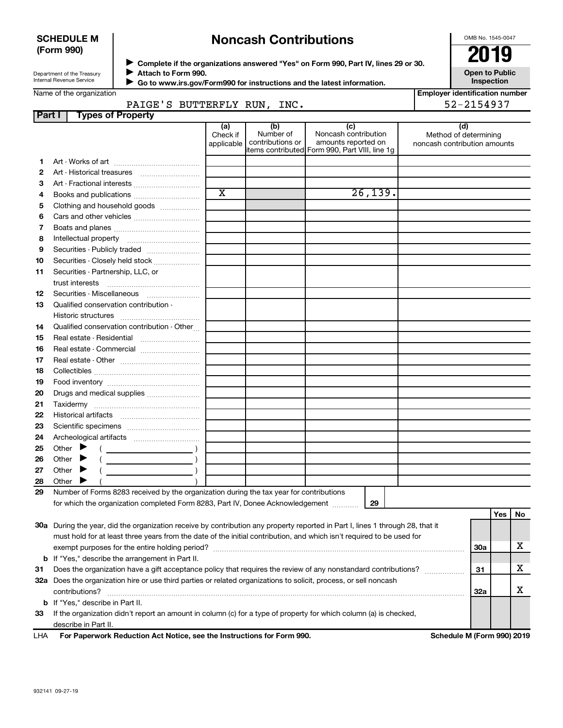**SCHEDULE M (Form 990)**

Department of the Treasury
Internal Revenue Service

# Noncash Contributions

▶ Complete if the organizations answered "Yes" on Form 990, Part IV, lines 29 or 30.
▶ Attach to Form 990.
▶ Go to www.irs.gov/Form990 for instructions and the latest information.

OMB No. 1545-0047

**2019**

**Open to Public Inspection**

Name of the organization: PAIGE'S BUTTERFLY RUN, INC.

Employer identification number: 52-2154937

**Part I Types of Property**

| | | (a) Check if applicable | (b) Number of contributions or items contributed | (c) Noncash contribution amounts reported on Form 990, Part VIII, line 1g | (d) Method of determining noncash contribution amounts |
|---|---|---|---|---|---|
| 1 | Art - Works of art | | | | |
| 2 | Art - Historical treasures | | | | |
| 3 | Art - Fractional interests | | | | |
| 4 | Books and publications | X | | 26,139. | |
| 5 | Clothing and household goods | | | | |
| 6 | Cars and other vehicles | | | | |
| 7 | Boats and planes | | | | |
| 8 | Intellectual property | | | | |
| 9 | Securities - Publicly traded | | | | |
| 10 | Securities - Closely held stock | | | | |
| 11 | Securities - Partnership, LLC, or trust interests | | | | |
| 12 | Securities - Miscellaneous | | | | |
| 13 | Qualified conservation contribution - Historic structures | | | | |
| 14 | Qualified conservation contribution - Other | | | | |
| 15 | Real estate - Residential | | | | |
| 16 | Real estate - Commercial | | | | |
| 17 | Real estate - Other | | | | |
| 18 | Collectibles | | | | |
| 19 | Food inventory | | | | |
| 20 | Drugs and medical supplies | | | | |
| 21 | Taxidermy | | | | |
| 22 | Historical artifacts | | | | |
| 23 | Scientific specimens | | | | |
| 24 | Archeological artifacts | | | | |
| 25 | Other ▶ ( ) | | | | |
| 26 | Other ▶ ( ) | | | | |
| 27 | Other ▶ ( ) | | | | |
| 28 | Other ▶ ( ) | | | | |

**29** Number of Forms 8283 received by the organization during the tax year for contributions for which the organization completed Form 8283, Part IV, Donee Acknowledgement ..... **29**

| | | | Yes | No |
|---|---|---|---|---|
| **30a** | During the year, did the organization receive by contribution any property reported in Part I, lines 1 through 28, that it must hold for at least three years from the date of the initial contribution, and which isn't required to be used for exempt purposes for the entire holding period? | 30a | | X |
| **b** | If "Yes," describe the arrangement in Part II. | | | |
| **31** | Does the organization have a gift acceptance policy that requires the review of any nonstandard contributions? | 31 | | X |
| **32a** | Does the organization hire or use third parties or related organizations to solicit, process, or sell noncash contributions? | 32a | | X |
| **b** | If "Yes," describe in Part II. | | | |
| **33** | If the organization didn't report an amount in column (c) for a type of property for which column (a) is checked, describe in Part II. | | | |

LHA **For Paperwork Reduction Act Notice, see the Instructions for Form 990.** **Schedule M (Form 990) 2019**

932141 09-27-19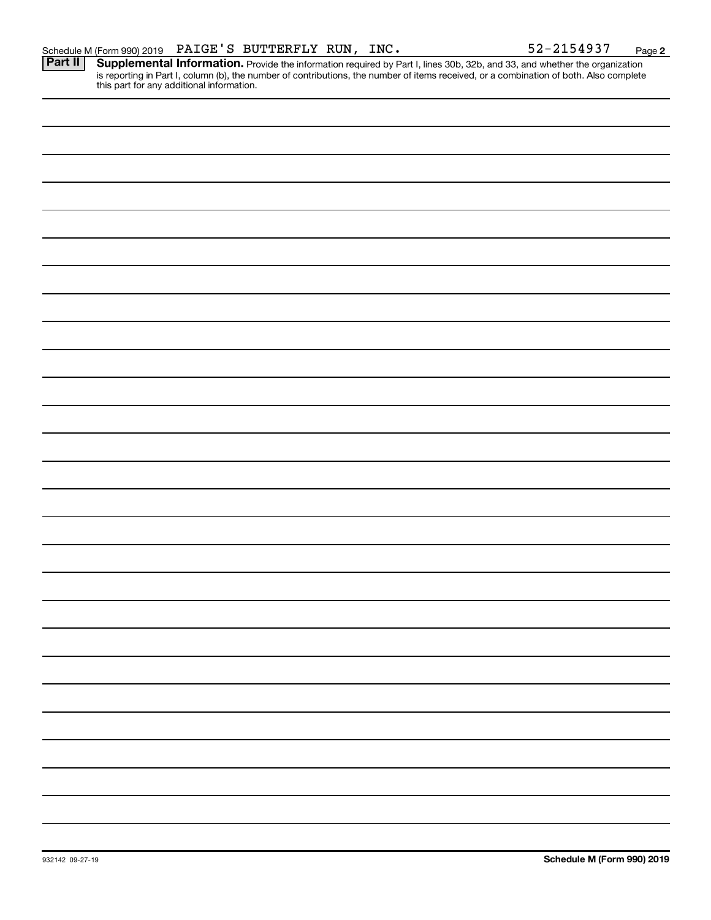Schedule M (Form 990) 2019 PAIGE'S BUTTERFLY RUN, INC. 52-2154937

**Part II** **Supplemental Information.** Provide the information required by Part I, lines 30b, 32b, and 33, and whether the organization is reporting in Part I, column (b), the number of contributions, the number of items received, or a combination of both. Also complete this part for any additional information.

932142 09-27-19

**Schedule M (Form 990) 2019**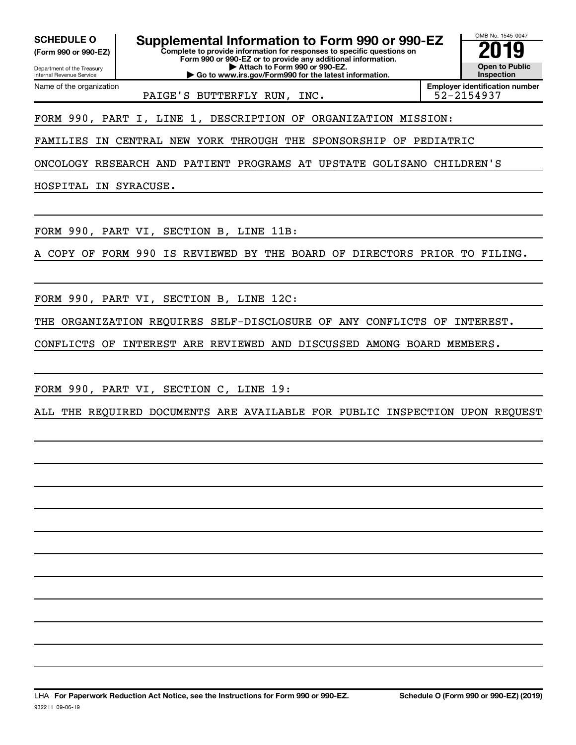**SCHEDULE O**
**(Form 990 or 990-EZ)**

Department of the Treasury
Internal Revenue Service

# Supplemental Information to Form 990 or 990-EZ

**Complete to provide information for responses to specific questions on Form 990 or 990-EZ or to provide any additional information.**
**▶ Attach to Form 990 or 990-EZ.**
**▶ Go to www.irs.gov/Form990 for the latest information.**

OMB No. 1545-0047

**2019**

**Open to Public Inspection**

Name of the organization: PAIGE'S BUTTERFLY RUN, INC.

**Employer identification number:** 52-2154937

FORM 990, PART I, LINE 1, DESCRIPTION OF ORGANIZATION MISSION:

FAMILIES IN CENTRAL NEW YORK THROUGH THE SPONSORSHIP OF PEDIATRIC ONCOLOGY RESEARCH AND PATIENT PROGRAMS AT UPSTATE GOLISANO CHILDREN'S HOSPITAL IN SYRACUSE.

FORM 990, PART VI, SECTION B, LINE 11B:

A COPY OF FORM 990 IS REVIEWED BY THE BOARD OF DIRECTORS PRIOR TO FILING.

FORM 990, PART VI, SECTION B, LINE 12C:

THE ORGANIZATION REQUIRES SELF-DISCLOSURE OF ANY CONFLICTS OF INTEREST. CONFLICTS OF INTEREST ARE REVIEWED AND DISCUSSED AMONG BOARD MEMBERS.

FORM 990, PART VI, SECTION C, LINE 19:

ALL THE REQUIRED DOCUMENTS ARE AVAILABLE FOR PUBLIC INSPECTION UPON REQUEST

LHA **For Paperwork Reduction Act Notice, see the Instructions for Form 990 or 990-EZ.** **Schedule O (Form 990 or 990-EZ) (2019)**

932211 09-06-19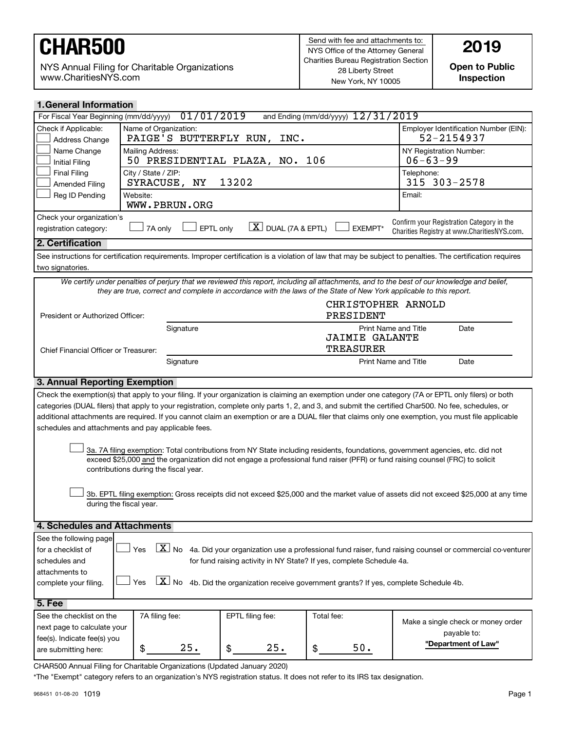# CHAR500

NYS Annual Filing for Charitable Organizations
www.CharitiesNYS.com

Send with fee and attachments to:
NYS Office of the Attorney General
Charities Bureau Registration Section
28 Liberty Street
New York, NY 10005

**2019**

**Open to Public Inspection**

## 1. General Information

For Fiscal Year Beginning (mm/dd/yyyy) 01/01/2019 and Ending (mm/dd/yyyy) 12/31/2019

| Check if Applicable: | | |
|---|---|---|
| ☐ Address Change | Name of Organization: PAIGE'S BUTTERFLY RUN, INC. | Employer Identification Number (EIN): 52-2154937 |
| ☐ Name Change<br>☐ Initial Filing | Mailing Address: 50 PRESIDENTIAL PLAZA, NO. 106 | NY Registration Number: 06-63-99 |
| ☐ Final Filing<br>☐ Amended Filing | City / State / ZIP: SYRACUSE, NY 13202 | Telephone: 315 303-2578 |
| ☐ Reg ID Pending | Website: WWW.PBRUN.ORG | Email: |

Check your organization's registration category: ☐ 7A only ☐ EPTL only [X] DUAL (7A & EPTL) ☐ EXEMPT*

Confirm your Registration Category in the Charities Registry at www.CharitiesNYS.com.

## 2. Certification

See instructions for certification requirements. Improper certification is a violation of law that may be subject to penalties. The certification requires two signatories.

*We certify under penalties of perjury that we reviewed this report, including all attachments, and to the best of our knowledge and belief, they are true, correct and complete in accordance with the laws of the State of New York applicable to this report.*

| | Signature | Print Name and Title | Date |
|---|---|---|---|
| President or Authorized Officer: | | CHRISTOPHER ARNOLD PRESIDENT | |
| Chief Financial Officer or Treasurer: | | JAIMIE GALANTE TREASURER | |

## 3. Annual Reporting Exemption

Check the exemption(s) that apply to your filing. If your organization is claiming an exemption under one category (7A or EPTL only filers) or both categories (DUAL filers) that apply to your registration, complete only parts 1, 2, and 3, and submit the certified Char500. No fee, schedules, or additional attachments are required. If you cannot claim an exemption or are a DUAL filer that claims only one exemption, you must file applicable schedules and attachments and pay applicable fees.

☐ 3a. 7A filing exemption: Total contributions from NY State including residents, foundations, government agencies, etc. did not exceed $25,000 and the organization did not engage a professional fund raiser (PFR) or fund raising counsel (FRC) to solicit contributions during the fiscal year.

☐ 3b. EPTL filing exemption: Gross receipts did not exceed $25,000 and the market value of assets did not exceed $25,000 at any time during the fiscal year.

## 4. Schedules and Attachments

See the following page for a checklist of schedules and attachments to complete your filing.

☐ Yes [X] No 4a. Did your organization use a professional fund raiser, fund raising counsel or commercial co-venturer for fund raising activity in NY State? If yes, complete Schedule 4a.

☐ Yes [X] No 4b. Did the organization receive government grants? If yes, complete Schedule 4b.

## 5. Fee

| See the checklist on the next page to calculate your fee(s). Indicate fee(s) you are submitting here: | 7A filing fee: | EPTL filing fee: | Total fee: | Make a single check or money order payable to: |
|---|---|---|---|---|
| | $ 25. | $ 25. | $ 50. | **"Department of Law"** |

CHAR500 Annual Filing for Charitable Organizations (Updated January 2020)

*The "Exempt" category refers to an organization's NYS registration status. It does not refer to its IRS tax designation.

968451 01-08-20 1019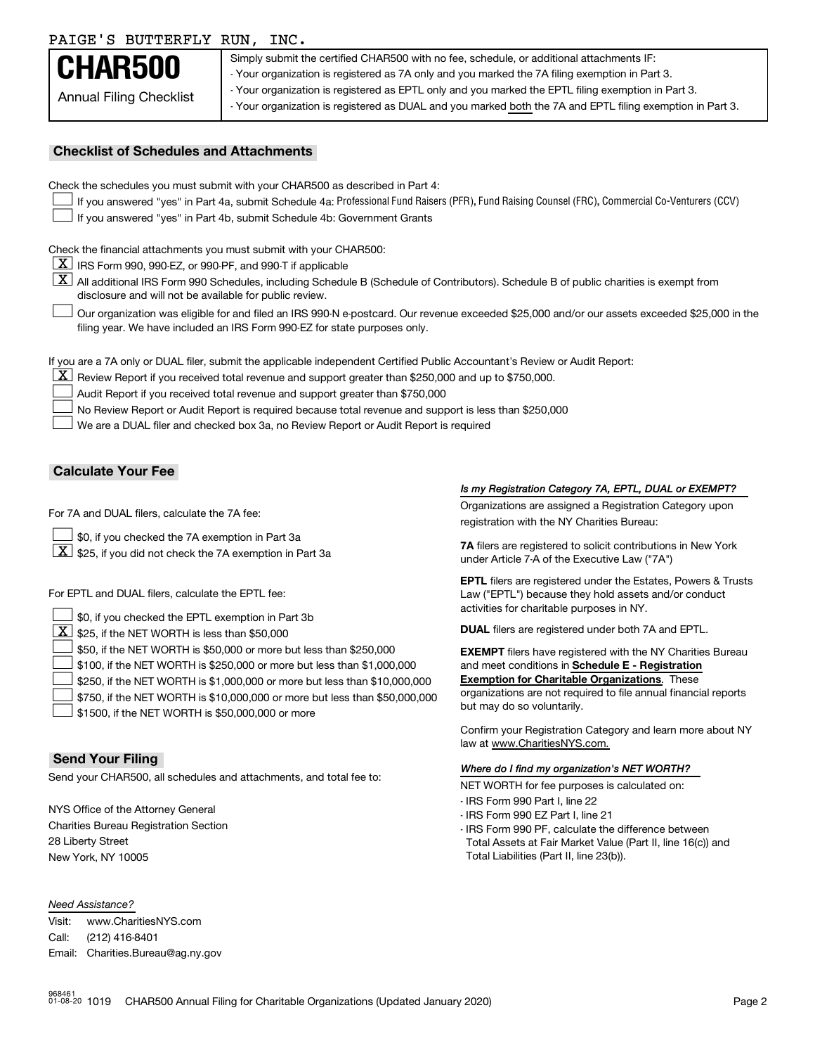PAIGE'S BUTTERFLY RUN, INC.

# CHAR500

Annual Filing Checklist

Simply submit the certified CHAR500 with no fee, schedule, or additional attachments IF:
- Your organization is registered as 7A only and you marked the 7A filing exemption in Part 3.
- Your organization is registered as EPTL only and you marked the EPTL filing exemption in Part 3.
- Your organization is registered as DUAL and you marked both the 7A and EPTL filing exemption in Part 3.

## Checklist of Schedules and Attachments

Check the schedules you must submit with your CHAR500 as described in Part 4:

- [ ] If you answered "yes" in Part 4a, submit Schedule 4a: Professional Fund Raisers (PFR), Fund Raising Counsel (FRC), Commercial Co-Venturers (CCV)
- [ ] If you answered "yes" in Part 4b, submit Schedule 4b: Government Grants

Check the financial attachments you must submit with your CHAR500:

- [X] IRS Form 990, 990-EZ, or 990-PF, and 990-T if applicable
- [X] All additional IRS Form 990 Schedules, including Schedule B (Schedule of Contributors). Schedule B of public charities is exempt from disclosure and will not be available for public review.
- [ ] Our organization was eligible for and filed an IRS 990-N e-postcard. Our revenue exceeded $25,000 and/or our assets exceeded $25,000 in the filing year. We have included an IRS Form 990-EZ for state purposes only.

If you are a 7A only or DUAL filer, submit the applicable independent Certified Public Accountant's Review or Audit Report:

- [X] Review Report if you received total revenue and support greater than $250,000 and up to $750,000.
- [ ] Audit Report if you received total revenue and support greater than $750,000
- [ ] No Review Report or Audit Report is required because total revenue and support is less than $250,000
- [ ] We are a DUAL filer and checked box 3a, no Review Report or Audit Report is required

## Calculate Your Fee

For 7A and DUAL filers, calculate the 7A fee:

- [ ] $0, if you checked the 7A exemption in Part 3a
- [X] $25, if you did not check the 7A exemption in Part 3a

For EPTL and DUAL filers, calculate the EPTL fee:

- [ ] $0, if you checked the EPTL exemption in Part 3b
- [X] $25, if the NET WORTH is less than $50,000
- [ ] $50, if the NET WORTH is $50,000 or more but less than $250,000
- [ ] $100, if the NET WORTH is $250,000 or more but less than $1,000,000
- [ ] $250, if the NET WORTH is $1,000,000 or more but less than $10,000,000
- [ ] $750, if the NET WORTH is $10,000,000 or more but less than $50,000,000
- [ ] $1500, if the NET WORTH is $50,000,000 or more

## Send Your Filing

Send your CHAR500, all schedules and attachments, and total fee to:

NYS Office of the Attorney General
Charities Bureau Registration Section
28 Liberty Street
New York, NY 10005

*Need Assistance?*

Visit: www.CharitiesNYS.com
Call: (212) 416-8401
Email: Charities.Bureau@ag.ny.gov

***Is my Registration Category 7A, EPTL, DUAL or EXEMPT?***

Organizations are assigned a Registration Category upon registration with the NY Charities Bureau:

**7A** filers are registered to solicit contributions in New York under Article 7-A of the Executive Law ("7A")

**EPTL** filers are registered under the Estates, Powers & Trusts Law ("EPTL") because they hold assets and/or conduct activities for charitable purposes in NY.

**DUAL** filers are registered under both 7A and EPTL.

**EXEMPT** filers have registered with the NY Charities Bureau and meet conditions in **Schedule E - Registration Exemption for Charitable Organizations**. These organizations are not required to file annual financial reports but may do so voluntarily.

Confirm your Registration Category and learn more about NY law at www.CharitiesNYS.com.

***Where do I find my organization's NET WORTH?***

NET WORTH for fee purposes is calculated on:
- IRS Form 990 Part I, line 22
- IRS Form 990 EZ Part I, line 21
- IRS Form 990 PF, calculate the difference between Total Assets at Fair Market Value (Part II, line 16(c)) and Total Liabilities (Part II, line 23(b)).

968461 01-08-20 1019 CHAR500 Annual Filing for Charitable Organizations (Updated January 2020)